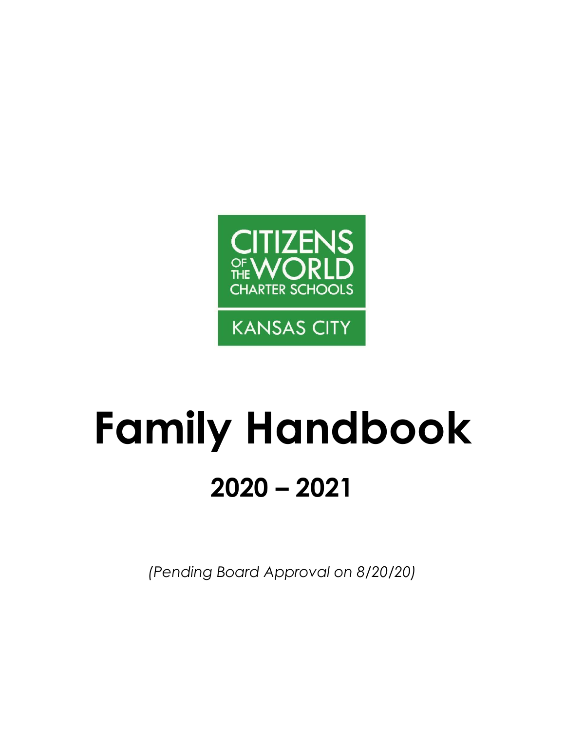CITIZENS OF THE WORLD CHARTER SCHOOLS

KANSAS CITY

# Family Handbook

## 2020 – 2021

*(Pending Board Approval on 8/20/20)*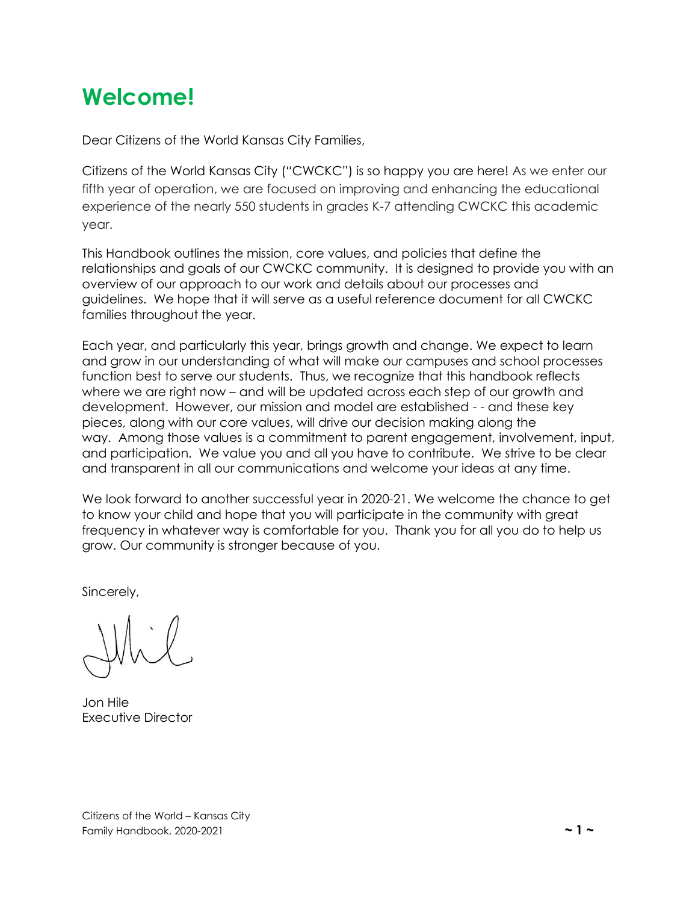# Welcome!

Dear Citizens of the World Kansas City Families,

Citizens of the World Kansas City ("CWCKC") is so happy you are here! As we enter our fifth year of operation, we are focused on improving and enhancing the educational experience of the nearly 550 students in grades K-7 attending CWCKC this academic year.

This Handbook outlines the mission, core values, and policies that define the relationships and goals of our CWCKC community. It is designed to provide you with an overview of our approach to our work and details about our processes and guidelines. We hope that it will serve as a useful reference document for all CWCKC families throughout the year.

Each year, and particularly this year, brings growth and change. We expect to learn and grow in our understanding of what will make our campuses and school processes function best to serve our students. Thus, we recognize that this handbook reflects where we are right now – and will be updated across each step of our growth and development. However, our mission and model are established - - and these key pieces, along with our core values, will drive our decision making along the way. Among those values is a commitment to parent engagement, involvement, input, and participation. We value you and all you have to contribute. We strive to be clear and transparent in all our communications and welcome your ideas at any time.

We look forward to another successful year in 2020-21. We welcome the chance to get to know your child and hope that you will participate in the community with great frequency in whatever way is comfortable for you. Thank you for all you do to help us grow. Our community is stronger because of you.

Sincerely,

Jon Hile
Executive Director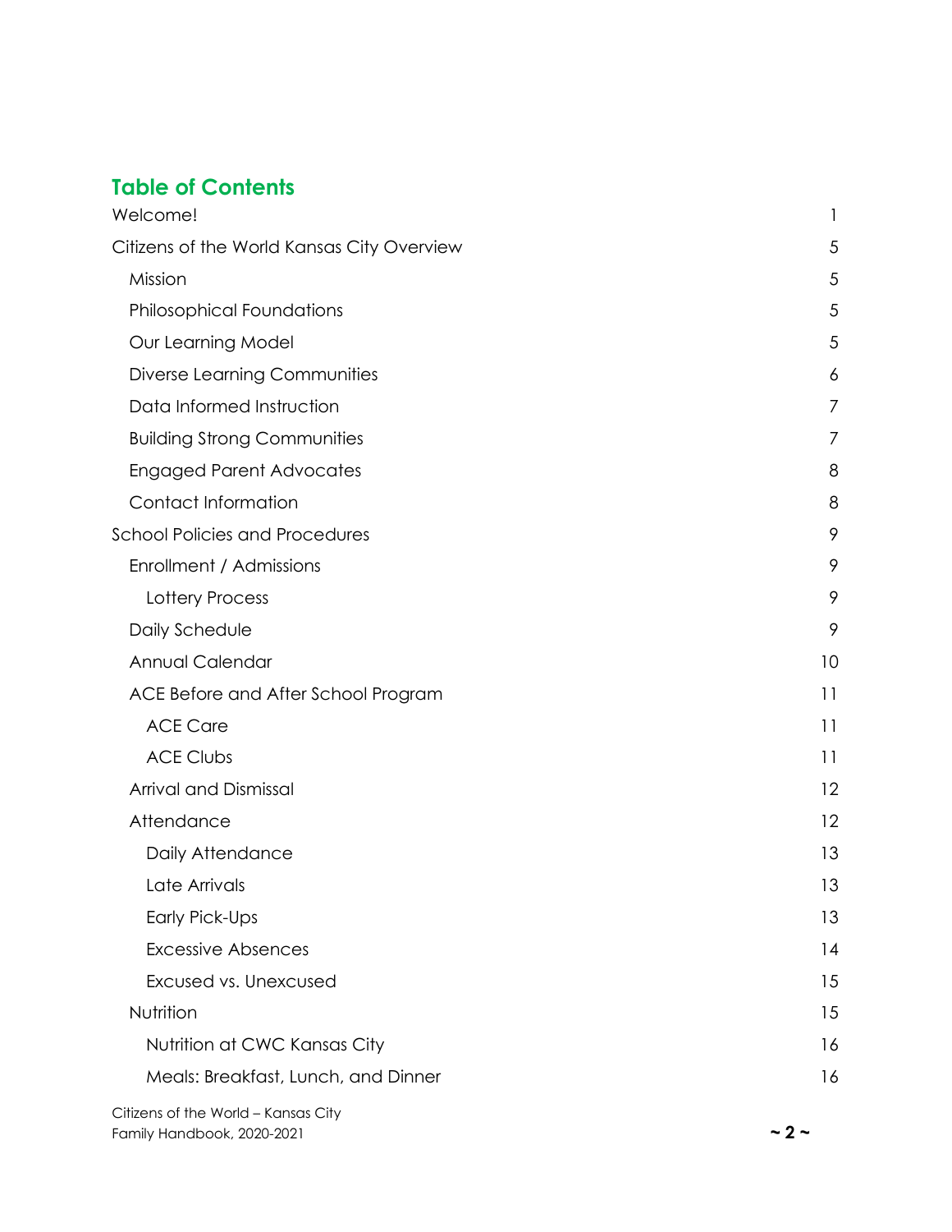## Table of Contents

| | |
|---|---|
| Welcome! | 1 |
| Citizens of the World Kansas City Overview | 5 |
| Mission | 5 |
| Philosophical Foundations | 5 |
| Our Learning Model | 5 |
| Diverse Learning Communities | 6 |
| Data Informed Instruction | 7 |
| Building Strong Communities | 7 |
| Engaged Parent Advocates | 8 |
| Contact Information | 8 |
| School Policies and Procedures | 9 |
| Enrollment / Admissions | 9 |
| Lottery Process | 9 |
| Daily Schedule | 9 |
| Annual Calendar | 10 |
| ACE Before and After School Program | 11 |
| ACE Care | 11 |
| ACE Clubs | 11 |
| Arrival and Dismissal | 12 |
| Attendance | 12 |
| Daily Attendance | 13 |
| Late Arrivals | 13 |
| Early Pick-Ups | 13 |
| Excessive Absences | 14 |
| Excused vs. Unexcused | 15 |
| Nutrition | 15 |
| Nutrition at CWC Kansas City | 16 |
| Meals: Breakfast, Lunch, and Dinner | 16 |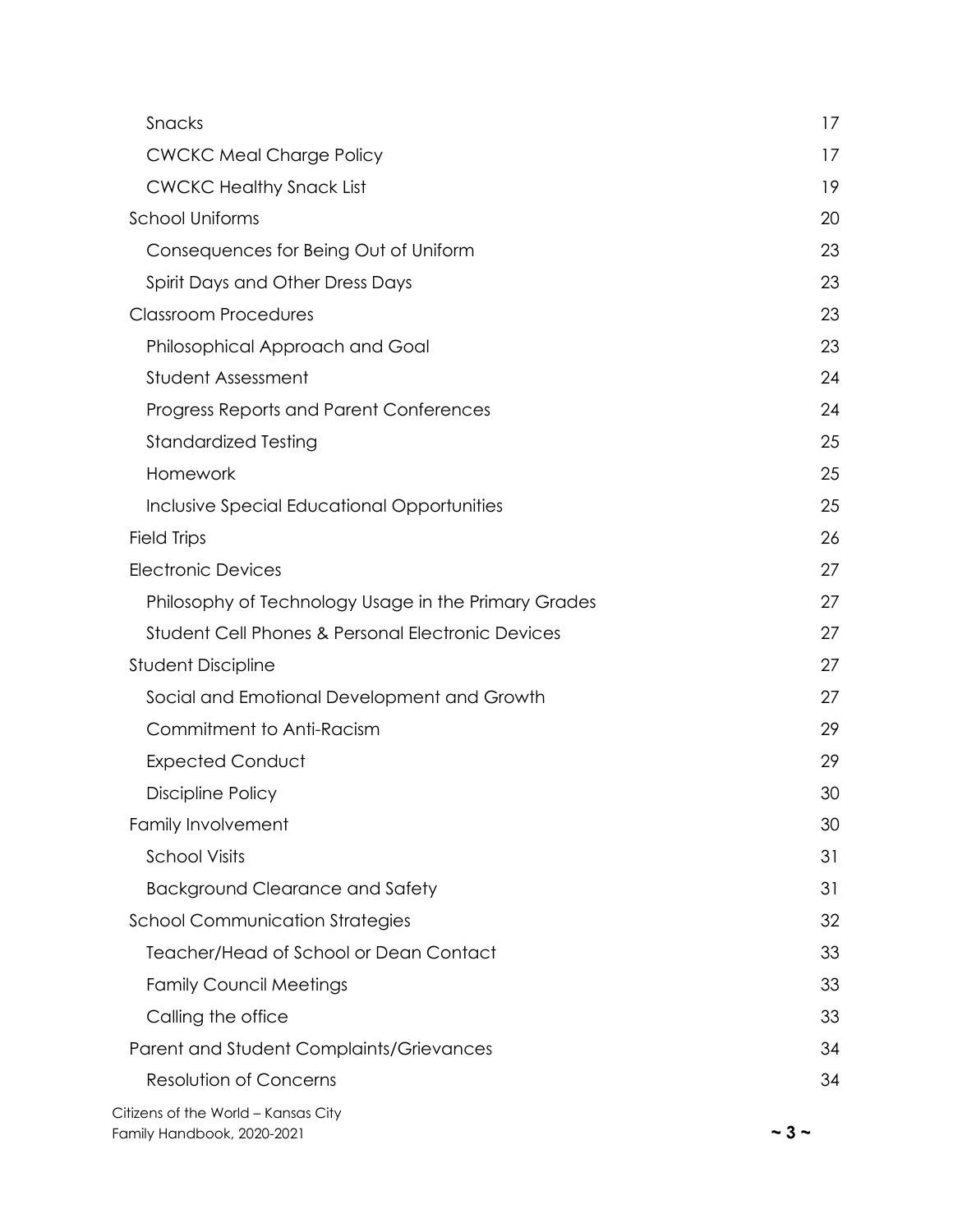- Snacks 17
  - CWCKC Meal Charge Policy 17
  - CWCKC Healthy Snack List 19
- School Uniforms 20
  - Consequences for Being Out of Uniform 23
  - Spirit Days and Other Dress Days 23
- Classroom Procedures 23
  - Philosophical Approach and Goal 23
  - Student Assessment 24
  - Progress Reports and Parent Conferences 24
  - Standardized Testing 25
  - Homework 25
  - Inclusive Special Educational Opportunities 25
- Field Trips 26
- Electronic Devices 27
  - Philosophy of Technology Usage in the Primary Grades 27
  - Student Cell Phones & Personal Electronic Devices 27
- Student Discipline 27
  - Social and Emotional Development and Growth 27
  - Commitment to Anti-Racism 29
  - Expected Conduct 29
  - Discipline Policy 30
- Family Involvement 30
  - School Visits 31
  - Background Clearance and Safety 31
- School Communication Strategies 32
  - Teacher/Head of School or Dean Contact 33
  - Family Council Meetings 33
  - Calling the office 33
- Parent and Student Complaints/Grievances 34
  - Resolution of Concerns 34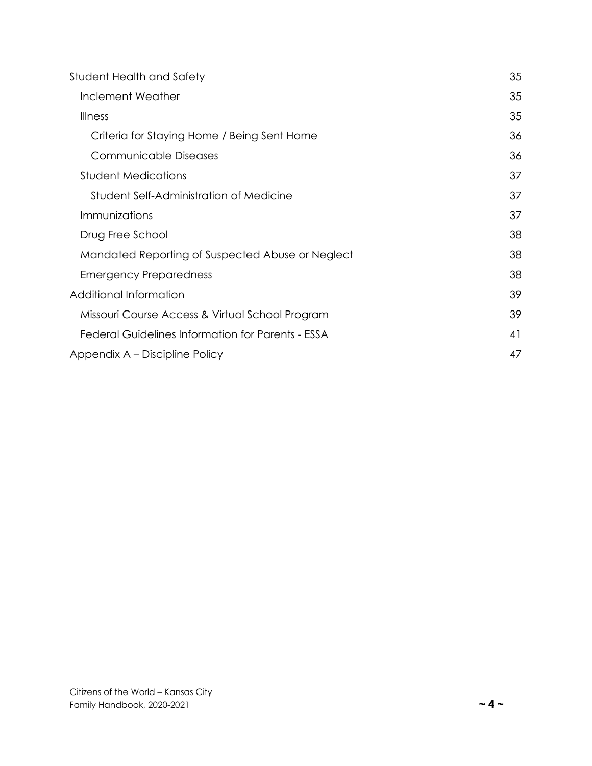- Student Health and Safety 35
  - Inclement Weather 35
  - Illness 35
    - Criteria for Staying Home / Being Sent Home 36
    - Communicable Diseases 36
  - Student Medications 37
    - Student Self-Administration of Medicine 37
  - Immunizations 37
  - Drug Free School 38
  - Mandated Reporting of Suspected Abuse or Neglect 38
  - Emergency Preparedness 38
- Additional Information 39
  - Missouri Course Access & Virtual School Program 39
  - Federal Guidelines Information for Parents - ESSA 41
- Appendix A – Discipline Policy 47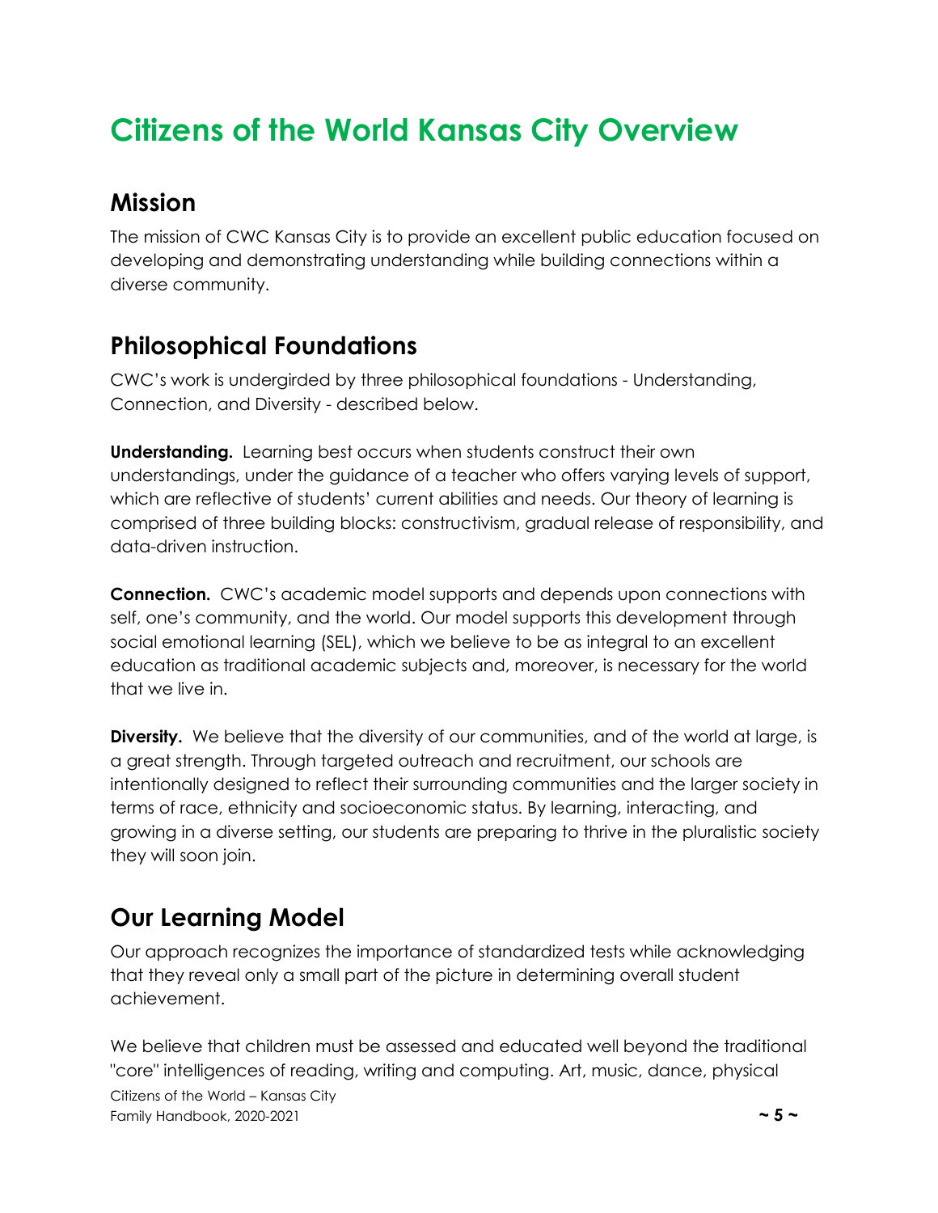# Citizens of the World Kansas City Overview

## Mission

The mission of CWC Kansas City is to provide an excellent public education focused on developing and demonstrating understanding while building connections within a diverse community.

## Philosophical Foundations

CWC's work is undergirded by three philosophical foundations - Understanding, Connection, and Diversity - described below.

**Understanding.** Learning best occurs when students construct their own understandings, under the guidance of a teacher who offers varying levels of support, which are reflective of students' current abilities and needs. Our theory of learning is comprised of three building blocks: constructivism, gradual release of responsibility, and data-driven instruction.

**Connection.** CWC's academic model supports and depends upon connections with self, one's community, and the world. Our model supports this development through social emotional learning (SEL), which we believe to be as integral to an excellent education as traditional academic subjects and, moreover, is necessary for the world that we live in.

**Diversity.** We believe that the diversity of our communities, and of the world at large, is a great strength. Through targeted outreach and recruitment, our schools are intentionally designed to reflect their surrounding communities and the larger society in terms of race, ethnicity and socioeconomic status. By learning, interacting, and growing in a diverse setting, our students are preparing to thrive in the pluralistic society they will soon join.

## Our Learning Model

Our approach recognizes the importance of standardized tests while acknowledging that they reveal only a small part of the picture in determining overall student achievement.

We believe that children must be assessed and educated well beyond the traditional "core" intelligences of reading, writing and computing. Art, music, dance, physical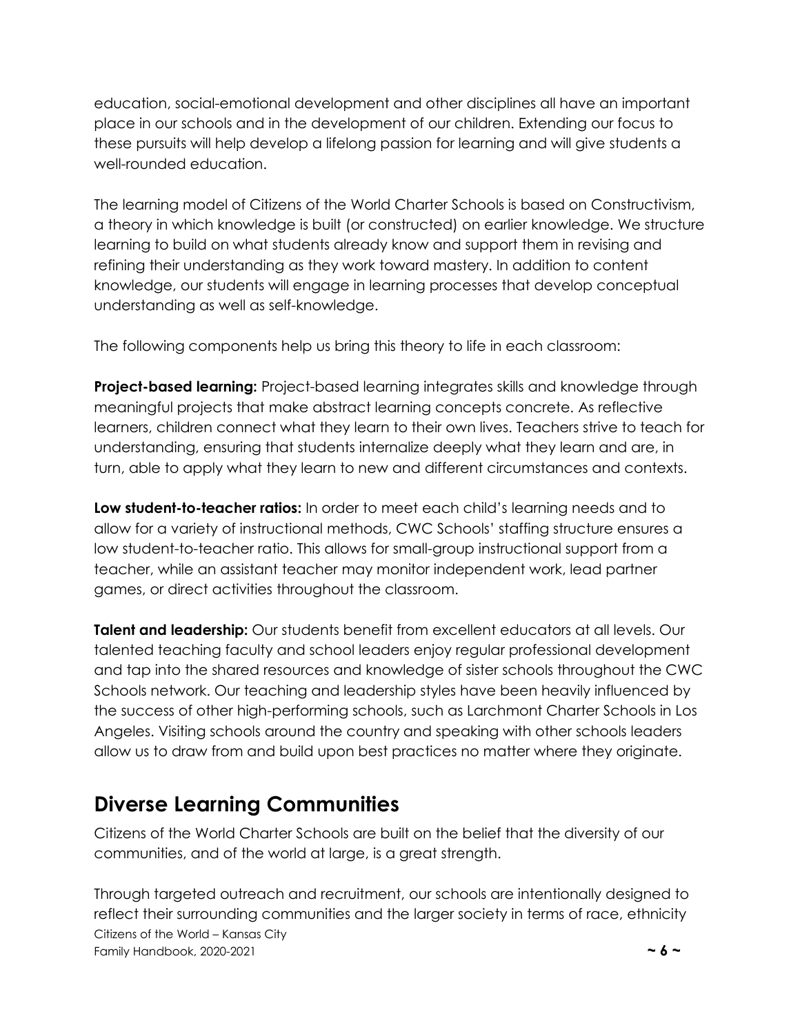education, social-emotional development and other disciplines all have an important place in our schools and in the development of our children. Extending our focus to these pursuits will help develop a lifelong passion for learning and will give students a well-rounded education.

The learning model of Citizens of the World Charter Schools is based on Constructivism, a theory in which knowledge is built (or constructed) on earlier knowledge. We structure learning to build on what students already know and support them in revising and refining their understanding as they work toward mastery. In addition to content knowledge, our students will engage in learning processes that develop conceptual understanding as well as self-knowledge.

The following components help us bring this theory to life in each classroom:

**Project-based learning:** Project-based learning integrates skills and knowledge through meaningful projects that make abstract learning concepts concrete. As reflective learners, children connect what they learn to their own lives. Teachers strive to teach for understanding, ensuring that students internalize deeply what they learn and are, in turn, able to apply what they learn to new and different circumstances and contexts.

**Low student-to-teacher ratios:** In order to meet each child's learning needs and to allow for a variety of instructional methods, CWC Schools' staffing structure ensures a low student-to-teacher ratio. This allows for small-group instructional support from a teacher, while an assistant teacher may monitor independent work, lead partner games, or direct activities throughout the classroom.

**Talent and leadership:** Our students benefit from excellent educators at all levels. Our talented teaching faculty and school leaders enjoy regular professional development and tap into the shared resources and knowledge of sister schools throughout the CWC Schools network. Our teaching and leadership styles have been heavily influenced by the success of other high-performing schools, such as Larchmont Charter Schools in Los Angeles. Visiting schools around the country and speaking with other schools leaders allow us to draw from and build upon best practices no matter where they originate.

## Diverse Learning Communities

Citizens of the World Charter Schools are built on the belief that the diversity of our communities, and of the world at large, is a great strength.

Through targeted outreach and recruitment, our schools are intentionally designed to reflect their surrounding communities and the larger society in terms of race, ethnicity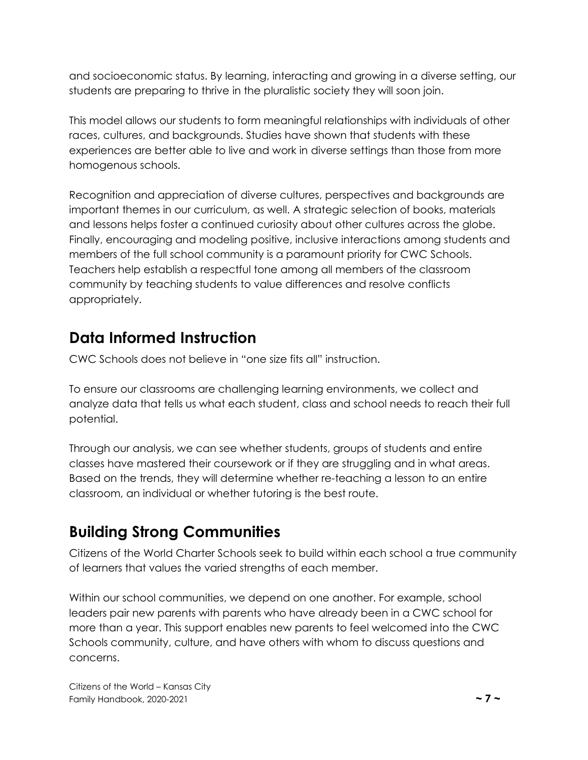and socioeconomic status. By learning, interacting and growing in a diverse setting, our students are preparing to thrive in the pluralistic society they will soon join.

This model allows our students to form meaningful relationships with individuals of other races, cultures, and backgrounds. Studies have shown that students with these experiences are better able to live and work in diverse settings than those from more homogenous schools.

Recognition and appreciation of diverse cultures, perspectives and backgrounds are important themes in our curriculum, as well. A strategic selection of books, materials and lessons helps foster a continued curiosity about other cultures across the globe. Finally, encouraging and modeling positive, inclusive interactions among students and members of the full school community is a paramount priority for CWC Schools. Teachers help establish a respectful tone among all members of the classroom community by teaching students to value differences and resolve conflicts appropriately.

## Data Informed Instruction

CWC Schools does not believe in "one size fits all" instruction.

To ensure our classrooms are challenging learning environments, we collect and analyze data that tells us what each student, class and school needs to reach their full potential.

Through our analysis, we can see whether students, groups of students and entire classes have mastered their coursework or if they are struggling and in what areas. Based on the trends, they will determine whether re-teaching a lesson to an entire classroom, an individual or whether tutoring is the best route.

## Building Strong Communities

Citizens of the World Charter Schools seek to build within each school a true community of learners that values the varied strengths of each member.

Within our school communities, we depend on one another. For example, school leaders pair new parents with parents who have already been in a CWC school for more than a year. This support enables new parents to feel welcomed into the CWC Schools community, culture, and have others with whom to discuss questions and concerns.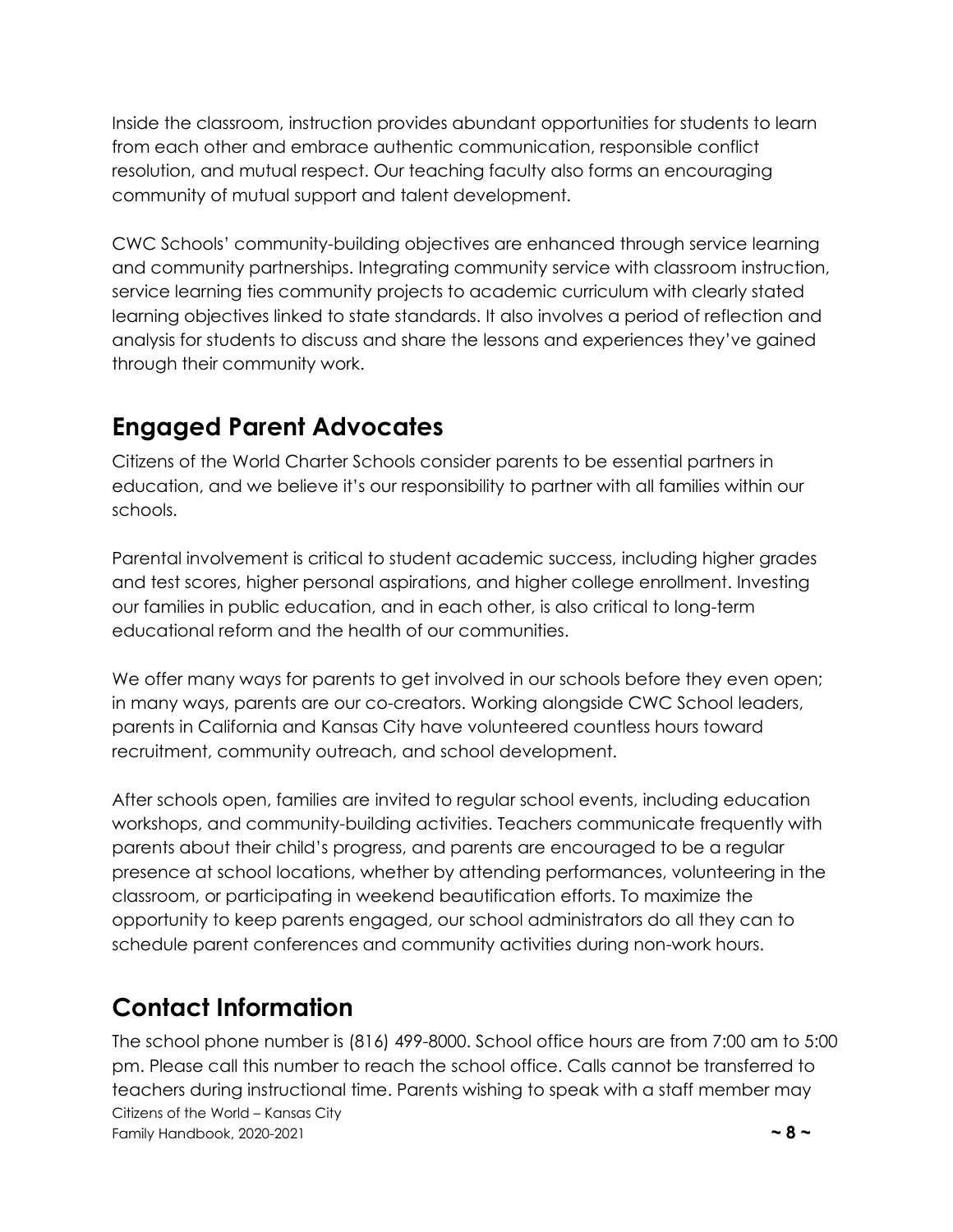Inside the classroom, instruction provides abundant opportunities for students to learn from each other and embrace authentic communication, responsible conflict resolution, and mutual respect. Our teaching faculty also forms an encouraging community of mutual support and talent development.

CWC Schools' community-building objectives are enhanced through service learning and community partnerships. Integrating community service with classroom instruction, service learning ties community projects to academic curriculum with clearly stated learning objectives linked to state standards. It also involves a period of reflection and analysis for students to discuss and share the lessons and experiences they've gained through their community work.

## Engaged Parent Advocates

Citizens of the World Charter Schools consider parents to be essential partners in education, and we believe it's our responsibility to partner with all families within our schools.

Parental involvement is critical to student academic success, including higher grades and test scores, higher personal aspirations, and higher college enrollment. Investing our families in public education, and in each other, is also critical to long-term educational reform and the health of our communities.

We offer many ways for parents to get involved in our schools before they even open; in many ways, parents are our co-creators. Working alongside CWC School leaders, parents in California and Kansas City have volunteered countless hours toward recruitment, community outreach, and school development.

After schools open, families are invited to regular school events, including education workshops, and community-building activities. Teachers communicate frequently with parents about their child's progress, and parents are encouraged to be a regular presence at school locations, whether by attending performances, volunteering in the classroom, or participating in weekend beautification efforts. To maximize the opportunity to keep parents engaged, our school administrators do all they can to schedule parent conferences and community activities during non-work hours.

## Contact Information

The school phone number is (816) 499-8000. School office hours are from 7:00 am to 5:00 pm. Please call this number to reach the school office. Calls cannot be transferred to teachers during instructional time. Parents wishing to speak with a staff member may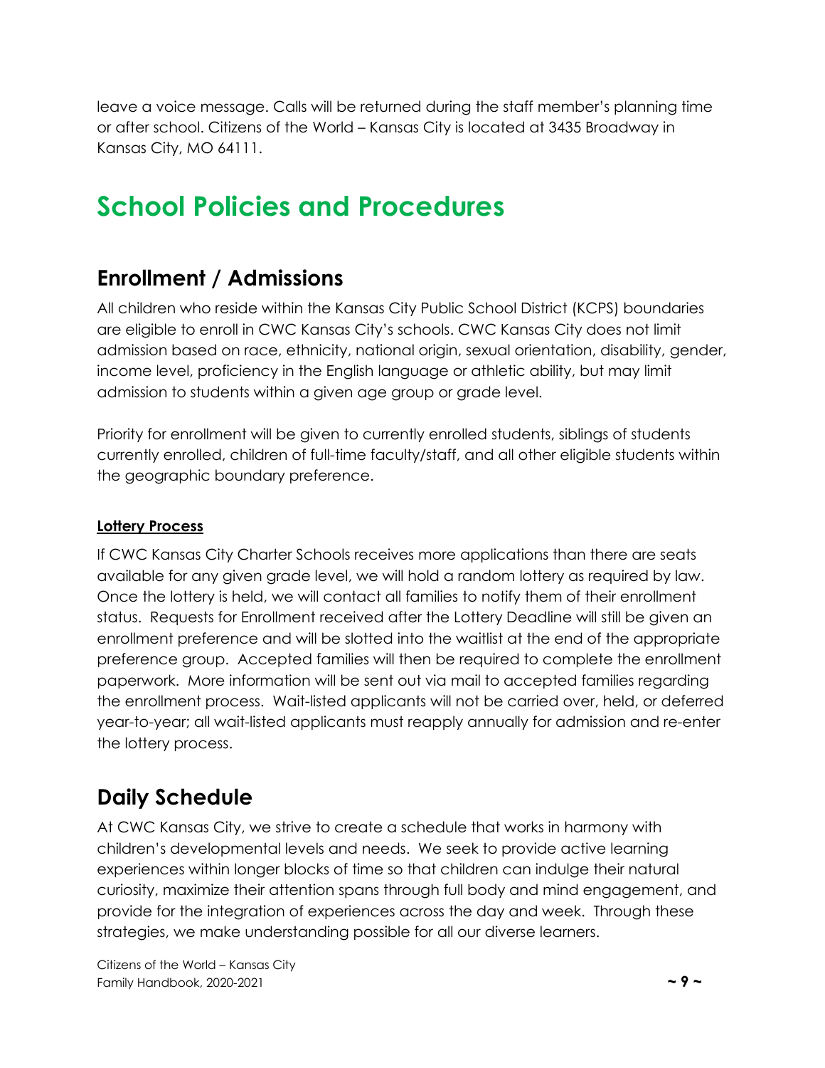leave a voice message. Calls will be returned during the staff member's planning time or after school. Citizens of the World – Kansas City is located at 3435 Broadway in Kansas City, MO 64111.

# School Policies and Procedures

## Enrollment / Admissions

All children who reside within the Kansas City Public School District (KCPS) boundaries are eligible to enroll in CWC Kansas City's schools. CWC Kansas City does not limit admission based on race, ethnicity, national origin, sexual orientation, disability, gender, income level, proficiency in the English language or athletic ability, but may limit admission to students within a given age group or grade level.

Priority for enrollment will be given to currently enrolled students, siblings of students currently enrolled, children of full-time faculty/staff, and all other eligible students within the geographic boundary preference.

### Lottery Process

If CWC Kansas City Charter Schools receives more applications than there are seats available for any given grade level, we will hold a random lottery as required by law. Once the lottery is held, we will contact all families to notify them of their enrollment status. Requests for Enrollment received after the Lottery Deadline will still be given an enrollment preference and will be slotted into the waitlist at the end of the appropriate preference group. Accepted families will then be required to complete the enrollment paperwork. More information will be sent out via mail to accepted families regarding the enrollment process. Wait-listed applicants will not be carried over, held, or deferred year-to-year; all wait-listed applicants must reapply annually for admission and re-enter the lottery process.

## Daily Schedule

At CWC Kansas City, we strive to create a schedule that works in harmony with children's developmental levels and needs. We seek to provide active learning experiences within longer blocks of time so that children can indulge their natural curiosity, maximize their attention spans through full body and mind engagement, and provide for the integration of experiences across the day and week. Through these strategies, we make understanding possible for all our diverse learners.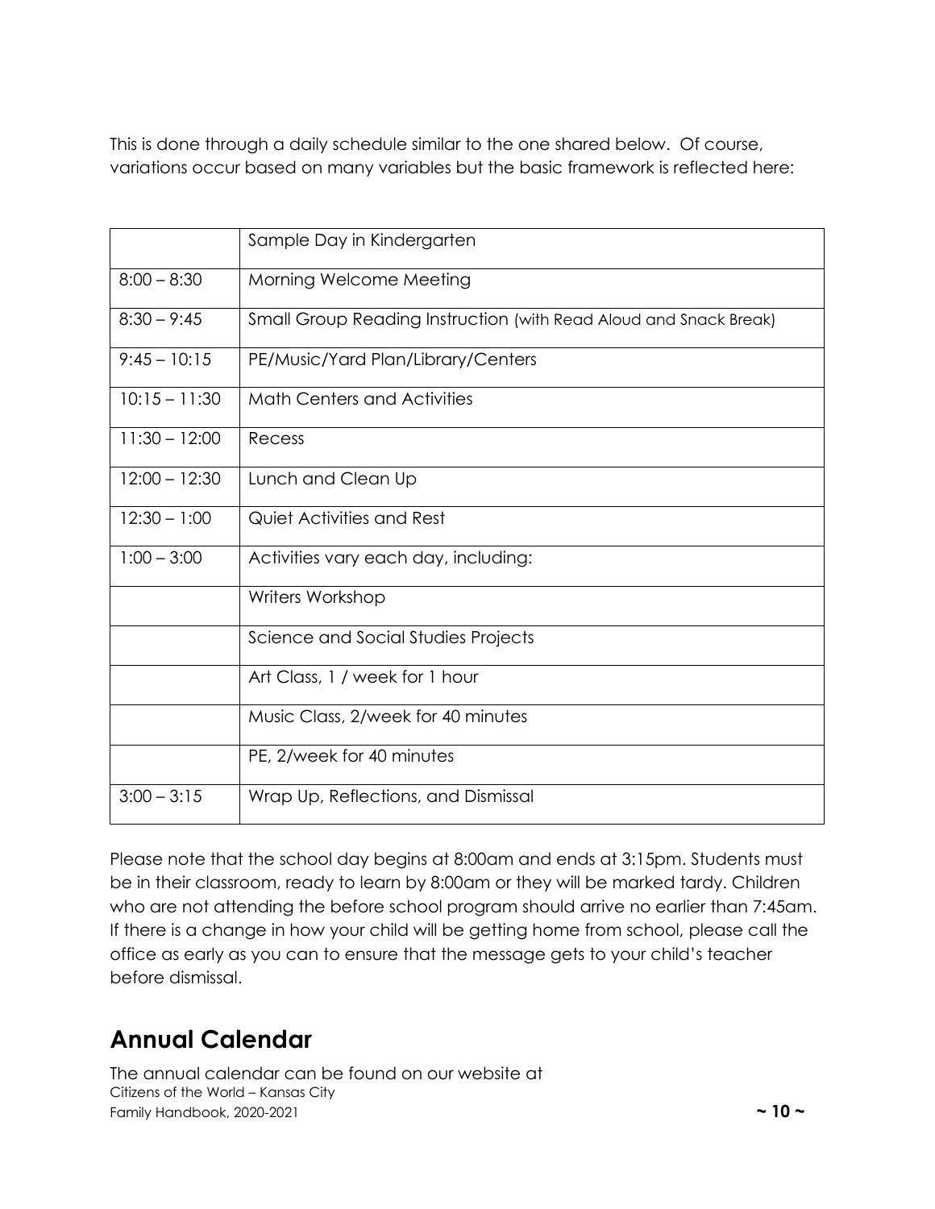This is done through a daily schedule similar to the one shared below. Of course, variations occur based on many variables but the basic framework is reflected here:

| | Sample Day in Kindergarten |
|---|---|
| 8:00 – 8:30 | Morning Welcome Meeting |
| 8:30 – 9:45 | Small Group Reading Instruction (with Read Aloud and Snack Break) |
| 9:45 – 10:15 | PE/Music/Yard Plan/Library/Centers |
| 10:15 – 11:30 | Math Centers and Activities |
| 11:30 – 12:00 | Recess |
| 12:00 – 12:30 | Lunch and Clean Up |
| 12:30 – 1:00 | Quiet Activities and Rest |
| 1:00 – 3:00 | Activities vary each day, including: |
| | Writers Workshop |
| | Science and Social Studies Projects |
| | Art Class, 1 / week for 1 hour |
| | Music Class, 2/week for 40 minutes |
| | PE, 2/week for 40 minutes |
| 3:00 – 3:15 | Wrap Up, Reflections, and Dismissal |

Please note that the school day begins at 8:00am and ends at 3:15pm. Students must be in their classroom, ready to learn by 8:00am or they will be marked tardy. Children who are not attending the before school program should arrive no earlier than 7:45am. If there is a change in how your child will be getting home from school, please call the office as early as you can to ensure that the message gets to your child's teacher before dismissal.

## Annual Calendar

The annual calendar can be found on our website at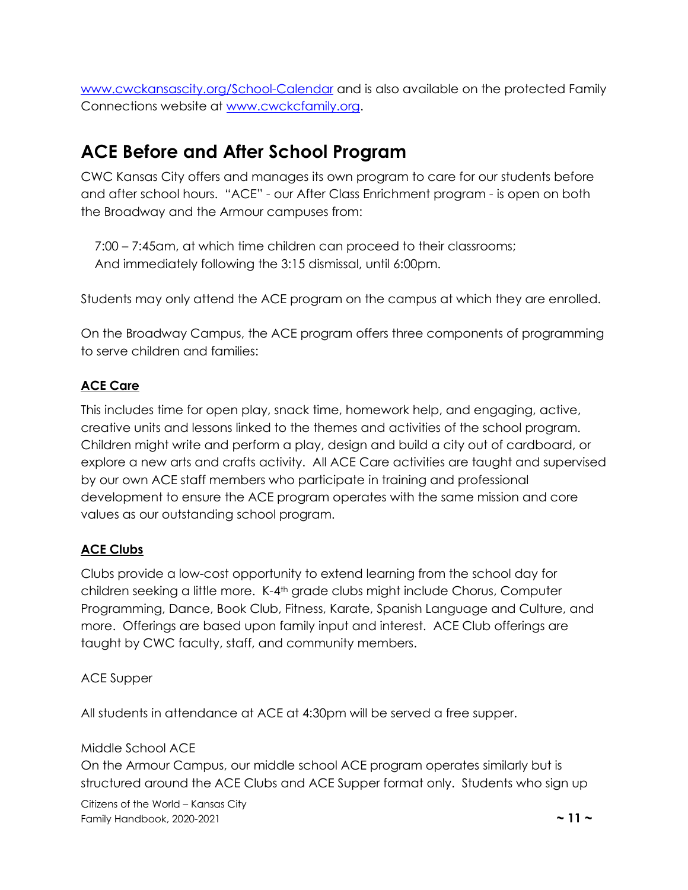[www.cwckansascity.org/School-Calendar](http://www.cwckansascity.org/School-Calendar) and is also available on the protected Family Connections website at [www.cwckcfamily.org](http://www.cwckcfamily.org).

## ACE Before and After School Program

CWC Kansas City offers and manages its own program to care for our students before and after school hours. "ACE" - our After Class Enrichment program - is open on both the Broadway and the Armour campuses from:

7:00 – 7:45am, at which time children can proceed to their classrooms;
And immediately following the 3:15 dismissal, until 6:00pm.

Students may only attend the ACE program on the campus at which they are enrolled.

On the Broadway Campus, the ACE program offers three components of programming to serve children and families:

**ACE Care**

This includes time for open play, snack time, homework help, and engaging, active, creative units and lessons linked to the themes and activities of the school program. Children might write and perform a play, design and build a city out of cardboard, or explore a new arts and crafts activity. All ACE Care activities are taught and supervised by our own ACE staff members who participate in training and professional development to ensure the ACE program operates with the same mission and core values as our outstanding school program.

**ACE Clubs**

Clubs provide a low-cost opportunity to extend learning from the school day for children seeking a little more. K-4th grade clubs might include Chorus, Computer Programming, Dance, Book Club, Fitness, Karate, Spanish Language and Culture, and more. Offerings are based upon family input and interest. ACE Club offerings are taught by CWC faculty, staff, and community members.

ACE Supper

All students in attendance at ACE at 4:30pm will be served a free supper.

Middle School ACE
On the Armour Campus, our middle school ACE program operates similarly but is structured around the ACE Clubs and ACE Supper format only. Students who sign up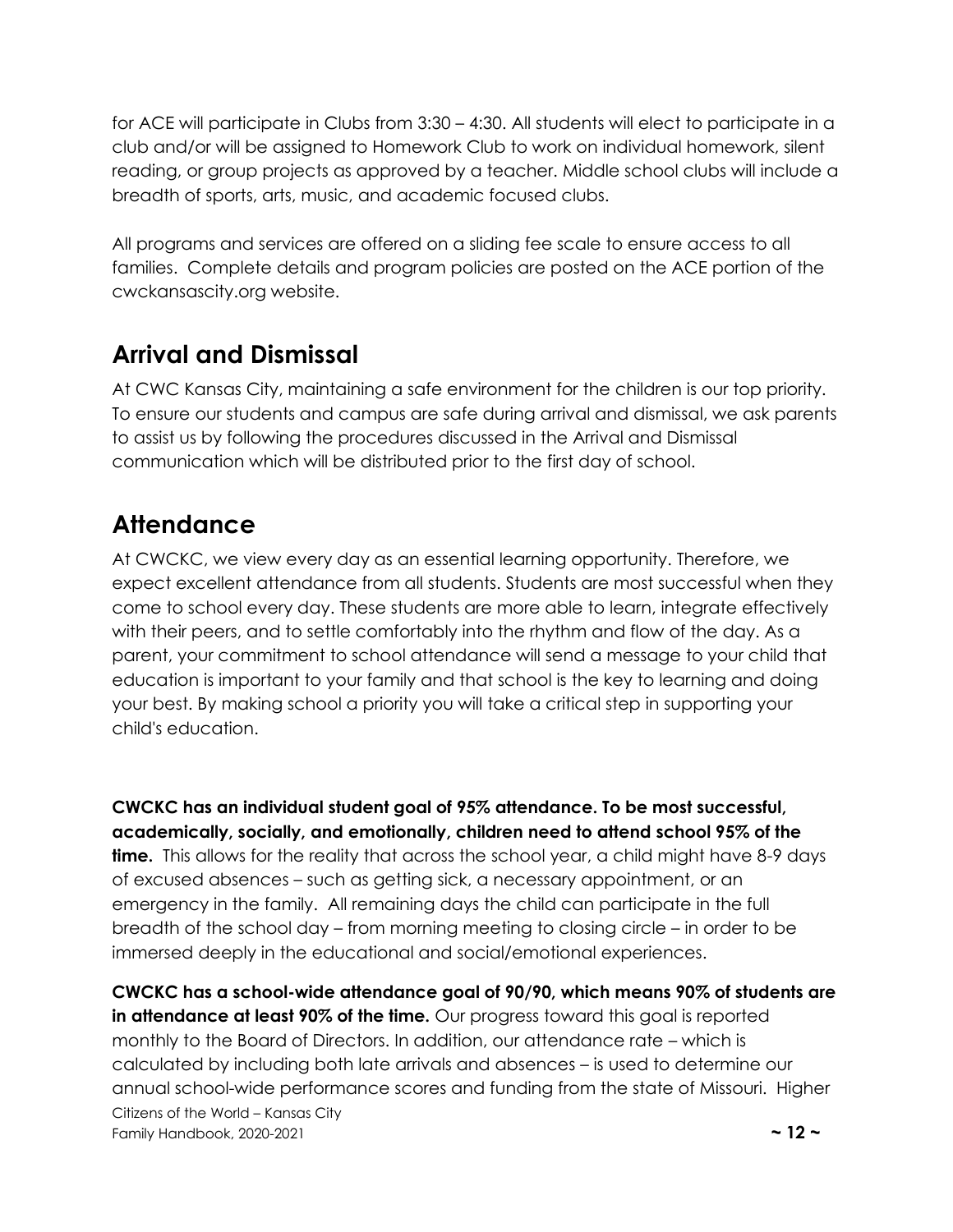for ACE will participate in Clubs from 3:30 – 4:30. All students will elect to participate in a club and/or will be assigned to Homework Club to work on individual homework, silent reading, or group projects as approved by a teacher. Middle school clubs will include a breadth of sports, arts, music, and academic focused clubs.

All programs and services are offered on a sliding fee scale to ensure access to all families. Complete details and program policies are posted on the ACE portion of the cwckansascity.org website.

## Arrival and Dismissal

At CWC Kansas City, maintaining a safe environment for the children is our top priority. To ensure our students and campus are safe during arrival and dismissal, we ask parents to assist us by following the procedures discussed in the Arrival and Dismissal communication which will be distributed prior to the first day of school.

## Attendance

At CWCKC, we view every day as an essential learning opportunity. Therefore, we expect excellent attendance from all students. Students are most successful when they come to school every day. These students are more able to learn, integrate effectively with their peers, and to settle comfortably into the rhythm and flow of the day. As a parent, your commitment to school attendance will send a message to your child that education is important to your family and that school is the key to learning and doing your best. By making school a priority you will take a critical step in supporting your child's education.

**CWCKC has an individual student goal of 95% attendance. To be most successful, academically, socially, and emotionally, children need to attend school 95% of the time.** This allows for the reality that across the school year, a child might have 8-9 days of excused absences – such as getting sick, a necessary appointment, or an emergency in the family. All remaining days the child can participate in the full breadth of the school day – from morning meeting to closing circle – in order to be immersed deeply in the educational and social/emotional experiences.

**CWCKC has a school-wide attendance goal of 90/90, which means 90% of students are in attendance at least 90% of the time.** Our progress toward this goal is reported monthly to the Board of Directors. In addition, our attendance rate – which is calculated by including both late arrivals and absences – is used to determine our annual school-wide performance scores and funding from the state of Missouri. Higher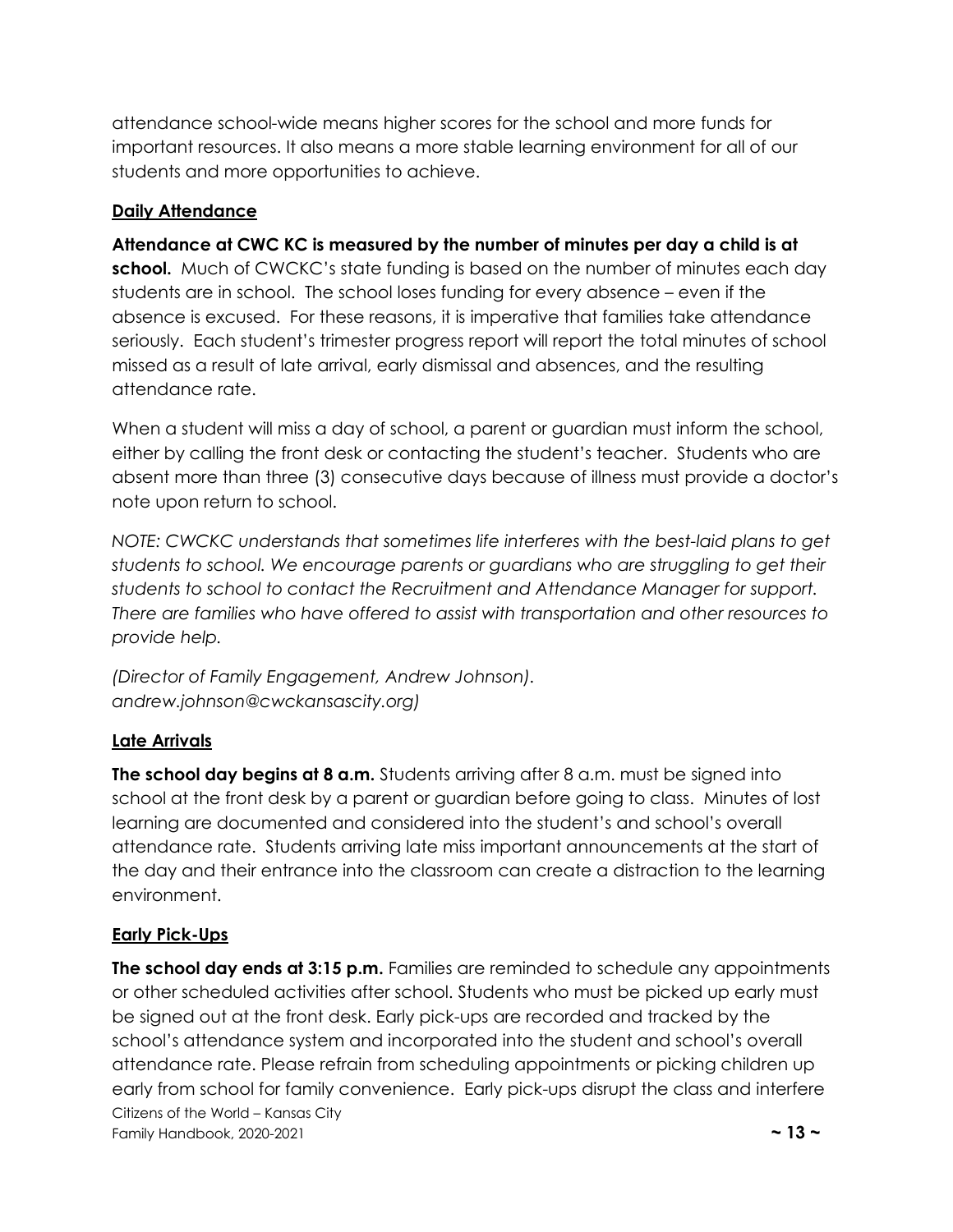attendance school-wide means higher scores for the school and more funds for important resources. It also means a more stable learning environment for all of our students and more opportunities to achieve.

## Daily Attendance

**Attendance at CWC KC is measured by the number of minutes per day a child is at school.** Much of CWCKC's state funding is based on the number of minutes each day students are in school. The school loses funding for every absence – even if the absence is excused. For these reasons, it is imperative that families take attendance seriously. Each student's trimester progress report will report the total minutes of school missed as a result of late arrival, early dismissal and absences, and the resulting attendance rate.

When a student will miss a day of school, a parent or guardian must inform the school, either by calling the front desk or contacting the student's teacher. Students who are absent more than three (3) consecutive days because of illness must provide a doctor's note upon return to school.

*NOTE: CWCKC understands that sometimes life interferes with the best-laid plans to get students to school. We encourage parents or guardians who are struggling to get their students to school to contact the Recruitment and Attendance Manager for support. There are families who have offered to assist with transportation and other resources to provide help.*

*(Director of Family Engagement, Andrew Johnson). andrew.johnson@cwckansascity.org)*

## Late Arrivals

**The school day begins at 8 a.m.** Students arriving after 8 a.m. must be signed into school at the front desk by a parent or guardian before going to class. Minutes of lost learning are documented and considered into the student's and school's overall attendance rate. Students arriving late miss important announcements at the start of the day and their entrance into the classroom can create a distraction to the learning environment.

## Early Pick-Ups

**The school day ends at 3:15 p.m.** Families are reminded to schedule any appointments or other scheduled activities after school. Students who must be picked up early must be signed out at the front desk. Early pick-ups are recorded and tracked by the school's attendance system and incorporated into the student and school's overall attendance rate. Please refrain from scheduling appointments or picking children up early from school for family convenience. Early pick-ups disrupt the class and interfere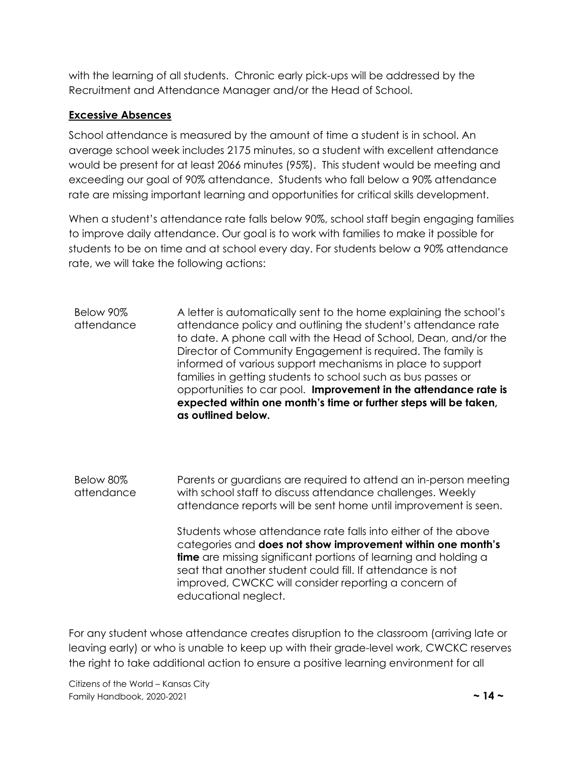with the learning of all students. Chronic early pick-ups will be addressed by the Recruitment and Attendance Manager and/or the Head of School.

### Excessive Absences

School attendance is measured by the amount of time a student is in school. An average school week includes 2175 minutes, so a student with excellent attendance would be present for at least 2066 minutes (95%). This student would be meeting and exceeding our goal of 90% attendance. Students who fall below a 90% attendance rate are missing important learning and opportunities for critical skills development.

When a student's attendance rate falls below 90%, school staff begin engaging families to improve daily attendance. Our goal is to work with families to make it possible for students to be on time and at school every day. For students below a 90% attendance rate, we will take the following actions:

| | |
|---|---|
| Below 90% attendance | A letter is automatically sent to the home explaining the school's attendance policy and outlining the student's attendance rate to date. A phone call with the Head of School, Dean, and/or the Director of Community Engagement is required. The family is informed of various support mechanisms in place to support families in getting students to school such as bus passes or opportunities to car pool. **Improvement in the attendance rate is expected within one month's time or further steps will be taken, as outlined below.** |
| Below 80% attendance | Parents or guardians are required to attend an in-person meeting with school staff to discuss attendance challenges. Weekly attendance reports will be sent home until improvement is seen.<br><br>Students whose attendance rate falls into either of the above categories and **does not show improvement within one month's time** are missing significant portions of learning and holding a seat that another student could fill. If attendance is not improved, CWCKC will consider reporting a concern of educational neglect. |

For any student whose attendance creates disruption to the classroom (arriving late or leaving early) or who is unable to keep up with their grade-level work, CWCKC reserves the right to take additional action to ensure a positive learning environment for all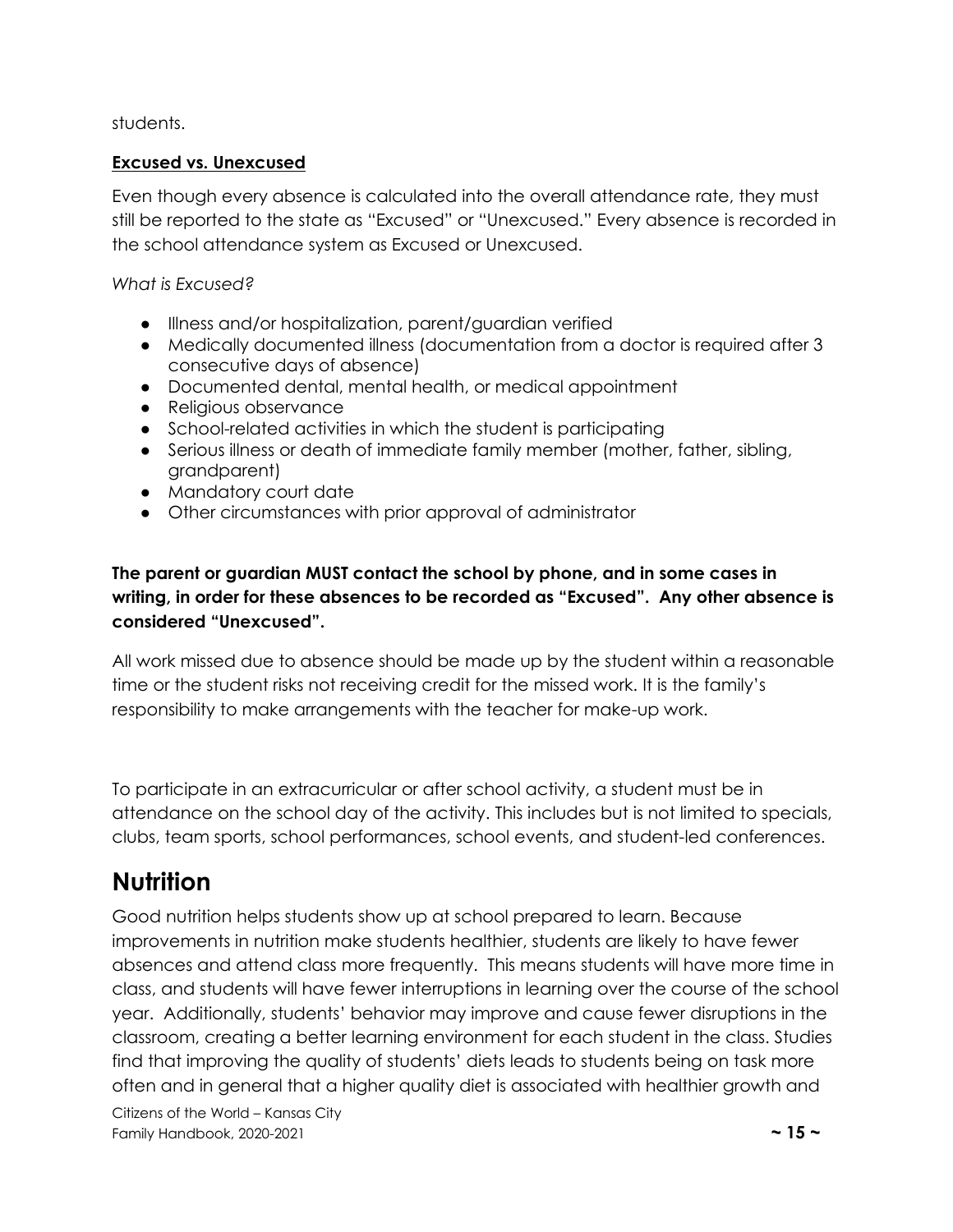students.

**Excused vs. Unexcused**

Even though every absence is calculated into the overall attendance rate, they must still be reported to the state as "Excused" or "Unexcused." Every absence is recorded in the school attendance system as Excused or Unexcused.

*What is Excused?*

- Illness and/or hospitalization, parent/guardian verified
- Medically documented illness (documentation from a doctor is required after 3 consecutive days of absence)
- Documented dental, mental health, or medical appointment
- Religious observance
- School-related activities in which the student is participating
- Serious illness or death of immediate family member (mother, father, sibling, grandparent)
- Mandatory court date
- Other circumstances with prior approval of administrator

**The parent or guardian MUST contact the school by phone, and in some cases in writing, in order for these absences to be recorded as "Excused". Any other absence is considered "Unexcused".**

All work missed due to absence should be made up by the student within a reasonable time or the student risks not receiving credit for the missed work. It is the family's responsibility to make arrangements with the teacher for make-up work.

To participate in an extracurricular or after school activity, a student must be in attendance on the school day of the activity. This includes but is not limited to specials, clubs, team sports, school performances, school events, and student-led conferences.

# Nutrition

Good nutrition helps students show up at school prepared to learn. Because improvements in nutrition make students healthier, students are likely to have fewer absences and attend class more frequently. This means students will have more time in class, and students will have fewer interruptions in learning over the course of the school year. Additionally, students' behavior may improve and cause fewer disruptions in the classroom, creating a better learning environment for each student in the class. Studies find that improving the quality of students' diets leads to students being on task more often and in general that a higher quality diet is associated with healthier growth and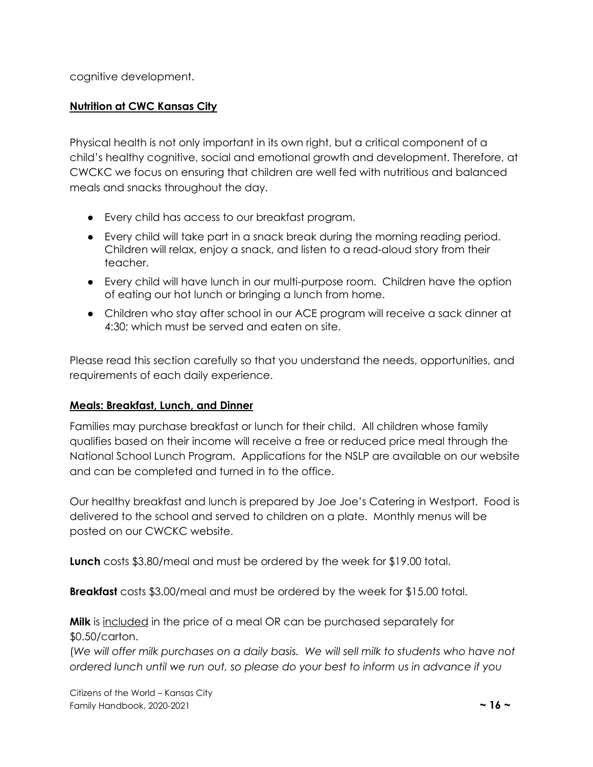cognitive development.

## Nutrition at CWC Kansas City

Physical health is not only important in its own right, but a critical component of a child's healthy cognitive, social and emotional growth and development. Therefore, at CWCKC we focus on ensuring that children are well fed with nutritious and balanced meals and snacks throughout the day.

- Every child has access to our breakfast program.
- Every child will take part in a snack break during the morning reading period. Children will relax, enjoy a snack, and listen to a read-aloud story from their teacher.
- Every child will have lunch in our multi-purpose room. Children have the option of eating our hot lunch or bringing a lunch from home.
- Children who stay after school in our ACE program will receive a sack dinner at 4:30; which must be served and eaten on site.

Please read this section carefully so that you understand the needs, opportunities, and requirements of each daily experience.

## Meals: Breakfast, Lunch, and Dinner

Families may purchase breakfast or lunch for their child. All children whose family qualifies based on their income will receive a free or reduced price meal through the National School Lunch Program. Applications for the NSLP are available on our website and can be completed and turned in to the office.

Our healthy breakfast and lunch is prepared by Joe Joe's Catering in Westport. Food is delivered to the school and served to children on a plate. Monthly menus will be posted on our CWCKC website.

**Lunch** costs $3.80/meal and must be ordered by the week for $19.00 total.

**Breakfast** costs $3.00/meal and must be ordered by the week for $15.00 total.

**Milk** is included in the price of a meal OR can be purchased separately for $0.50/carton.
*(We will offer milk purchases on a daily basis. We will sell milk to students who have not ordered lunch until we run out, so please do your best to inform us in advance if you*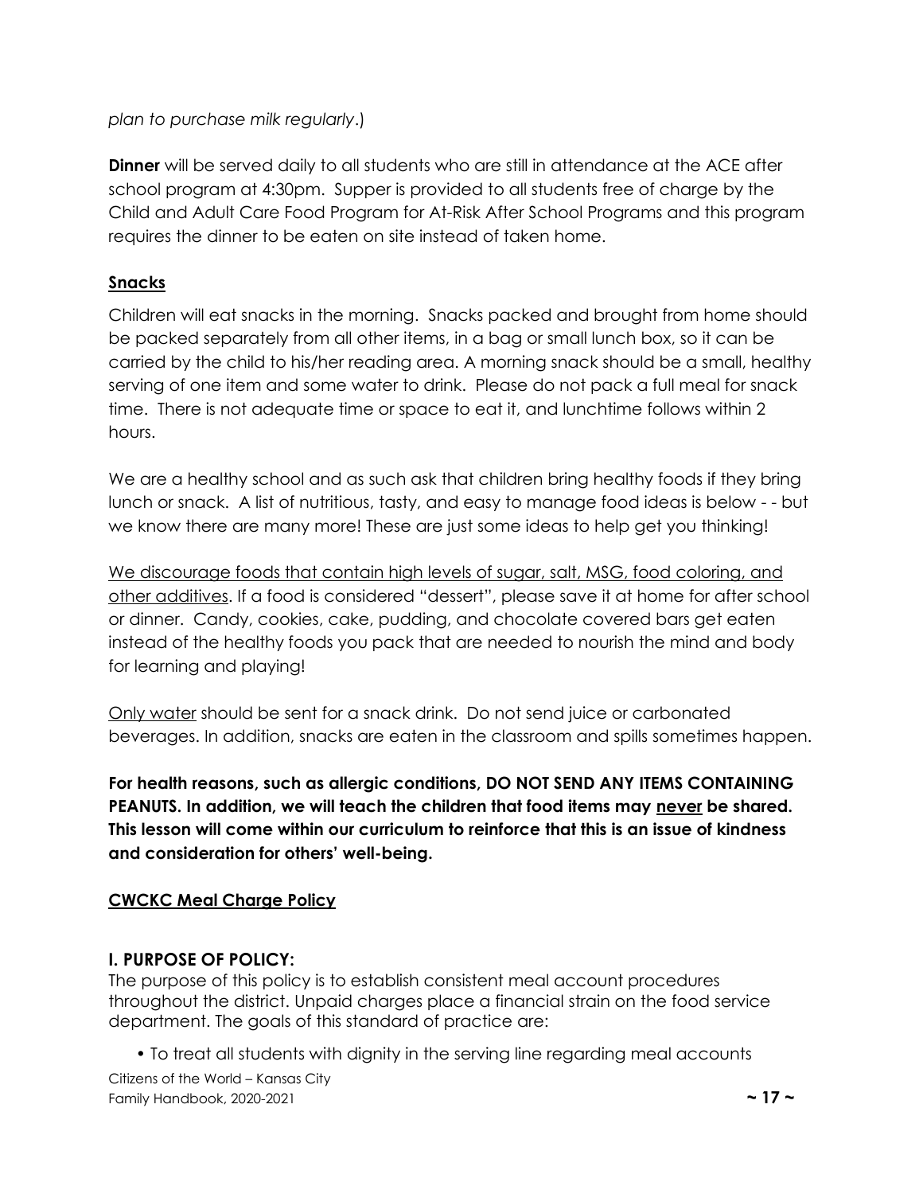*plan to purchase milk regularly*.)

**Dinner** will be served daily to all students who are still in attendance at the ACE after school program at 4:30pm. Supper is provided to all students free of charge by the Child and Adult Care Food Program for At-Risk After School Programs and this program requires the dinner to be eaten on site instead of taken home.

## Snacks

Children will eat snacks in the morning. Snacks packed and brought from home should be packed separately from all other items, in a bag or small lunch box, so it can be carried by the child to his/her reading area. A morning snack should be a small, healthy serving of one item and some water to drink. Please do not pack a full meal for snack time. There is not adequate time or space to eat it, and lunchtime follows within 2 hours.

We are a healthy school and as such ask that children bring healthy foods if they bring lunch or snack. A list of nutritious, tasty, and easy to manage food ideas is below - - but we know there are many more! These are just some ideas to help get you thinking!

<u>We discourage foods that contain high levels of sugar, salt, MSG, food coloring, and other additives</u>. If a food is considered "dessert", please save it at home for after school or dinner. Candy, cookies, cake, pudding, and chocolate covered bars get eaten instead of the healthy foods you pack that are needed to nourish the mind and body for learning and playing!

<u>Only water</u> should be sent for a snack drink. Do not send juice or carbonated beverages. In addition, snacks are eaten in the classroom and spills sometimes happen.

**For health reasons, such as allergic conditions, DO NOT SEND ANY ITEMS CONTAINING PEANUTS. In addition, we will teach the children that food items may <u>never</u> be shared. This lesson will come within our curriculum to reinforce that this is an issue of kindness and consideration for others' well-being.**

## CWCKC Meal Charge Policy

### I. PURPOSE OF POLICY:

The purpose of this policy is to establish consistent meal account procedures throughout the district. Unpaid charges place a financial strain on the food service department. The goals of this standard of practice are:

- To treat all students with dignity in the serving line regarding meal accounts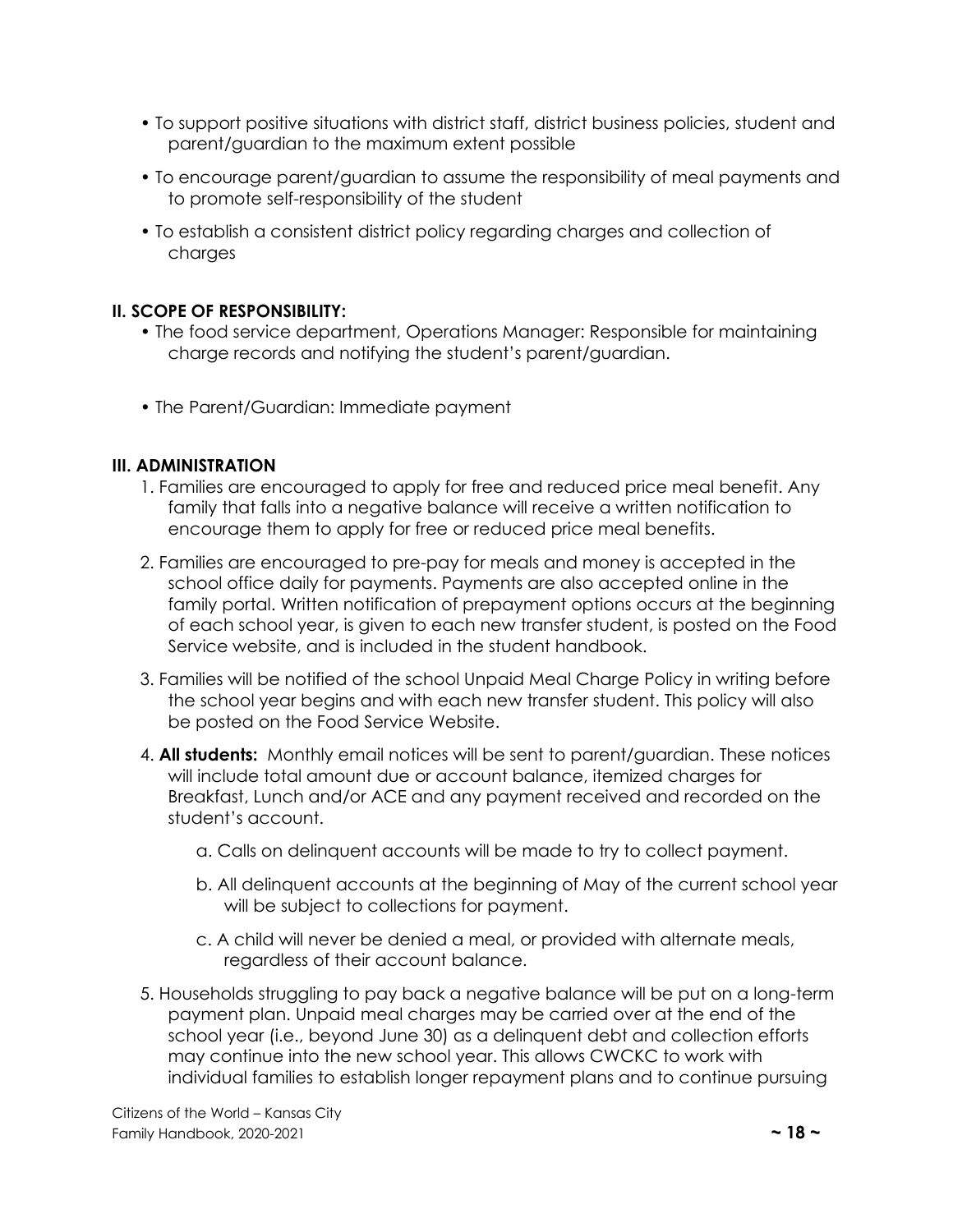- To support positive situations with district staff, district business policies, student and parent/guardian to the maximum extent possible
- To encourage parent/guardian to assume the responsibility of meal payments and to promote self-responsibility of the student
- To establish a consistent district policy regarding charges and collection of charges

**II. SCOPE OF RESPONSIBILITY:**

- The food service department, Operations Manager: Responsible for maintaining charge records and notifying the student's parent/guardian.
- The Parent/Guardian: Immediate payment

**III. ADMINISTRATION**

1. Families are encouraged to apply for free and reduced price meal benefit. Any family that falls into a negative balance will receive a written notification to encourage them to apply for free or reduced price meal benefits.
2. Families are encouraged to pre-pay for meals and money is accepted in the school office daily for payments. Payments are also accepted online in the family portal. Written notification of prepayment options occurs at the beginning of each school year, is given to each new transfer student, is posted on the Food Service website, and is included in the student handbook.
3. Families will be notified of the school Unpaid Meal Charge Policy in writing before the school year begins and with each new transfer student. This policy will also be posted on the Food Service Website.
4. **All students:** Monthly email notices will be sent to parent/guardian. These notices will include total amount due or account balance, itemized charges for Breakfast, Lunch and/or ACE and any payment received and recorded on the student's account.
   a. Calls on delinquent accounts will be made to try to collect payment.
   b. All delinquent accounts at the beginning of May of the current school year will be subject to collections for payment.
   c. A child will never be denied a meal, or provided with alternate meals, regardless of their account balance.
5. Households struggling to pay back a negative balance will be put on a long-term payment plan. Unpaid meal charges may be carried over at the end of the school year (i.e., beyond June 30) as a delinquent debt and collection efforts may continue into the new school year. This allows CWCKC to work with individual families to establish longer repayment plans and to continue pursuing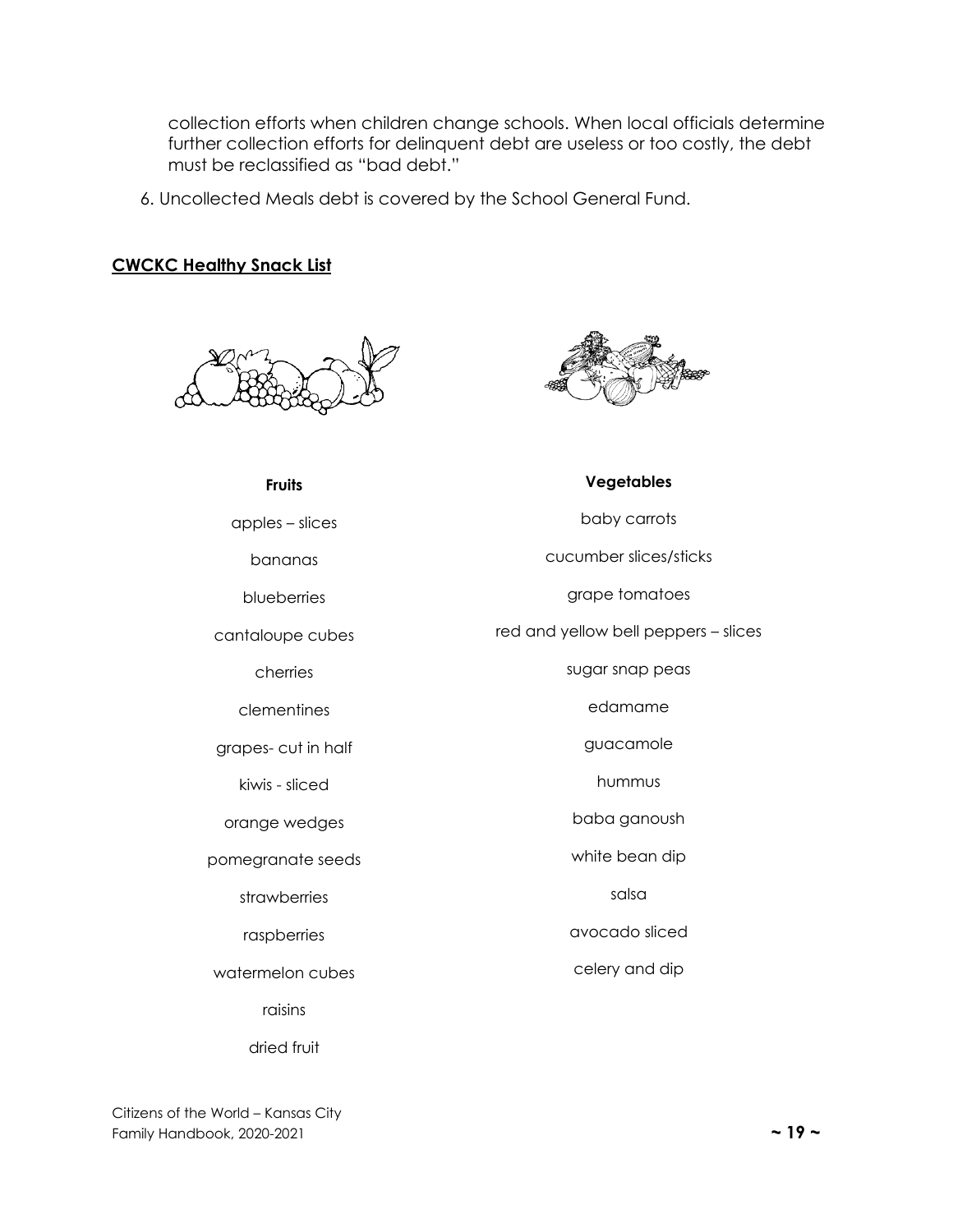collection efforts when children change schools. When local officials determine further collection efforts for delinquent debt are useless or too costly, the debt must be reclassified as "bad debt."

6. Uncollected Meals debt is covered by the School General Fund.

## CWCKC Healthy Snack List

| Fruits | Vegetables |
| --- | --- |
| apples – slices | baby carrots |
| bananas | cucumber slices/sticks |
| blueberries | grape tomatoes |
| cantaloupe cubes | red and yellow bell peppers – slices |
| cherries | sugar snap peas |
| clementines | edamame |
| grapes- cut in half | guacamole |
| kiwis - sliced | hummus |
| orange wedges | baba ganoush |
| pomegranate seeds | white bean dip |
| strawberries | salsa |
| raspberries | avocado sliced |
| watermelon cubes | celery and dip |
| raisins | |
| dried fruit | |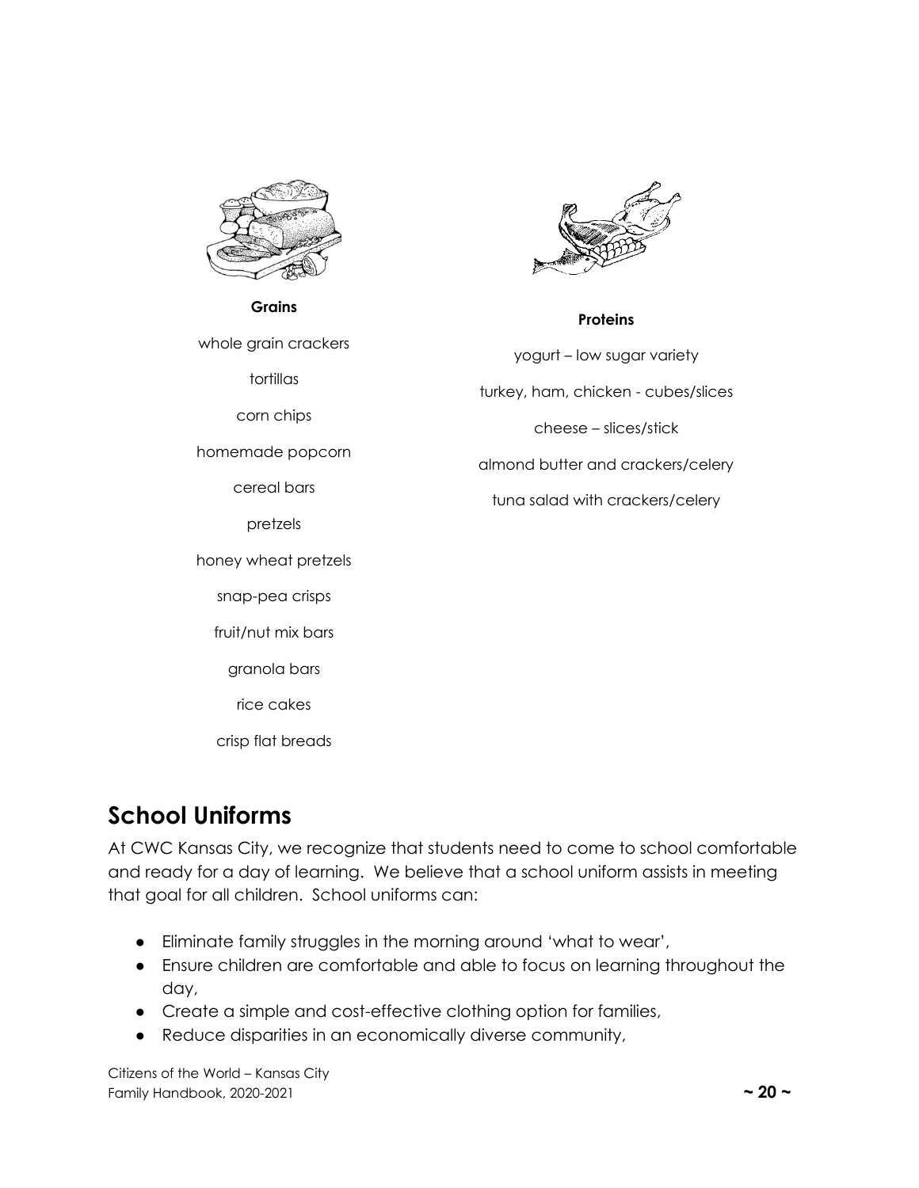**Grains**

whole grain crackers

tortillas

corn chips

homemade popcorn

cereal bars

pretzels

honey wheat pretzels

snap-pea crisps

fruit/nut mix bars

granola bars

rice cakes

crisp flat breads

**Proteins**

yogurt – low sugar variety

turkey, ham, chicken - cubes/slices

cheese – slices/stick

almond butter and crackers/celery

tuna salad with crackers/celery

## School Uniforms

At CWC Kansas City, we recognize that students need to come to school comfortable and ready for a day of learning. We believe that a school uniform assists in meeting that goal for all children. School uniforms can:

- Eliminate family struggles in the morning around 'what to wear',
- Ensure children are comfortable and able to focus on learning throughout the day,
- Create a simple and cost-effective clothing option for families,
- Reduce disparities in an economically diverse community,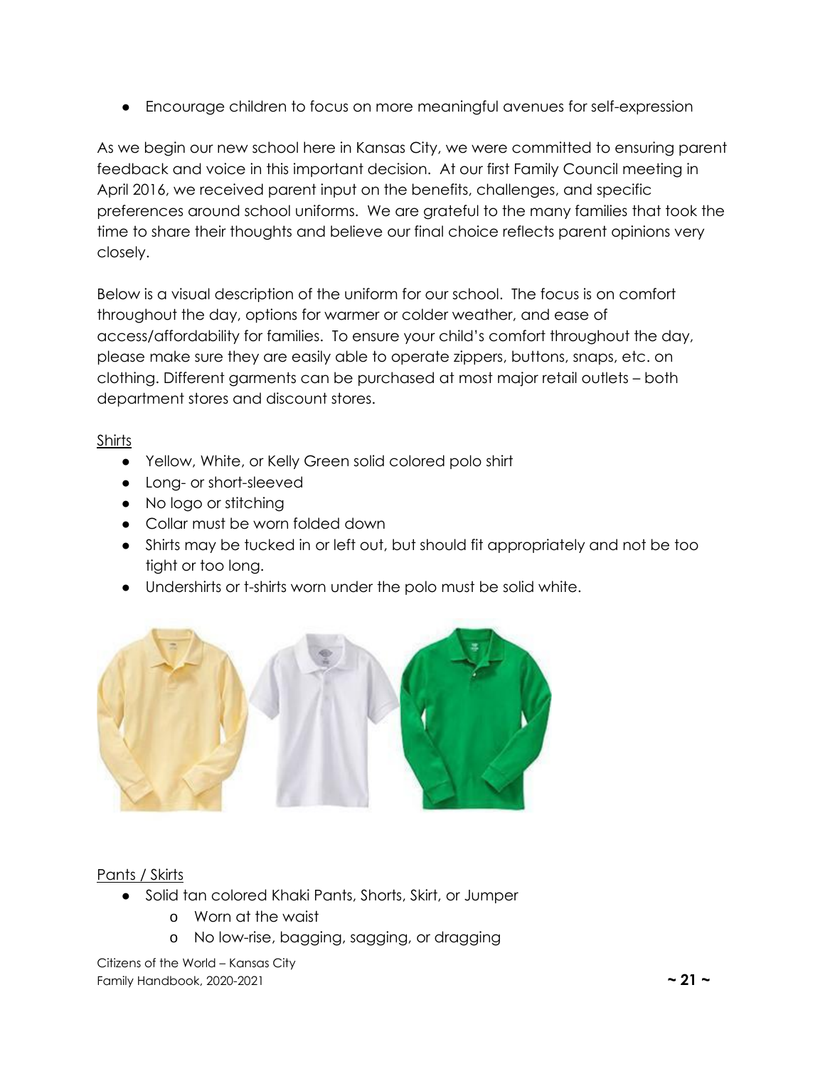- Encourage children to focus on more meaningful avenues for self-expression

As we begin our new school here in Kansas City, we were committed to ensuring parent feedback and voice in this important decision. At our first Family Council meeting in April 2016, we received parent input on the benefits, challenges, and specific preferences around school uniforms. We are grateful to the many families that took the time to share their thoughts and believe our final choice reflects parent opinions very closely.

Below is a visual description of the uniform for our school. The focus is on comfort throughout the day, options for warmer or colder weather, and ease of access/affordability for families. To ensure your child's comfort throughout the day, please make sure they are easily able to operate zippers, buttons, snaps, etc. on clothing. Different garments can be purchased at most major retail outlets – both department stores and discount stores.

<u>Shirts</u>

- Yellow, White, or Kelly Green solid colored polo shirt
- Long- or short-sleeved
- No logo or stitching
- Collar must be worn folded down
- Shirts may be tucked in or left out, but should fit appropriately and not be too tight or too long.
- Undershirts or t-shirts worn under the polo must be solid white.

<u>Pants / Skirts</u>

- Solid tan colored Khaki Pants, Shorts, Skirt, or Jumper
  - Worn at the waist
  - No low-rise, bagging, sagging, or dragging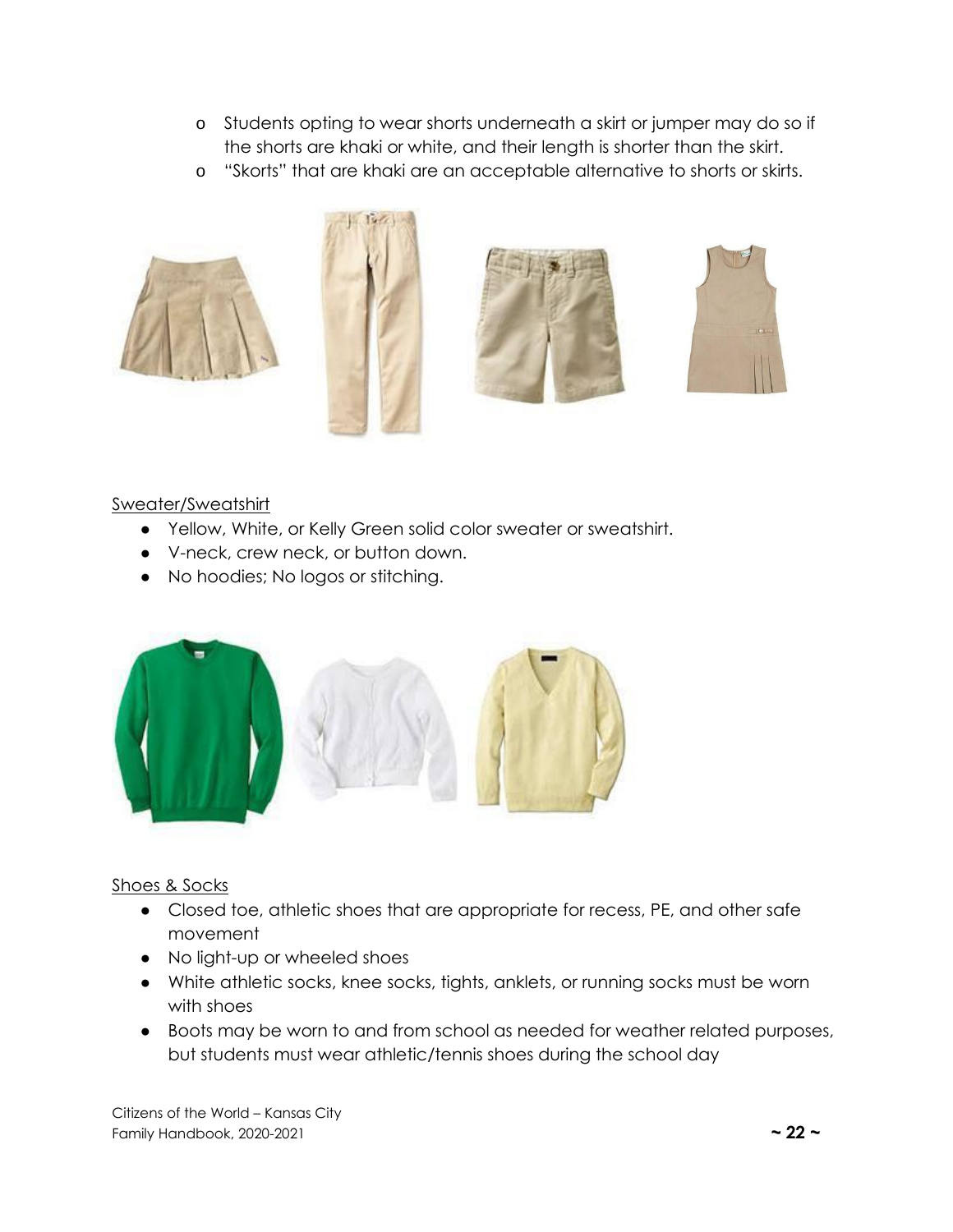- Students opting to wear shorts underneath a skirt or jumper may do so if the shorts are khaki or white, and their length is shorter than the skirt.
- "Skorts" that are khaki are an acceptable alternative to shorts or skirts.

Sweater/Sweatshirt

- Yellow, White, or Kelly Green solid color sweater or sweatshirt.
- V-neck, crew neck, or button down.
- No hoodies; No logos or stitching.

Shoes & Socks

- Closed toe, athletic shoes that are appropriate for recess, PE, and other safe movement
- No light-up or wheeled shoes
- White athletic socks, knee socks, tights, anklets, or running socks must be worn with shoes
- Boots may be worn to and from school as needed for weather related purposes, but students must wear athletic/tennis shoes during the school day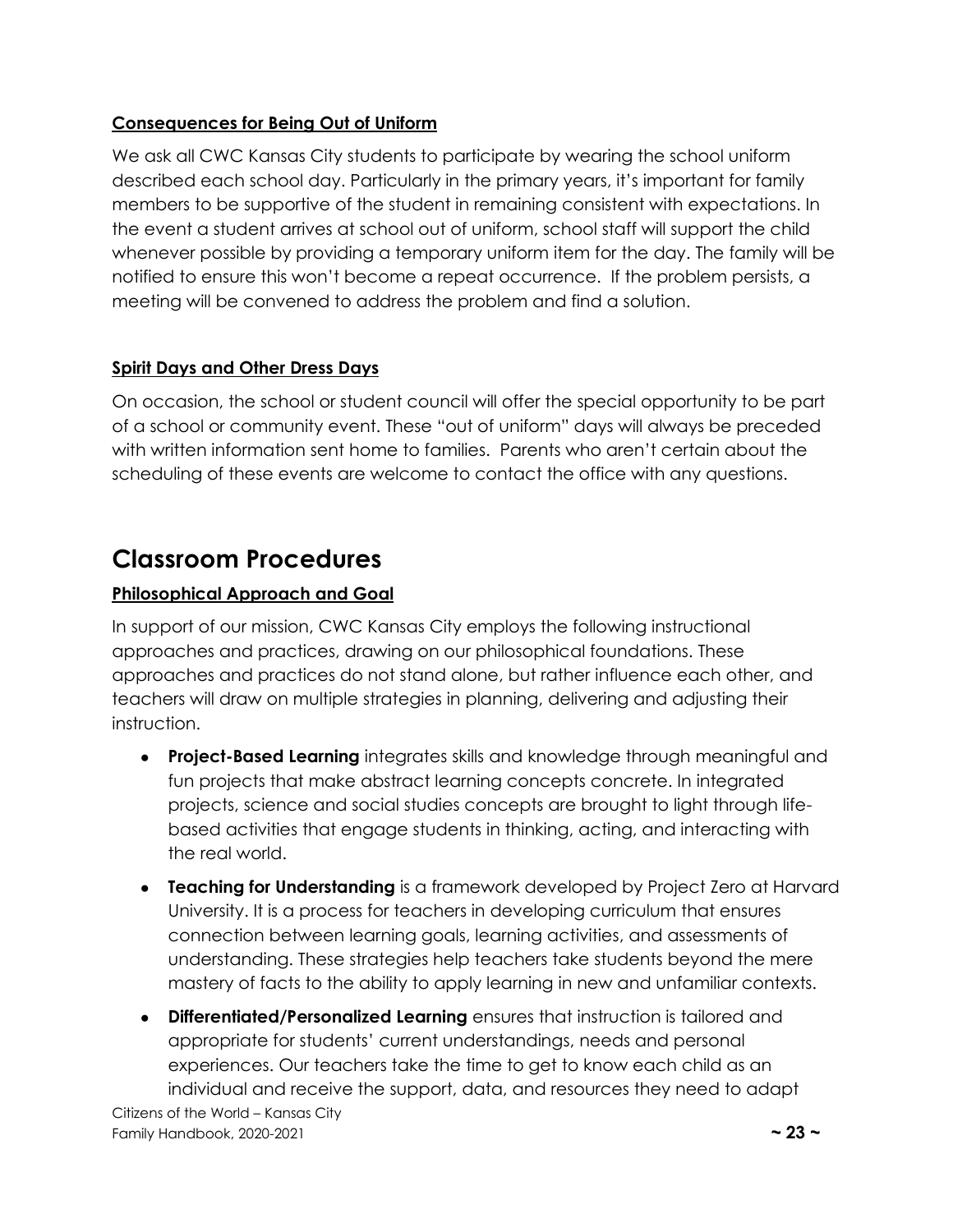**Consequences for Being Out of Uniform**

We ask all CWC Kansas City students to participate by wearing the school uniform described each school day. Particularly in the primary years, it's important for family members to be supportive of the student in remaining consistent with expectations. In the event a student arrives at school out of uniform, school staff will support the child whenever possible by providing a temporary uniform item for the day. The family will be notified to ensure this won't become a repeat occurrence. If the problem persists, a meeting will be convened to address the problem and find a solution.

**Spirit Days and Other Dress Days**

On occasion, the school or student council will offer the special opportunity to be part of a school or community event. These "out of uniform" days will always be preceded with written information sent home to families. Parents who aren't certain about the scheduling of these events are welcome to contact the office with any questions.

# Classroom Procedures

**Philosophical Approach and Goal**

In support of our mission, CWC Kansas City employs the following instructional approaches and practices, drawing on our philosophical foundations. These approaches and practices do not stand alone, but rather influence each other, and teachers will draw on multiple strategies in planning, delivering and adjusting their instruction.

- **Project-Based Learning** integrates skills and knowledge through meaningful and fun projects that make abstract learning concepts concrete. In integrated projects, science and social studies concepts are brought to light through life-based activities that engage students in thinking, acting, and interacting with the real world.
- **Teaching for Understanding** is a framework developed by Project Zero at Harvard University. It is a process for teachers in developing curriculum that ensures connection between learning goals, learning activities, and assessments of understanding. These strategies help teachers take students beyond the mere mastery of facts to the ability to apply learning in new and unfamiliar contexts.
- **Differentiated/Personalized Learning** ensures that instruction is tailored and appropriate for students' current understandings, needs and personal experiences. Our teachers take the time to get to know each child as an individual and receive the support, data, and resources they need to adapt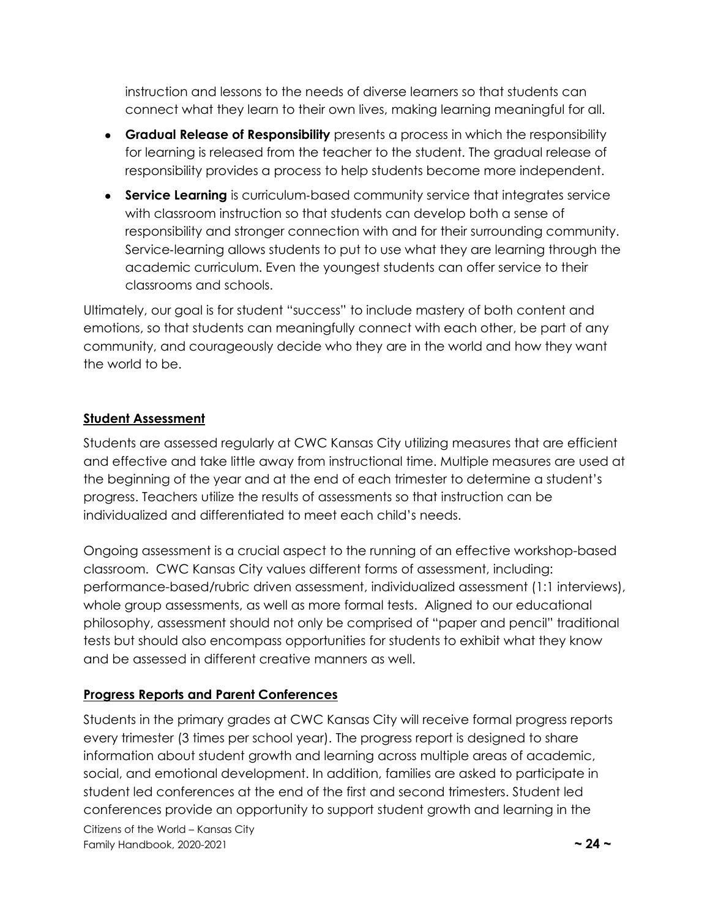instruction and lessons to the needs of diverse learners so that students can connect what they learn to their own lives, making learning meaningful for all.

- **Gradual Release of Responsibility** presents a process in which the responsibility for learning is released from the teacher to the student. The gradual release of responsibility provides a process to help students become more independent.
- **Service Learning** is curriculum-based community service that integrates service with classroom instruction so that students can develop both a sense of responsibility and stronger connection with and for their surrounding community. Service-learning allows students to put to use what they are learning through the academic curriculum. Even the youngest students can offer service to their classrooms and schools.

Ultimately, our goal is for student "success" to include mastery of both content and emotions, so that students can meaningfully connect with each other, be part of any community, and courageously decide who they are in the world and how they want the world to be.

## Student Assessment

Students are assessed regularly at CWC Kansas City utilizing measures that are efficient and effective and take little away from instructional time. Multiple measures are used at the beginning of the year and at the end of each trimester to determine a student's progress. Teachers utilize the results of assessments so that instruction can be individualized and differentiated to meet each child's needs.

Ongoing assessment is a crucial aspect to the running of an effective workshop-based classroom. CWC Kansas City values different forms of assessment, including: performance-based/rubric driven assessment, individualized assessment (1:1 interviews), whole group assessments, as well as more formal tests. Aligned to our educational philosophy, assessment should not only be comprised of "paper and pencil" traditional tests but should also encompass opportunities for students to exhibit what they know and be assessed in different creative manners as well.

## Progress Reports and Parent Conferences

Students in the primary grades at CWC Kansas City will receive formal progress reports every trimester (3 times per school year). The progress report is designed to share information about student growth and learning across multiple areas of academic, social, and emotional development. In addition, families are asked to participate in student led conferences at the end of the first and second trimesters. Student led conferences provide an opportunity to support student growth and learning in the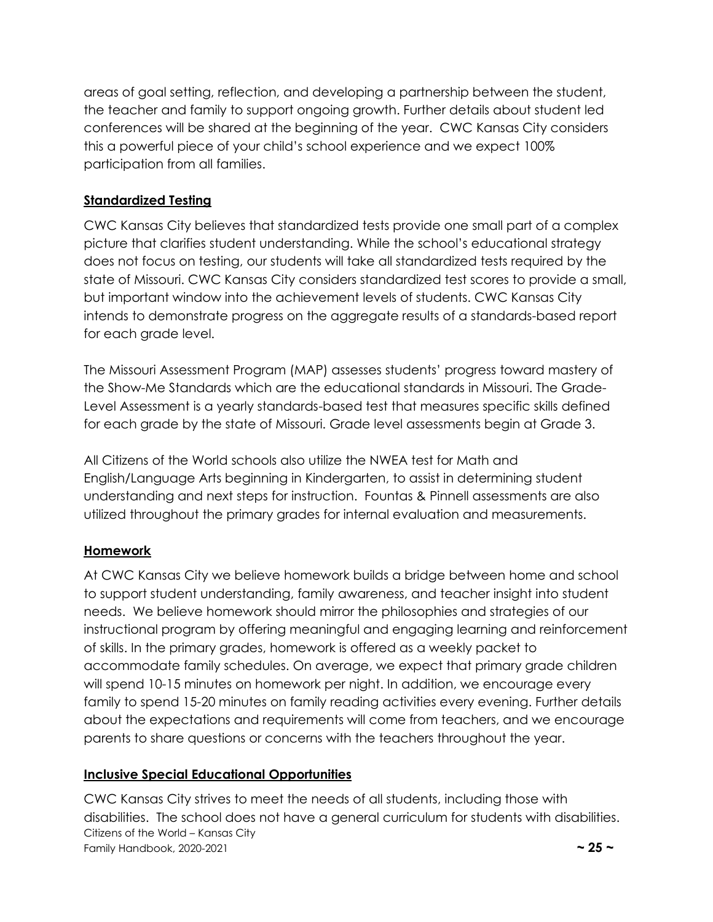areas of goal setting, reflection, and developing a partnership between the student, the teacher and family to support ongoing growth. Further details about student led conferences will be shared at the beginning of the year. CWC Kansas City considers this a powerful piece of your child's school experience and we expect 100% participation from all families.

## Standardized Testing

CWC Kansas City believes that standardized tests provide one small part of a complex picture that clarifies student understanding. While the school's educational strategy does not focus on testing, our students will take all standardized tests required by the state of Missouri. CWC Kansas City considers standardized test scores to provide a small, but important window into the achievement levels of students. CWC Kansas City intends to demonstrate progress on the aggregate results of a standards-based report for each grade level.

The Missouri Assessment Program (MAP) assesses students' progress toward mastery of the Show-Me Standards which are the educational standards in Missouri. The Grade-Level Assessment is a yearly standards-based test that measures specific skills defined for each grade by the state of Missouri. Grade level assessments begin at Grade 3.

All Citizens of the World schools also utilize the NWEA test for Math and English/Language Arts beginning in Kindergarten, to assist in determining student understanding and next steps for instruction. Fountas & Pinnell assessments are also utilized throughout the primary grades for internal evaluation and measurements.

## Homework

At CWC Kansas City we believe homework builds a bridge between home and school to support student understanding, family awareness, and teacher insight into student needs. We believe homework should mirror the philosophies and strategies of our instructional program by offering meaningful and engaging learning and reinforcement of skills. In the primary grades, homework is offered as a weekly packet to accommodate family schedules. On average, we expect that primary grade children will spend 10-15 minutes on homework per night. In addition, we encourage every family to spend 15-20 minutes on family reading activities every evening. Further details about the expectations and requirements will come from teachers, and we encourage parents to share questions or concerns with the teachers throughout the year.

## Inclusive Special Educational Opportunities

CWC Kansas City strives to meet the needs of all students, including those with disabilities. The school does not have a general curriculum for students with disabilities.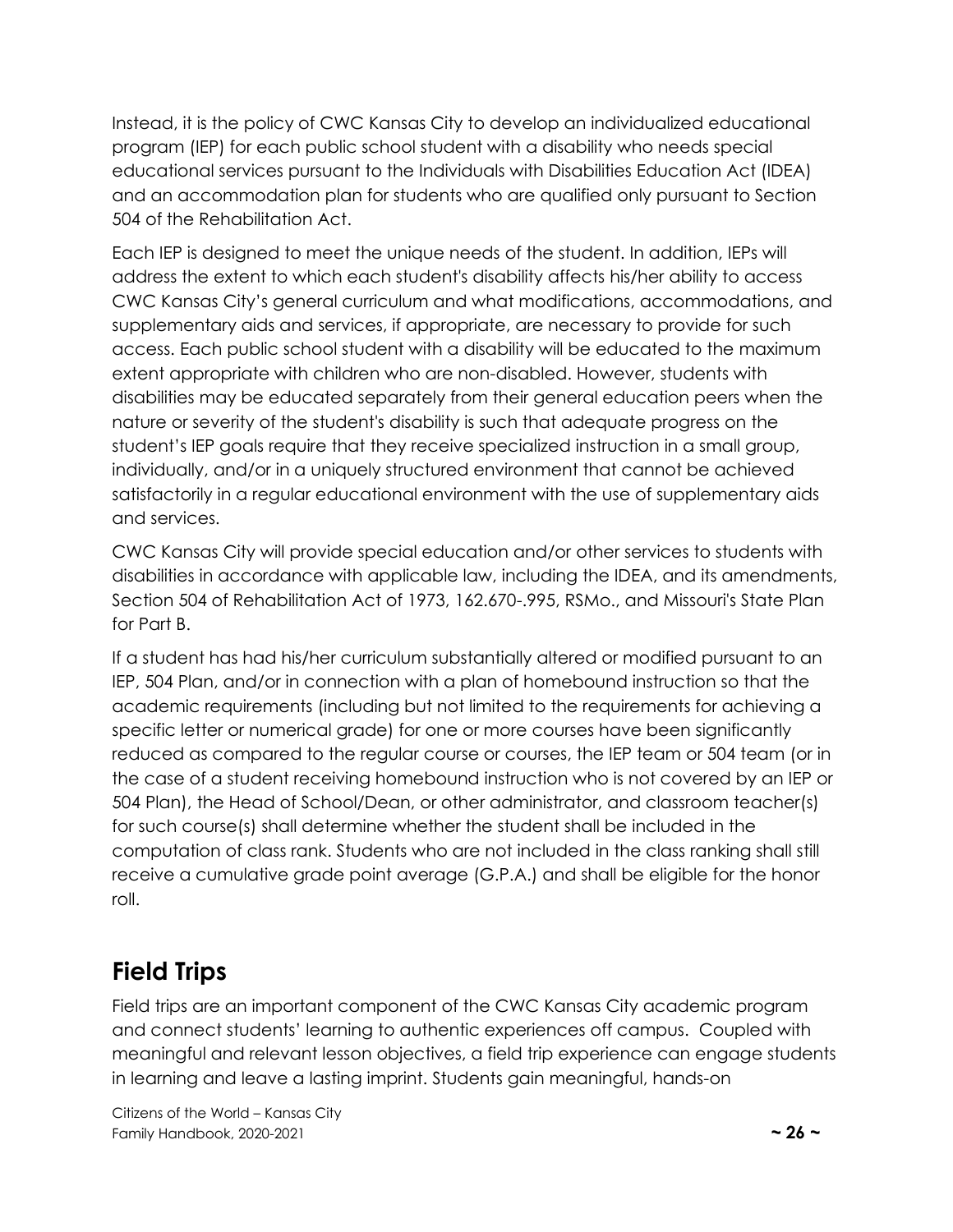Instead, it is the policy of CWC Kansas City to develop an individualized educational program (IEP) for each public school student with a disability who needs special educational services pursuant to the Individuals with Disabilities Education Act (IDEA) and an accommodation plan for students who are qualified only pursuant to Section 504 of the Rehabilitation Act.

Each IEP is designed to meet the unique needs of the student. In addition, IEPs will address the extent to which each student's disability affects his/her ability to access CWC Kansas City's general curriculum and what modifications, accommodations, and supplementary aids and services, if appropriate, are necessary to provide for such access. Each public school student with a disability will be educated to the maximum extent appropriate with children who are non-disabled. However, students with disabilities may be educated separately from their general education peers when the nature or severity of the student's disability is such that adequate progress on the student's IEP goals require that they receive specialized instruction in a small group, individually, and/or in a uniquely structured environment that cannot be achieved satisfactorily in a regular educational environment with the use of supplementary aids and services.

CWC Kansas City will provide special education and/or other services to students with disabilities in accordance with applicable law, including the IDEA, and its amendments, Section 504 of Rehabilitation Act of 1973, 162.670-.995, RSMo., and Missouri's State Plan for Part B.

If a student has had his/her curriculum substantially altered or modified pursuant to an IEP, 504 Plan, and/or in connection with a plan of homebound instruction so that the academic requirements (including but not limited to the requirements for achieving a specific letter or numerical grade) for one or more courses have been significantly reduced as compared to the regular course or courses, the IEP team or 504 team (or in the case of a student receiving homebound instruction who is not covered by an IEP or 504 Plan), the Head of School/Dean, or other administrator, and classroom teacher(s) for such course(s) shall determine whether the student shall be included in the computation of class rank. Students who are not included in the class ranking shall still receive a cumulative grade point average (G.P.A.) and shall be eligible for the honor roll.

## Field Trips

Field trips are an important component of the CWC Kansas City academic program and connect students' learning to authentic experiences off campus. Coupled with meaningful and relevant lesson objectives, a field trip experience can engage students in learning and leave a lasting imprint. Students gain meaningful, hands-on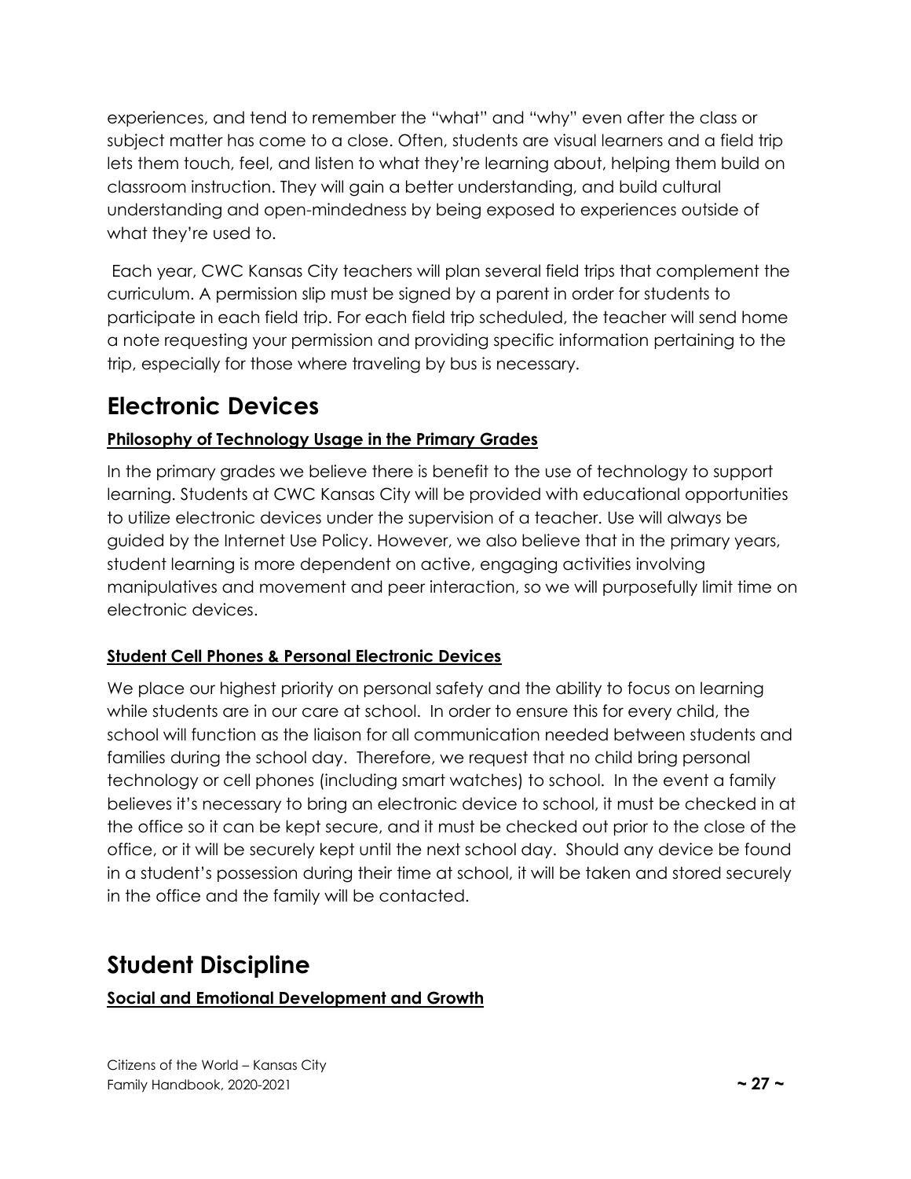experiences, and tend to remember the "what" and "why" even after the class or subject matter has come to a close. Often, students are visual learners and a field trip lets them touch, feel, and listen to what they're learning about, helping them build on classroom instruction. They will gain a better understanding, and build cultural understanding and open-mindedness by being exposed to experiences outside of what they're used to.

Each year, CWC Kansas City teachers will plan several field trips that complement the curriculum. A permission slip must be signed by a parent in order for students to participate in each field trip. For each field trip scheduled, the teacher will send home a note requesting your permission and providing specific information pertaining to the trip, especially for those where traveling by bus is necessary.

# Electronic Devices

**Philosophy of Technology Usage in the Primary Grades**

In the primary grades we believe there is benefit to the use of technology to support learning. Students at CWC Kansas City will be provided with educational opportunities to utilize electronic devices under the supervision of a teacher. Use will always be guided by the Internet Use Policy. However, we also believe that in the primary years, student learning is more dependent on active, engaging activities involving manipulatives and movement and peer interaction, so we will purposefully limit time on electronic devices.

**Student Cell Phones & Personal Electronic Devices**

We place our highest priority on personal safety and the ability to focus on learning while students are in our care at school. In order to ensure this for every child, the school will function as the liaison for all communication needed between students and families during the school day. Therefore, we request that no child bring personal technology or cell phones (including smart watches) to school. In the event a family believes it's necessary to bring an electronic device to school, it must be checked in at the office so it can be kept secure, and it must be checked out prior to the close of the office, or it will be securely kept until the next school day. Should any device be found in a student's possession during their time at school, it will be taken and stored securely in the office and the family will be contacted.

# Student Discipline

**Social and Emotional Development and Growth**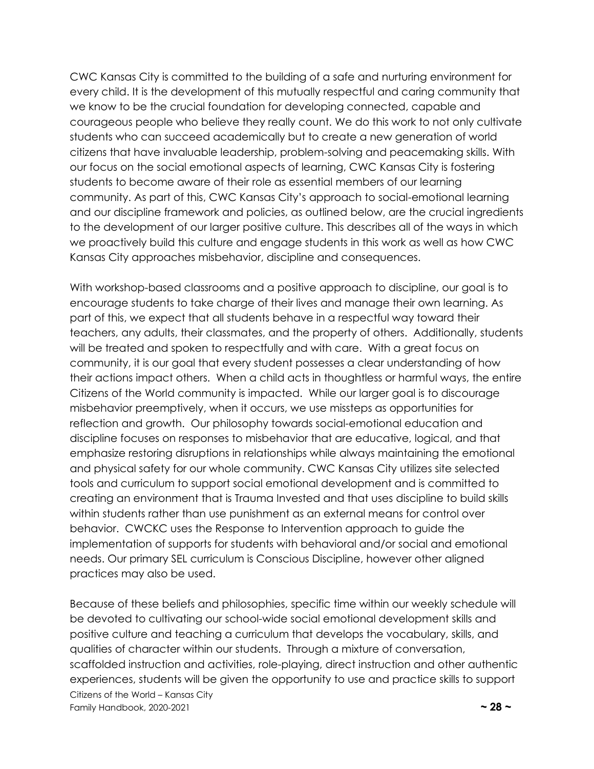CWC Kansas City is committed to the building of a safe and nurturing environment for every child. It is the development of this mutually respectful and caring community that we know to be the crucial foundation for developing connected, capable and courageous people who believe they really count. We do this work to not only cultivate students who can succeed academically but to create a new generation of world citizens that have invaluable leadership, problem-solving and peacemaking skills. With our focus on the social emotional aspects of learning, CWC Kansas City is fostering students to become aware of their role as essential members of our learning community. As part of this, CWC Kansas City's approach to social-emotional learning and our discipline framework and policies, as outlined below, are the crucial ingredients to the development of our larger positive culture. This describes all of the ways in which we proactively build this culture and engage students in this work as well as how CWC Kansas City approaches misbehavior, discipline and consequences.

With workshop-based classrooms and a positive approach to discipline, our goal is to encourage students to take charge of their lives and manage their own learning. As part of this, we expect that all students behave in a respectful way toward their teachers, any adults, their classmates, and the property of others. Additionally, students will be treated and spoken to respectfully and with care. With a great focus on community, it is our goal that every student possesses a clear understanding of how their actions impact others. When a child acts in thoughtless or harmful ways, the entire Citizens of the World community is impacted. While our larger goal is to discourage misbehavior preemptively, when it occurs, we use missteps as opportunities for reflection and growth. Our philosophy towards social-emotional education and discipline focuses on responses to misbehavior that are educative, logical, and that emphasize restoring disruptions in relationships while always maintaining the emotional and physical safety for our whole community. CWC Kansas City utilizes site selected tools and curriculum to support social emotional development and is committed to creating an environment that is Trauma Invested and that uses discipline to build skills within students rather than use punishment as an external means for control over behavior. CWCKC uses the Response to Intervention approach to guide the implementation of supports for students with behavioral and/or social and emotional needs. Our primary SEL curriculum is Conscious Discipline, however other aligned practices may also be used.

Because of these beliefs and philosophies, specific time within our weekly schedule will be devoted to cultivating our school-wide social emotional development skills and positive culture and teaching a curriculum that develops the vocabulary, skills, and qualities of character within our students. Through a mixture of conversation, scaffolded instruction and activities, role-playing, direct instruction and other authentic experiences, students will be given the opportunity to use and practice skills to support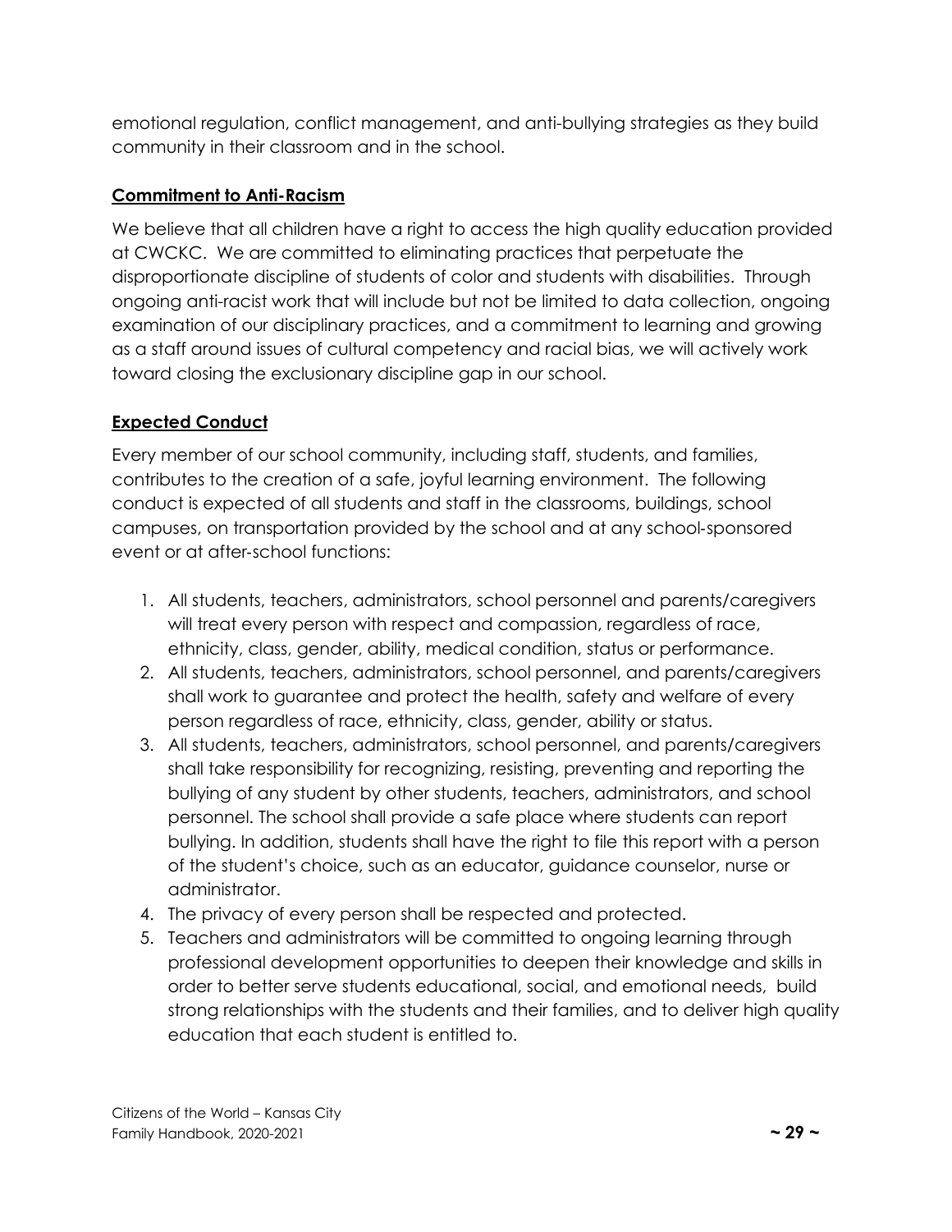emotional regulation, conflict management, and anti-bullying strategies as they build community in their classroom and in the school.

## Commitment to Anti-Racism

We believe that all children have a right to access the high quality education provided at CWCKC. We are committed to eliminating practices that perpetuate the disproportionate discipline of students of color and students with disabilities. Through ongoing anti-racist work that will include but not be limited to data collection, ongoing examination of our disciplinary practices, and a commitment to learning and growing as a staff around issues of cultural competency and racial bias, we will actively work toward closing the exclusionary discipline gap in our school.

## Expected Conduct

Every member of our school community, including staff, students, and families, contributes to the creation of a safe, joyful learning environment. The following conduct is expected of all students and staff in the classrooms, buildings, school campuses, on transportation provided by the school and at any school-sponsored event or at after-school functions:

1. All students, teachers, administrators, school personnel and parents/caregivers will treat every person with respect and compassion, regardless of race, ethnicity, class, gender, ability, medical condition, status or performance.
2. All students, teachers, administrators, school personnel, and parents/caregivers shall work to guarantee and protect the health, safety and welfare of every person regardless of race, ethnicity, class, gender, ability or status.
3. All students, teachers, administrators, school personnel, and parents/caregivers shall take responsibility for recognizing, resisting, preventing and reporting the bullying of any student by other students, teachers, administrators, and school personnel. The school shall provide a safe place where students can report bullying. In addition, students shall have the right to file this report with a person of the student's choice, such as an educator, guidance counselor, nurse or administrator.
4. The privacy of every person shall be respected and protected.
5. Teachers and administrators will be committed to ongoing learning through professional development opportunities to deepen their knowledge and skills in order to better serve students educational, social, and emotional needs, build strong relationships with the students and their families, and to deliver high quality education that each student is entitled to.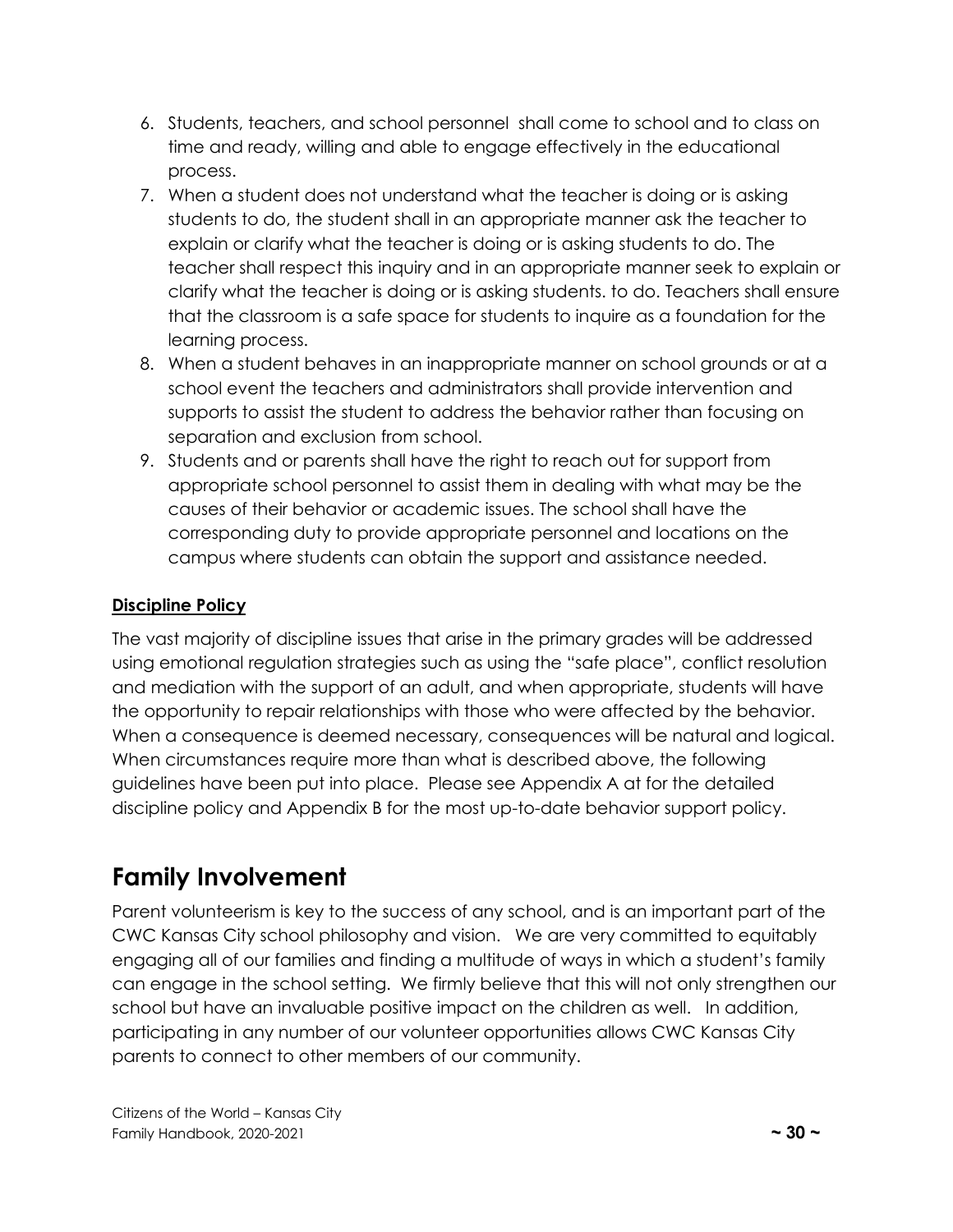6. Students, teachers, and school personnel shall come to school and to class on time and ready, willing and able to engage effectively in the educational process.
7. When a student does not understand what the teacher is doing or is asking students to do, the student shall in an appropriate manner ask the teacher to explain or clarify what the teacher is doing or is asking students to do. The teacher shall respect this inquiry and in an appropriate manner seek to explain or clarify what the teacher is doing or is asking students. to do. Teachers shall ensure that the classroom is a safe space for students to inquire as a foundation for the learning process.
8. When a student behaves in an inappropriate manner on school grounds or at a school event the teachers and administrators shall provide intervention and supports to assist the student to address the behavior rather than focusing on separation and exclusion from school.
9. Students and or parents shall have the right to reach out for support from appropriate school personnel to assist them in dealing with what may be the causes of their behavior or academic issues. The school shall have the corresponding duty to provide appropriate personnel and locations on the campus where students can obtain the support and assistance needed.

**Discipline Policy**

The vast majority of discipline issues that arise in the primary grades will be addressed using emotional regulation strategies such as using the "safe place", conflict resolution and mediation with the support of an adult, and when appropriate, students will have the opportunity to repair relationships with those who were affected by the behavior. When a consequence is deemed necessary, consequences will be natural and logical. When circumstances require more than what is described above, the following guidelines have been put into place. Please see Appendix A at for the detailed discipline policy and Appendix B for the most up-to-date behavior support policy.

# Family Involvement

Parent volunteerism is key to the success of any school, and is an important part of the CWC Kansas City school philosophy and vision. We are very committed to equitably engaging all of our families and finding a multitude of ways in which a student's family can engage in the school setting. We firmly believe that this will not only strengthen our school but have an invaluable positive impact on the children as well. In addition, participating in any number of our volunteer opportunities allows CWC Kansas City parents to connect to other members of our community.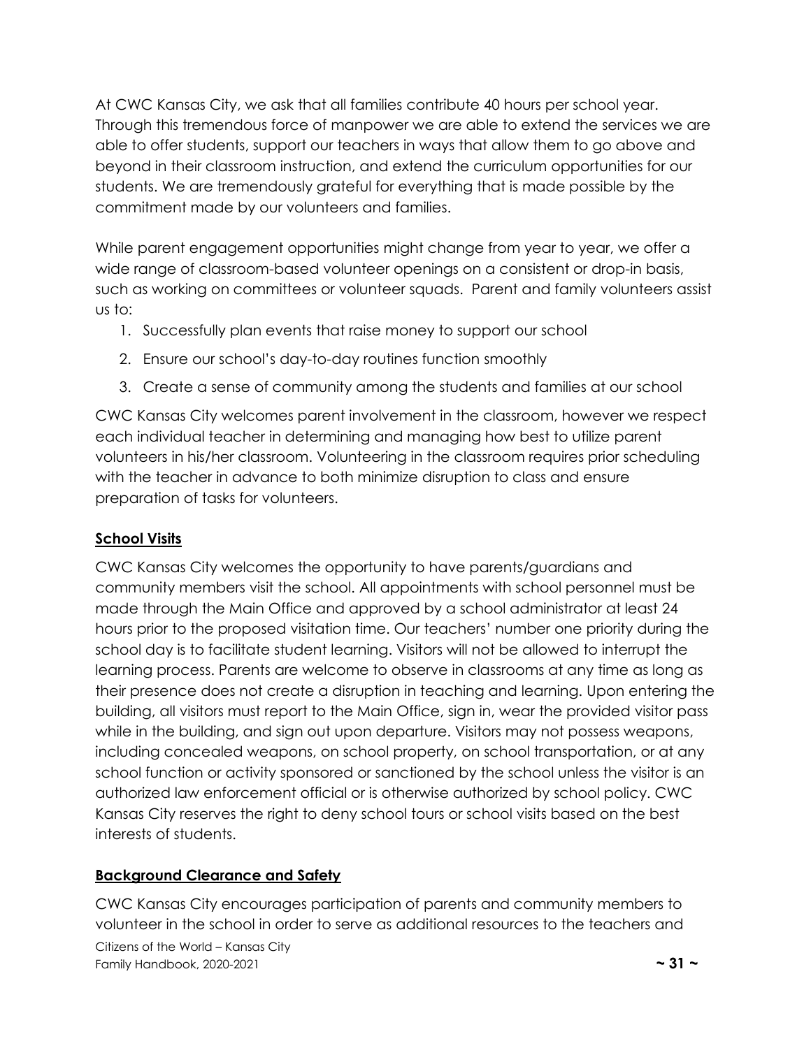At CWC Kansas City, we ask that all families contribute 40 hours per school year. Through this tremendous force of manpower we are able to extend the services we are able to offer students, support our teachers in ways that allow them to go above and beyond in their classroom instruction, and extend the curriculum opportunities for our students. We are tremendously grateful for everything that is made possible by the commitment made by our volunteers and families.

While parent engagement opportunities might change from year to year, we offer a wide range of classroom-based volunteer openings on a consistent or drop-in basis, such as working on committees or volunteer squads. Parent and family volunteers assist us to:

1. Successfully plan events that raise money to support our school
2. Ensure our school's day-to-day routines function smoothly
3. Create a sense of community among the students and families at our school

CWC Kansas City welcomes parent involvement in the classroom, however we respect each individual teacher in determining and managing how best to utilize parent volunteers in his/her classroom. Volunteering in the classroom requires prior scheduling with the teacher in advance to both minimize disruption to class and ensure preparation of tasks for volunteers.

## School Visits

CWC Kansas City welcomes the opportunity to have parents/guardians and community members visit the school. All appointments with school personnel must be made through the Main Office and approved by a school administrator at least 24 hours prior to the proposed visitation time. Our teachers' number one priority during the school day is to facilitate student learning. Visitors will not be allowed to interrupt the learning process. Parents are welcome to observe in classrooms at any time as long as their presence does not create a disruption in teaching and learning. Upon entering the building, all visitors must report to the Main Office, sign in, wear the provided visitor pass while in the building, and sign out upon departure. Visitors may not possess weapons, including concealed weapons, on school property, on school transportation, or at any school function or activity sponsored or sanctioned by the school unless the visitor is an authorized law enforcement official or is otherwise authorized by school policy. CWC Kansas City reserves the right to deny school tours or school visits based on the best interests of students.

## Background Clearance and Safety

CWC Kansas City encourages participation of parents and community members to volunteer in the school in order to serve as additional resources to the teachers and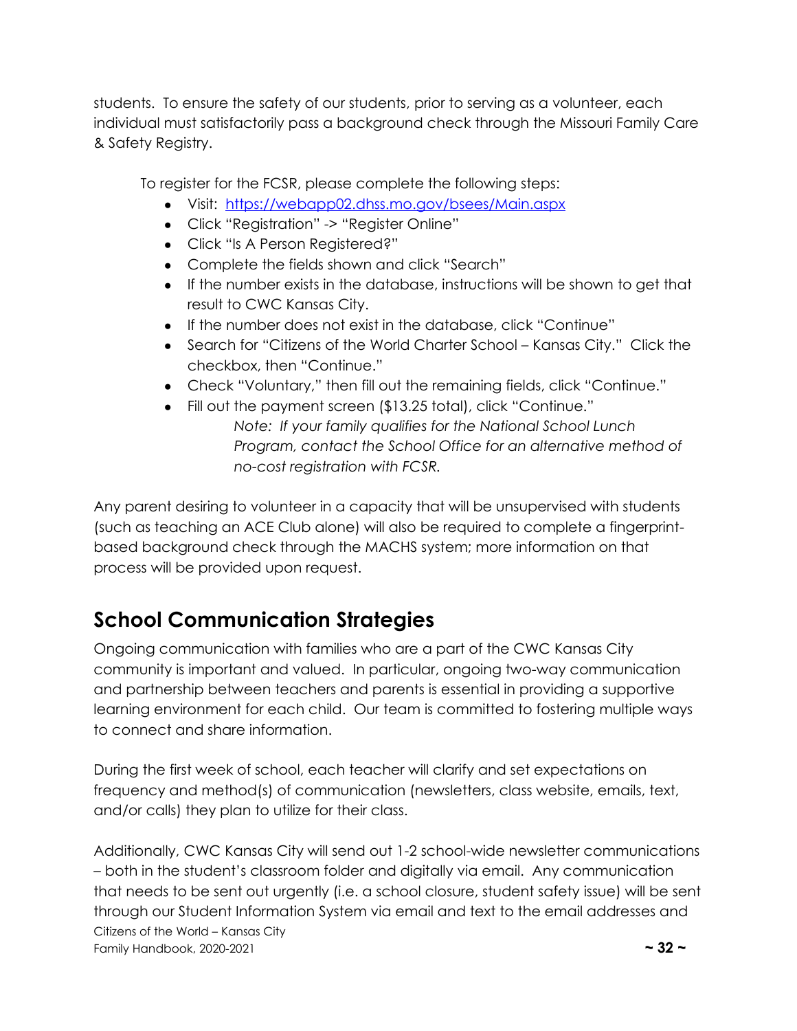students. To ensure the safety of our students, prior to serving as a volunteer, each individual must satisfactorily pass a background check through the Missouri Family Care & Safety Registry.

To register for the FCSR, please complete the following steps:

- Visit: [https://webapp02.dhss.mo.gov/bsees/Main.aspx](https://webapp02.dhss.mo.gov/bsees/Main.aspx)
- Click "Registration" -> "Register Online"
- Click "Is A Person Registered?"
- Complete the fields shown and click "Search"
- If the number exists in the database, instructions will be shown to get that result to CWC Kansas City.
- If the number does not exist in the database, click "Continue"
- Search for "Citizens of the World Charter School – Kansas City." Click the checkbox, then "Continue."
- Check "Voluntary," then fill out the remaining fields, click "Continue."
- Fill out the payment screen ($13.25 total), click "Continue."

  *Note: If your family qualifies for the National School Lunch Program, contact the School Office for an alternative method of no-cost registration with FCSR.*

Any parent desiring to volunteer in a capacity that will be unsupervised with students (such as teaching an ACE Club alone) will also be required to complete a fingerprint-based background check through the MACHS system; more information on that process will be provided upon request.

## School Communication Strategies

Ongoing communication with families who are a part of the CWC Kansas City community is important and valued. In particular, ongoing two-way communication and partnership between teachers and parents is essential in providing a supportive learning environment for each child. Our team is committed to fostering multiple ways to connect and share information.

During the first week of school, each teacher will clarify and set expectations on frequency and method(s) of communication (newsletters, class website, emails, text, and/or calls) they plan to utilize for their class.

Additionally, CWC Kansas City will send out 1-2 school-wide newsletter communications – both in the student's classroom folder and digitally via email. Any communication that needs to be sent out urgently (i.e. a school closure, student safety issue) will be sent through our Student Information System via email and text to the email addresses and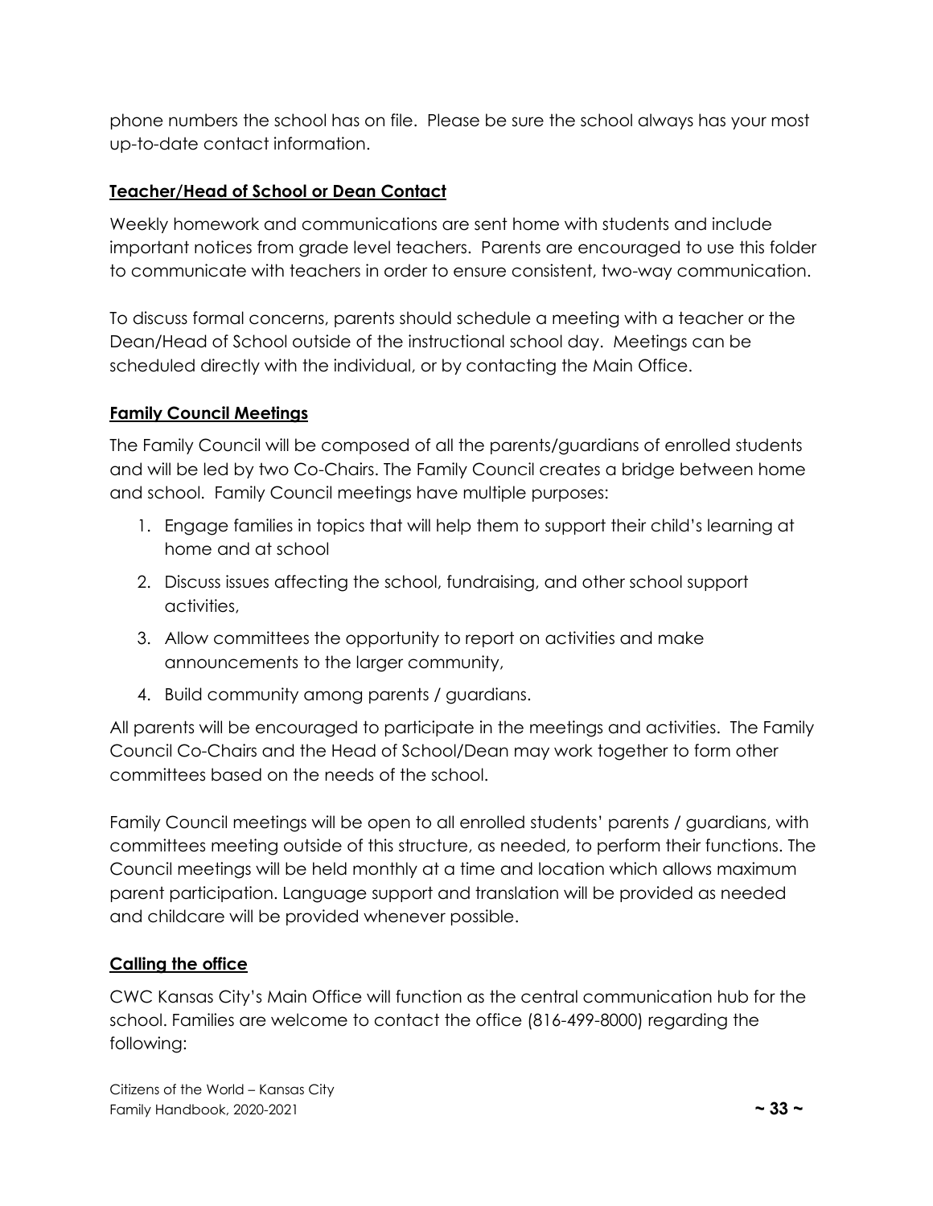phone numbers the school has on file.  Please be sure the school always has your most up-to-date contact information.

## Teacher/Head of School or Dean Contact

Weekly homework and communications are sent home with students and include important notices from grade level teachers.  Parents are encouraged to use this folder to communicate with teachers in order to ensure consistent, two-way communication.

To discuss formal concerns, parents should schedule a meeting with a teacher or the Dean/Head of School outside of the instructional school day.  Meetings can be scheduled directly with the individual, or by contacting the Main Office.

## Family Council Meetings

The Family Council will be composed of all the parents/guardians of enrolled students and will be led by two Co-Chairs. The Family Council creates a bridge between home and school.  Family Council meetings have multiple purposes:

1. Engage families in topics that will help them to support their child's learning at home and at school
2. Discuss issues affecting the school, fundraising, and other school support activities,
3. Allow committees the opportunity to report on activities and make announcements to the larger community,
4. Build community among parents / guardians.

All parents will be encouraged to participate in the meetings and activities.  The Family Council Co-Chairs and the Head of School/Dean may work together to form other committees based on the needs of the school.

Family Council meetings will be open to all enrolled students' parents / guardians, with committees meeting outside of this structure, as needed, to perform their functions. The Council meetings will be held monthly at a time and location which allows maximum parent participation. Language support and translation will be provided as needed and childcare will be provided whenever possible.

## Calling the office

CWC Kansas City's Main Office will function as the central communication hub for the school. Families are welcome to contact the office (816-499-8000) regarding the following: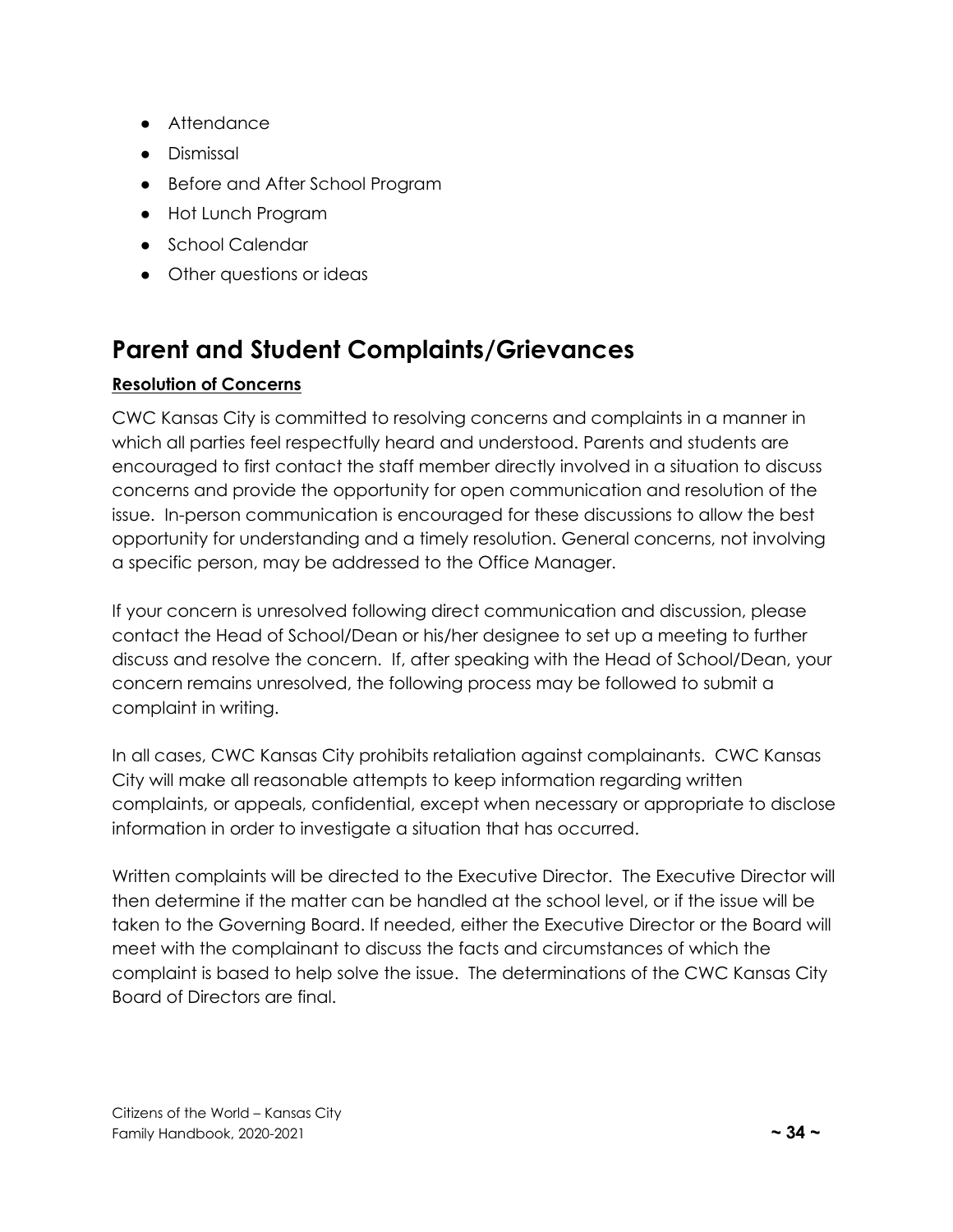- Attendance
- Dismissal
- Before and After School Program
- Hot Lunch Program
- School Calendar
- Other questions or ideas

## Parent and Student Complaints/Grievances

**Resolution of Concerns**

CWC Kansas City is committed to resolving concerns and complaints in a manner in which all parties feel respectfully heard and understood. Parents and students are encouraged to first contact the staff member directly involved in a situation to discuss concerns and provide the opportunity for open communication and resolution of the issue. In-person communication is encouraged for these discussions to allow the best opportunity for understanding and a timely resolution. General concerns, not involving a specific person, may be addressed to the Office Manager.

If your concern is unresolved following direct communication and discussion, please contact the Head of School/Dean or his/her designee to set up a meeting to further discuss and resolve the concern. If, after speaking with the Head of School/Dean, your concern remains unresolved, the following process may be followed to submit a complaint in writing.

In all cases, CWC Kansas City prohibits retaliation against complainants. CWC Kansas City will make all reasonable attempts to keep information regarding written complaints, or appeals, confidential, except when necessary or appropriate to disclose information in order to investigate a situation that has occurred.

Written complaints will be directed to the Executive Director. The Executive Director will then determine if the matter can be handled at the school level, or if the issue will be taken to the Governing Board. If needed, either the Executive Director or the Board will meet with the complainant to discuss the facts and circumstances of which the complaint is based to help solve the issue. The determinations of the CWC Kansas City Board of Directors are final.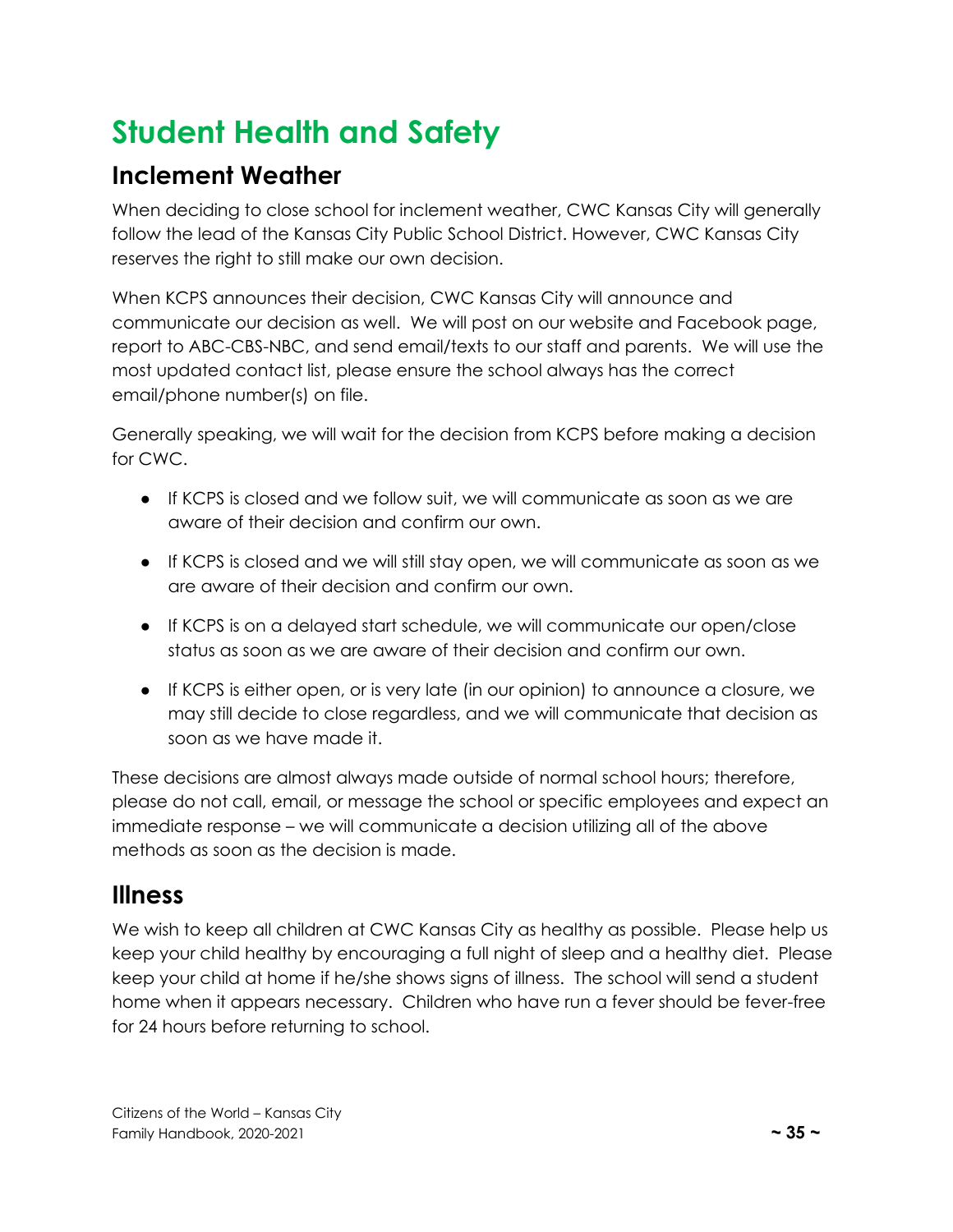# Student Health and Safety

## Inclement Weather

When deciding to close school for inclement weather, CWC Kansas City will generally follow the lead of the Kansas City Public School District. However, CWC Kansas City reserves the right to still make our own decision.

When KCPS announces their decision, CWC Kansas City will announce and communicate our decision as well. We will post on our website and Facebook page, report to ABC-CBS-NBC, and send email/texts to our staff and parents. We will use the most updated contact list, please ensure the school always has the correct email/phone number(s) on file.

Generally speaking, we will wait for the decision from KCPS before making a decision for CWC.

- If KCPS is closed and we follow suit, we will communicate as soon as we are aware of their decision and confirm our own.
- If KCPS is closed and we will still stay open, we will communicate as soon as we are aware of their decision and confirm our own.
- If KCPS is on a delayed start schedule, we will communicate our open/close status as soon as we are aware of their decision and confirm our own.
- If KCPS is either open, or is very late (in our opinion) to announce a closure, we may still decide to close regardless, and we will communicate that decision as soon as we have made it.

These decisions are almost always made outside of normal school hours; therefore, please do not call, email, or message the school or specific employees and expect an immediate response – we will communicate a decision utilizing all of the above methods as soon as the decision is made.

## Illness

We wish to keep all children at CWC Kansas City as healthy as possible. Please help us keep your child healthy by encouraging a full night of sleep and a healthy diet. Please keep your child at home if he/she shows signs of illness. The school will send a student home when it appears necessary. Children who have run a fever should be fever-free for 24 hours before returning to school.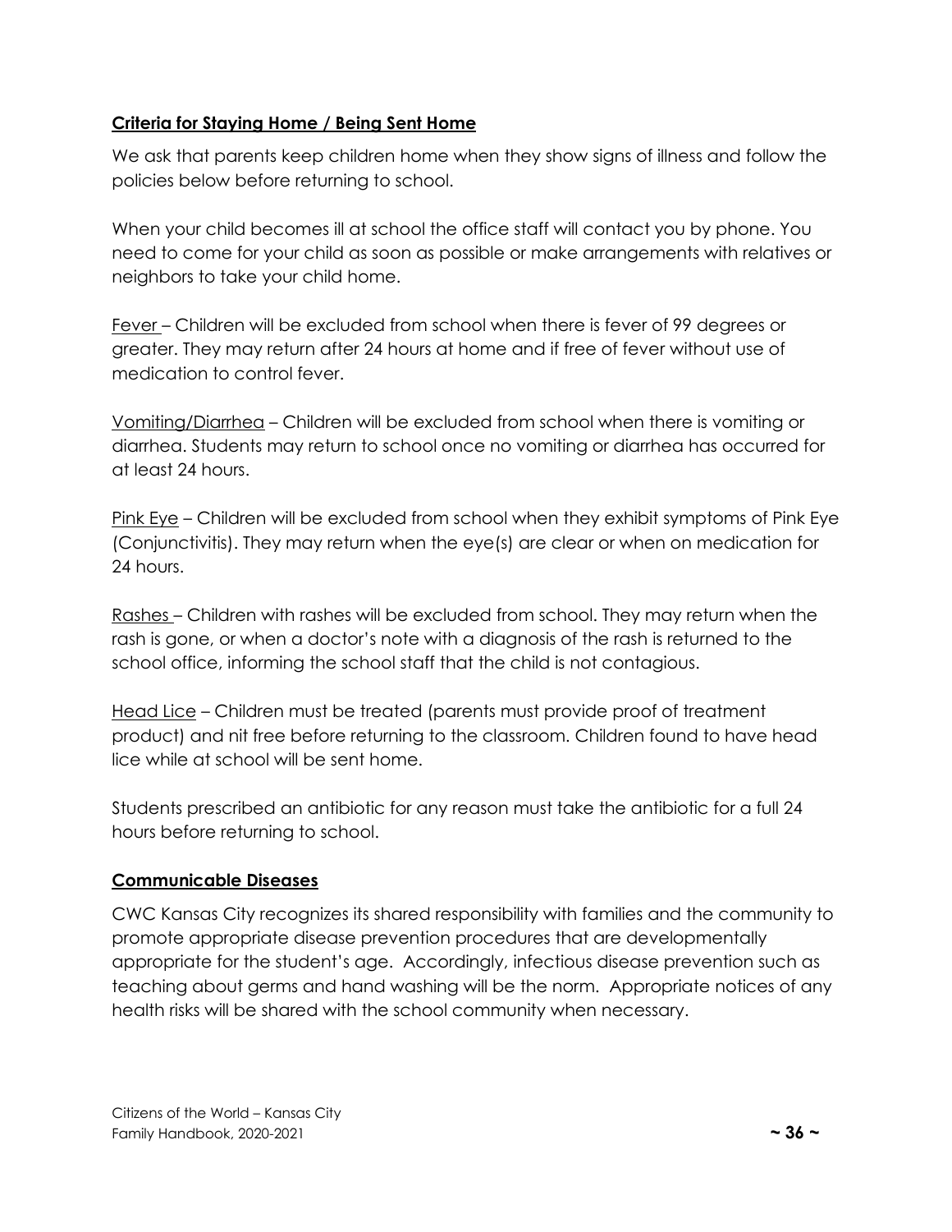## Criteria for Staying Home / Being Sent Home

We ask that parents keep children home when they show signs of illness and follow the policies below before returning to school.

When your child becomes ill at school the office staff will contact you by phone. You need to come for your child as soon as possible or make arrangements with relatives or neighbors to take your child home.

Fever – Children will be excluded from school when there is fever of 99 degrees or greater. They may return after 24 hours at home and if free of fever without use of medication to control fever.

Vomiting/Diarrhea – Children will be excluded from school when there is vomiting or diarrhea. Students may return to school once no vomiting or diarrhea has occurred for at least 24 hours.

Pink Eye – Children will be excluded from school when they exhibit symptoms of Pink Eye (Conjunctivitis). They may return when the eye(s) are clear or when on medication for 24 hours.

Rashes – Children with rashes will be excluded from school. They may return when the rash is gone, or when a doctor's note with a diagnosis of the rash is returned to the school office, informing the school staff that the child is not contagious.

Head Lice – Children must be treated (parents must provide proof of treatment product) and nit free before returning to the classroom. Children found to have head lice while at school will be sent home.

Students prescribed an antibiotic for any reason must take the antibiotic for a full 24 hours before returning to school.

## Communicable Diseases

CWC Kansas City recognizes its shared responsibility with families and the community to promote appropriate disease prevention procedures that are developmentally appropriate for the student's age. Accordingly, infectious disease prevention such as teaching about germs and hand washing will be the norm. Appropriate notices of any health risks will be shared with the school community when necessary.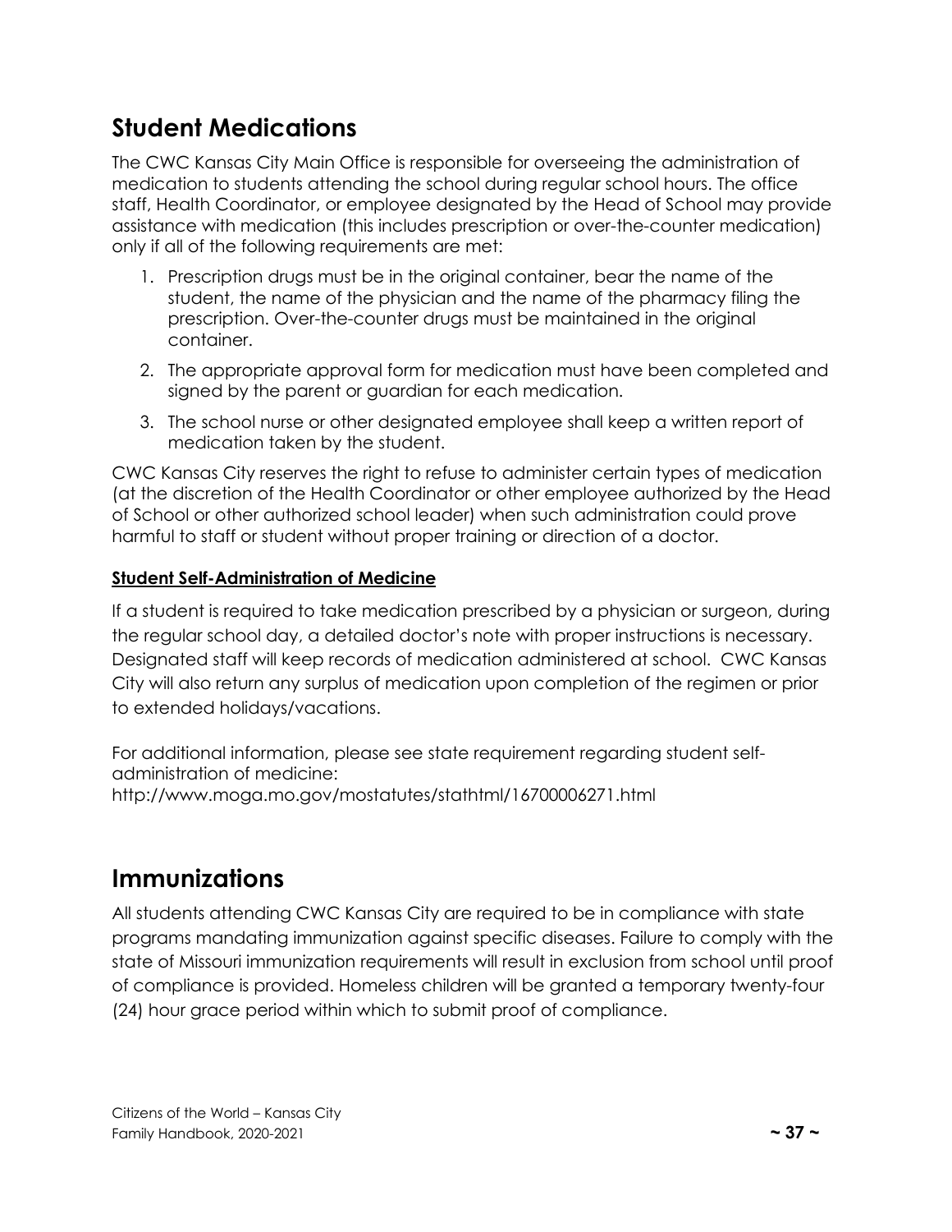## Student Medications

The CWC Kansas City Main Office is responsible for overseeing the administration of medication to students attending the school during regular school hours. The office staff, Health Coordinator, or employee designated by the Head of School may provide assistance with medication (this includes prescription or over-the-counter medication) only if all of the following requirements are met:

1. Prescription drugs must be in the original container, bear the name of the student, the name of the physician and the name of the pharmacy filing the prescription. Over-the-counter drugs must be maintained in the original container.
2. The appropriate approval form for medication must have been completed and signed by the parent or guardian for each medication.
3. The school nurse or other designated employee shall keep a written report of medication taken by the student.

CWC Kansas City reserves the right to refuse to administer certain types of medication (at the discretion of the Health Coordinator or other employee authorized by the Head of School or other authorized school leader) when such administration could prove harmful to staff or student without proper training or direction of a doctor.

**Student Self-Administration of Medicine**

If a student is required to take medication prescribed by a physician or surgeon, during the regular school day, a detailed doctor's note with proper instructions is necessary. Designated staff will keep records of medication administered at school. CWC Kansas City will also return any surplus of medication upon completion of the regimen or prior to extended holidays/vacations.

For additional information, please see state requirement regarding student self-administration of medicine:
http://www.moga.mo.gov/mostatutes/stathtml/16700006271.html

## Immunizations

All students attending CWC Kansas City are required to be in compliance with state programs mandating immunization against specific diseases. Failure to comply with the state of Missouri immunization requirements will result in exclusion from school until proof of compliance is provided. Homeless children will be granted a temporary twenty-four (24) hour grace period within which to submit proof of compliance.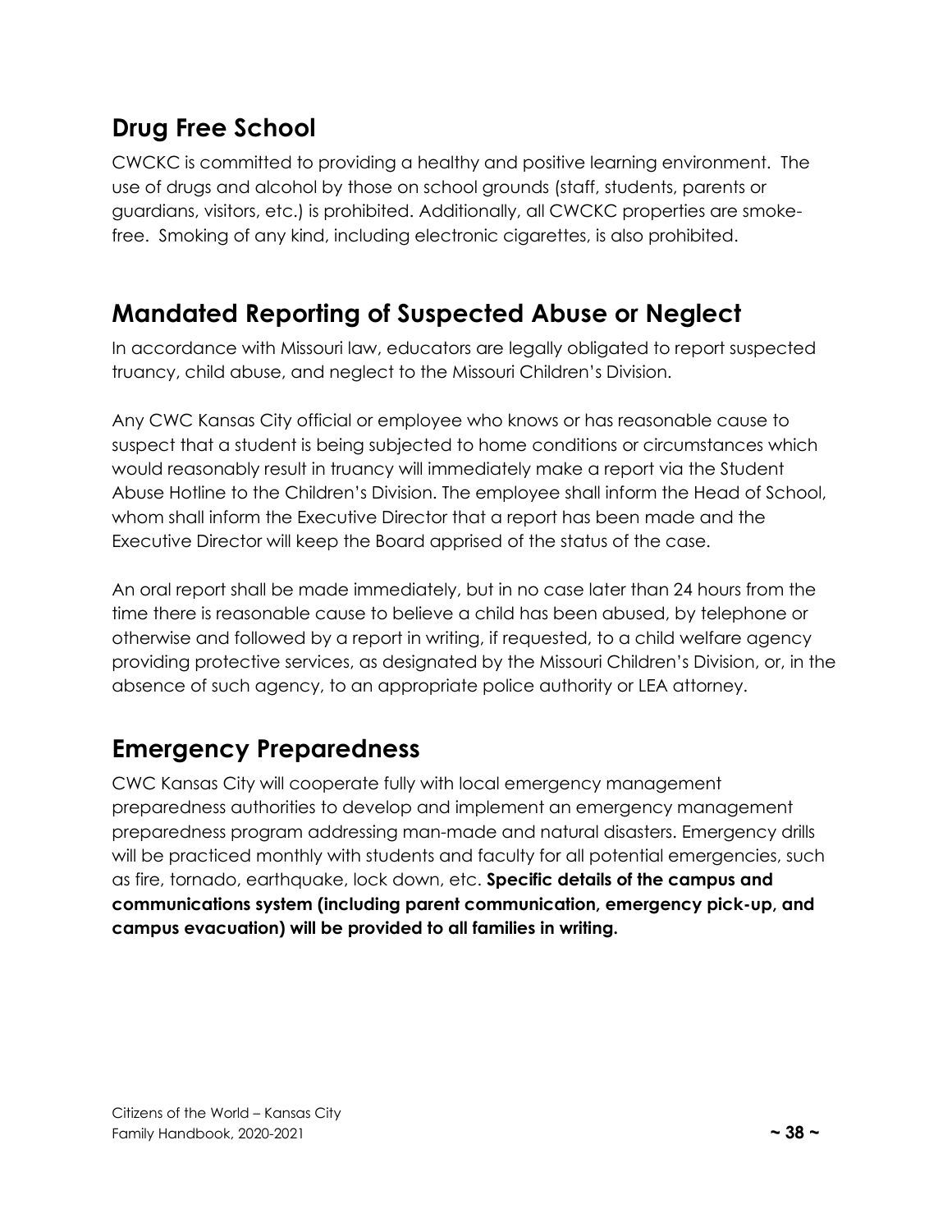## Drug Free School

CWCKC is committed to providing a healthy and positive learning environment. The use of drugs and alcohol by those on school grounds (staff, students, parents or guardians, visitors, etc.) is prohibited. Additionally, all CWCKC properties are smoke-free. Smoking of any kind, including electronic cigarettes, is also prohibited.

## Mandated Reporting of Suspected Abuse or Neglect

In accordance with Missouri law, educators are legally obligated to report suspected truancy, child abuse, and neglect to the Missouri Children's Division.

Any CWC Kansas City official or employee who knows or has reasonable cause to suspect that a student is being subjected to home conditions or circumstances which would reasonably result in truancy will immediately make a report via the Student Abuse Hotline to the Children's Division. The employee shall inform the Head of School, whom shall inform the Executive Director that a report has been made and the Executive Director will keep the Board apprised of the status of the case.

An oral report shall be made immediately, but in no case later than 24 hours from the time there is reasonable cause to believe a child has been abused, by telephone or otherwise and followed by a report in writing, if requested, to a child welfare agency providing protective services, as designated by the Missouri Children's Division, or, in the absence of such agency, to an appropriate police authority or LEA attorney.

## Emergency Preparedness

CWC Kansas City will cooperate fully with local emergency management preparedness authorities to develop and implement an emergency management preparedness program addressing man-made and natural disasters. Emergency drills will be practiced monthly with students and faculty for all potential emergencies, such as fire, tornado, earthquake, lock down, etc. **Specific details of the campus and communications system (including parent communication, emergency pick-up, and campus evacuation) will be provided to all families in writing.**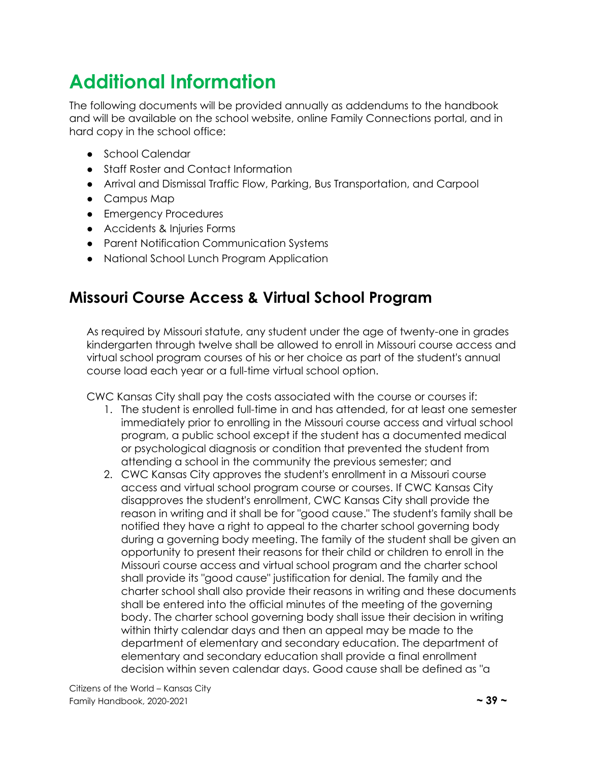# Additional Information

The following documents will be provided annually as addendums to the handbook and will be available on the school website, online Family Connections portal, and in hard copy in the school office:

- School Calendar
- Staff Roster and Contact Information
- Arrival and Dismissal Traffic Flow, Parking, Bus Transportation, and Carpool
- Campus Map
- Emergency Procedures
- Accidents & Injuries Forms
- Parent Notification Communication Systems
- National School Lunch Program Application

## Missouri Course Access & Virtual School Program

As required by Missouri statute, any student under the age of twenty-one in grades kindergarten through twelve shall be allowed to enroll in Missouri course access and virtual school program courses of his or her choice as part of the student's annual course load each year or a full-time virtual school option.

CWC Kansas City shall pay the costs associated with the course or courses if:

1. The student is enrolled full-time in and has attended, for at least one semester immediately prior to enrolling in the Missouri course access and virtual school program, a public school except if the student has a documented medical or psychological diagnosis or condition that prevented the student from attending a school in the community the previous semester; and
2. CWC Kansas City approves the student's enrollment in a Missouri course access and virtual school program course or courses. If CWC Kansas City disapproves the student's enrollment, CWC Kansas City shall provide the reason in writing and it shall be for "good cause." The student's family shall be notified they have a right to appeal to the charter school governing body during a governing body meeting. The family of the student shall be given an opportunity to present their reasons for their child or children to enroll in the Missouri course access and virtual school program and the charter school shall provide its "good cause" justification for denial. The family and the charter school shall also provide their reasons in writing and these documents shall be entered into the official minutes of the meeting of the governing body. The charter school governing body shall issue their decision in writing within thirty calendar days and then an appeal may be made to the department of elementary and secondary education. The department of elementary and secondary education shall provide a final enrollment decision within seven calendar days. Good cause shall be defined as "a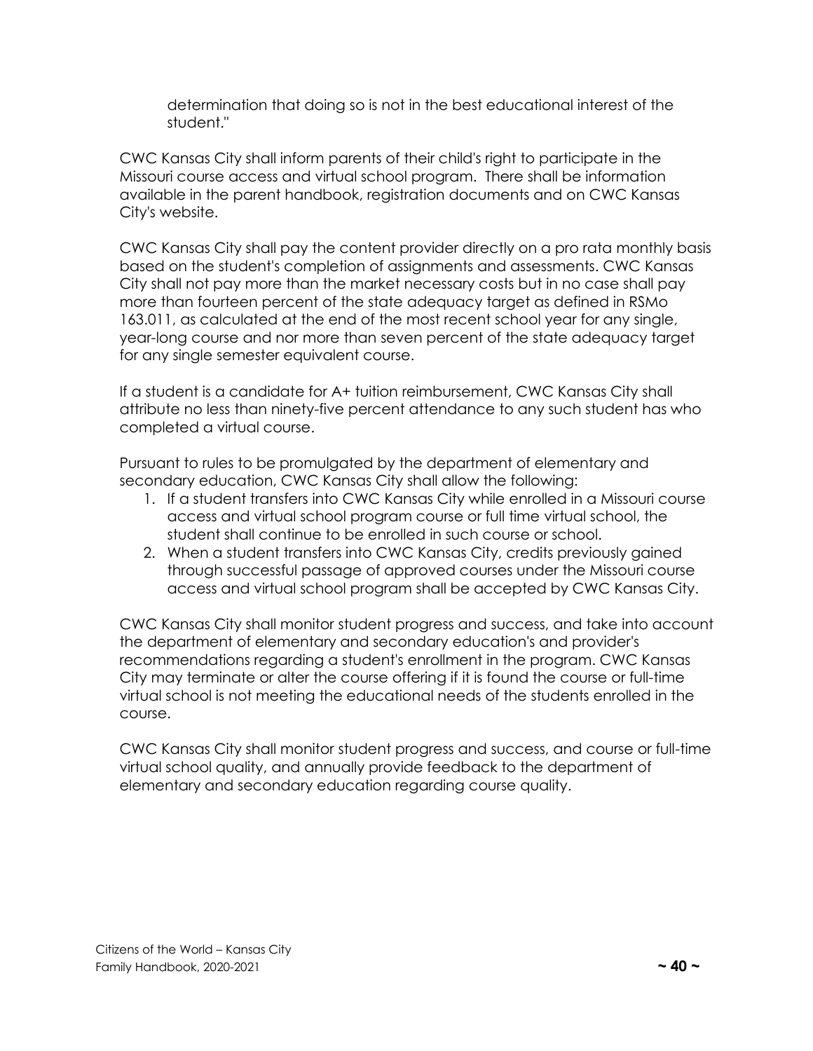determination that doing so is not in the best educational interest of the student."

CWC Kansas City shall inform parents of their child's right to participate in the Missouri course access and virtual school program. There shall be information available in the parent handbook, registration documents and on CWC Kansas City's website.

CWC Kansas City shall pay the content provider directly on a pro rata monthly basis based on the student's completion of assignments and assessments. CWC Kansas City shall not pay more than the market necessary costs but in no case shall pay more than fourteen percent of the state adequacy target as defined in RSMo 163.011, as calculated at the end of the most recent school year for any single, year-long course and nor more than seven percent of the state adequacy target for any single semester equivalent course.

If a student is a candidate for A+ tuition reimbursement, CWC Kansas City shall attribute no less than ninety-five percent attendance to any such student has who completed a virtual course.

Pursuant to rules to be promulgated by the department of elementary and secondary education, CWC Kansas City shall allow the following:

1. If a student transfers into CWC Kansas City while enrolled in a Missouri course access and virtual school program course or full time virtual school, the student shall continue to be enrolled in such course or school.
2. When a student transfers into CWC Kansas City, credits previously gained through successful passage of approved courses under the Missouri course access and virtual school program shall be accepted by CWC Kansas City.

CWC Kansas City shall monitor student progress and success, and take into account the department of elementary and secondary education's and provider's recommendations regarding a student's enrollment in the program. CWC Kansas City may terminate or alter the course offering if it is found the course or full-time virtual school is not meeting the educational needs of the students enrolled in the course.

CWC Kansas City shall monitor student progress and success, and course or full-time virtual school quality, and annually provide feedback to the department of elementary and secondary education regarding course quality.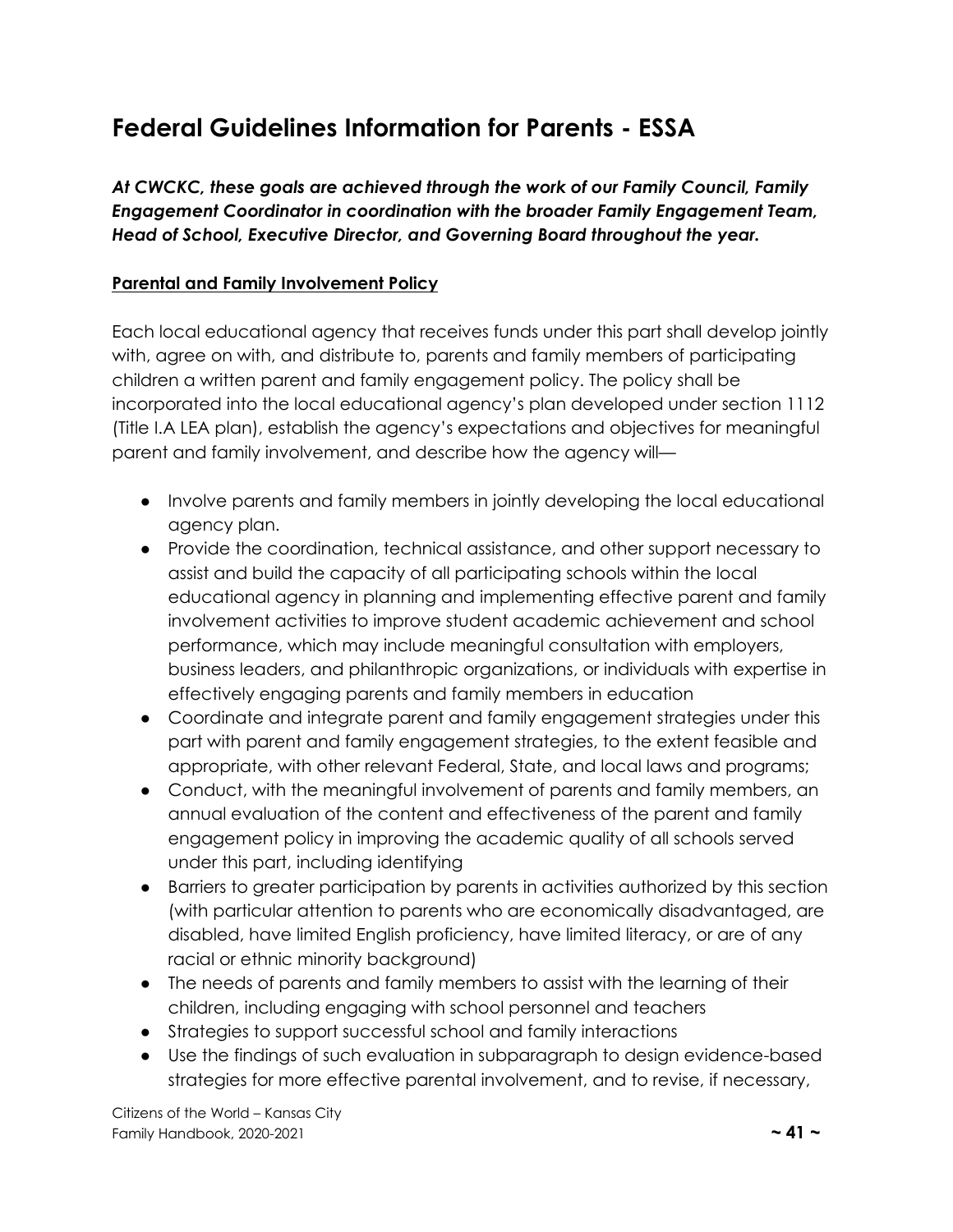# Federal Guidelines Information for Parents - ESSA

***At CWCKC, these goals are achieved through the work of our Family Council, Family Engagement Coordinator in coordination with the broader Family Engagement Team, Head of School, Executive Director, and Governing Board throughout the year.***

**Parental and Family Involvement Policy**

Each local educational agency that receives funds under this part shall develop jointly with, agree on with, and distribute to, parents and family members of participating children a written parent and family engagement policy. The policy shall be incorporated into the local educational agency's plan developed under section 1112 (Title I.A LEA plan), establish the agency's expectations and objectives for meaningful parent and family involvement, and describe how the agency will—

- Involve parents and family members in jointly developing the local educational agency plan.
- Provide the coordination, technical assistance, and other support necessary to assist and build the capacity of all participating schools within the local educational agency in planning and implementing effective parent and family involvement activities to improve student academic achievement and school performance, which may include meaningful consultation with employers, business leaders, and philanthropic organizations, or individuals with expertise in effectively engaging parents and family members in education
- Coordinate and integrate parent and family engagement strategies under this part with parent and family engagement strategies, to the extent feasible and appropriate, with other relevant Federal, State, and local laws and programs;
- Conduct, with the meaningful involvement of parents and family members, an annual evaluation of the content and effectiveness of the parent and family engagement policy in improving the academic quality of all schools served under this part, including identifying
- Barriers to greater participation by parents in activities authorized by this section (with particular attention to parents who are economically disadvantaged, are disabled, have limited English proficiency, have limited literacy, or are of any racial or ethnic minority background)
- The needs of parents and family members to assist with the learning of their children, including engaging with school personnel and teachers
- Strategies to support successful school and family interactions
- Use the findings of such evaluation in subparagraph to design evidence-based strategies for more effective parental involvement, and to revise, if necessary,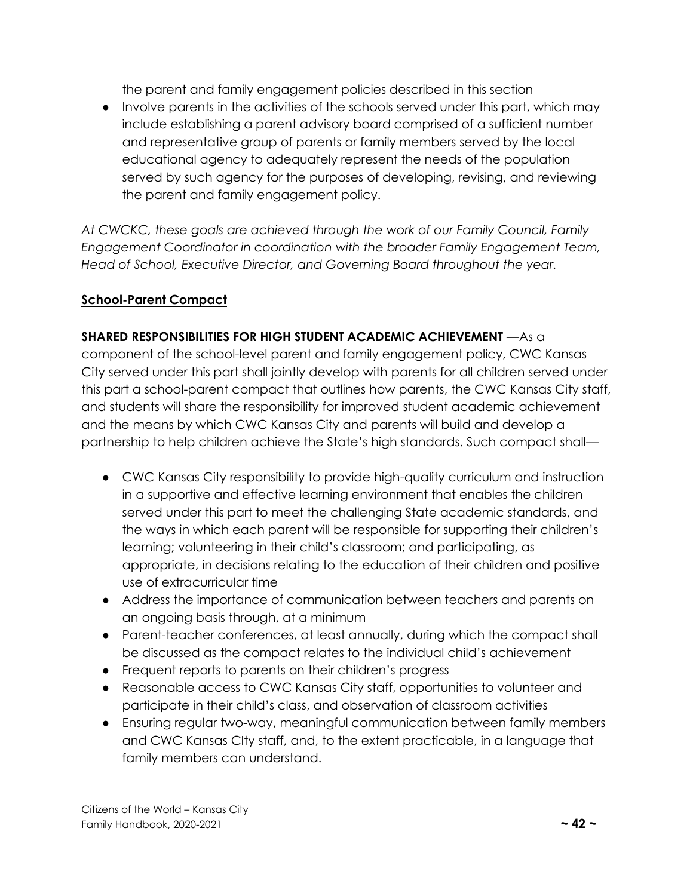the parent and family engagement policies described in this section

- Involve parents in the activities of the schools served under this part, which may include establishing a parent advisory board comprised of a sufficient number and representative group of parents or family members served by the local educational agency to adequately represent the needs of the population served by such agency for the purposes of developing, revising, and reviewing the parent and family engagement policy.

*At CWCKC, these goals are achieved through the work of our Family Council, Family Engagement Coordinator in coordination with the broader Family Engagement Team, Head of School, Executive Director, and Governing Board throughout the year.*

## School-Parent Compact

**SHARED RESPONSIBILITIES FOR HIGH STUDENT ACADEMIC ACHIEVEMENT** —As a component of the school-level parent and family engagement policy, CWC Kansas City served under this part shall jointly develop with parents for all children served under this part a school-parent compact that outlines how parents, the CWC Kansas City staff, and students will share the responsibility for improved student academic achievement and the means by which CWC Kansas City and parents will build and develop a partnership to help children achieve the State's high standards. Such compact shall—

- CWC Kansas City responsibility to provide high-quality curriculum and instruction in a supportive and effective learning environment that enables the children served under this part to meet the challenging State academic standards, and the ways in which each parent will be responsible for supporting their children's learning; volunteering in their child's classroom; and participating, as appropriate, in decisions relating to the education of their children and positive use of extracurricular time
- Address the importance of communication between teachers and parents on an ongoing basis through, at a minimum
- Parent-teacher conferences, at least annually, during which the compact shall be discussed as the compact relates to the individual child's achievement
- Frequent reports to parents on their children's progress
- Reasonable access to CWC Kansas City staff, opportunities to volunteer and participate in their child's class, and observation of classroom activities
- Ensuring regular two-way, meaningful communication between family members and CWC Kansas CIty staff, and, to the extent practicable, in a language that family members can understand.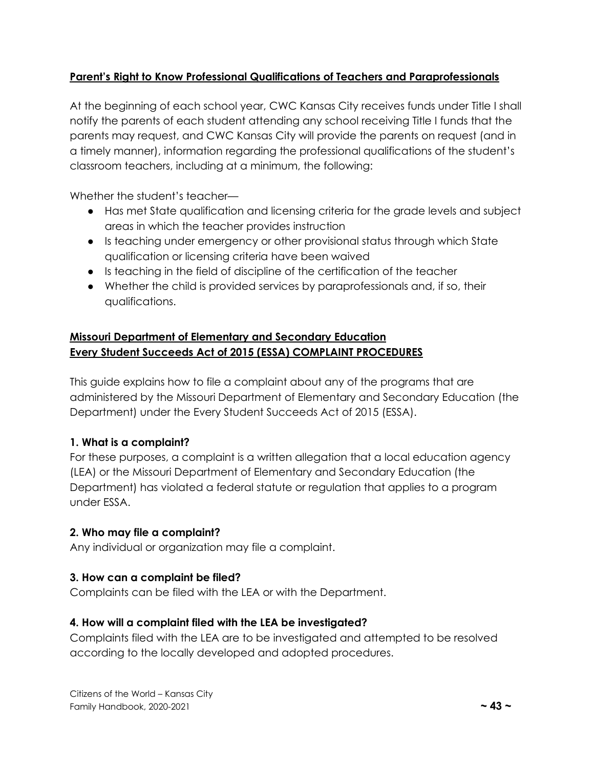**Parent's Right to Know Professional Qualifications of Teachers and Paraprofessionals**

At the beginning of each school year, CWC Kansas City receives funds under Title I shall notify the parents of each student attending any school receiving Title I funds that the parents may request, and CWC Kansas City will provide the parents on request (and in a timely manner), information regarding the professional qualifications of the student's classroom teachers, including at a minimum, the following:

Whether the student's teacher—

- Has met State qualification and licensing criteria for the grade levels and subject areas in which the teacher provides instruction
- Is teaching under emergency or other provisional status through which State qualification or licensing criteria have been waived
- Is teaching in the field of discipline of the certification of the teacher
- Whether the child is provided services by paraprofessionals and, if so, their qualifications.

**Missouri Department of Elementary and Secondary Education**
**Every Student Succeeds Act of 2015 (ESSA) COMPLAINT PROCEDURES**

This guide explains how to file a complaint about any of the programs that are administered by the Missouri Department of Elementary and Secondary Education (the Department) under the Every Student Succeeds Act of 2015 (ESSA).

**1. What is a complaint?**
For these purposes, a complaint is a written allegation that a local education agency (LEA) or the Missouri Department of Elementary and Secondary Education (the Department) has violated a federal statute or regulation that applies to a program under ESSA.

**2. Who may file a complaint?**
Any individual or organization may file a complaint.

**3. How can a complaint be filed?**
Complaints can be filed with the LEA or with the Department.

**4. How will a complaint filed with the LEA be investigated?**
Complaints filed with the LEA are to be investigated and attempted to be resolved according to the locally developed and adopted procedures.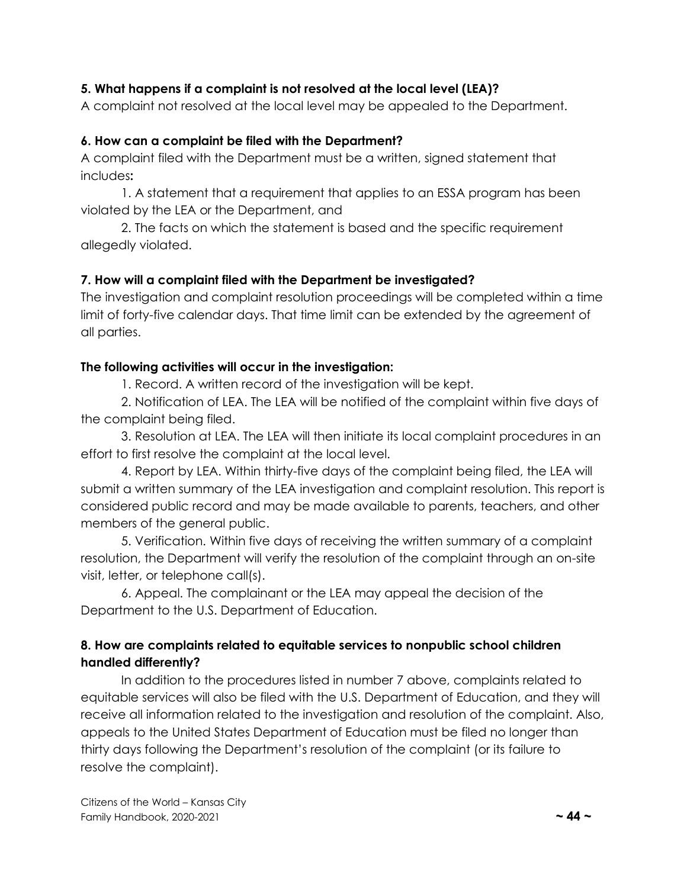**5. What happens if a complaint is not resolved at the local level (LEA)?**

A complaint not resolved at the local level may be appealed to the Department.

**6. How can a complaint be filed with the Department?**

A complaint filed with the Department must be a written, signed statement that includes**:**

1. A statement that a requirement that applies to an ESSA program has been violated by the LEA or the Department, and
2. The facts on which the statement is based and the specific requirement allegedly violated.

**7. How will a complaint filed with the Department be investigated?**

The investigation and complaint resolution proceedings will be completed within a time limit of forty-five calendar days. That time limit can be extended by the agreement of all parties.

**The following activities will occur in the investigation:**

1. Record. A written record of the investigation will be kept.
2. Notification of LEA. The LEA will be notified of the complaint within five days of the complaint being filed.
3. Resolution at LEA. The LEA will then initiate its local complaint procedures in an effort to first resolve the complaint at the local level.
4. Report by LEA. Within thirty-five days of the complaint being filed, the LEA will submit a written summary of the LEA investigation and complaint resolution. This report is considered public record and may be made available to parents, teachers, and other members of the general public.
5. Verification. Within five days of receiving the written summary of a complaint resolution, the Department will verify the resolution of the complaint through an on-site visit, letter, or telephone call(s).
6. Appeal. The complainant or the LEA may appeal the decision of the Department to the U.S. Department of Education.

**8. How are complaints related to equitable services to nonpublic school children handled differently?**

In addition to the procedures listed in number 7 above, complaints related to equitable services will also be filed with the U.S. Department of Education, and they will receive all information related to the investigation and resolution of the complaint. Also, appeals to the United States Department of Education must be filed no longer than thirty days following the Department's resolution of the complaint (or its failure to resolve the complaint).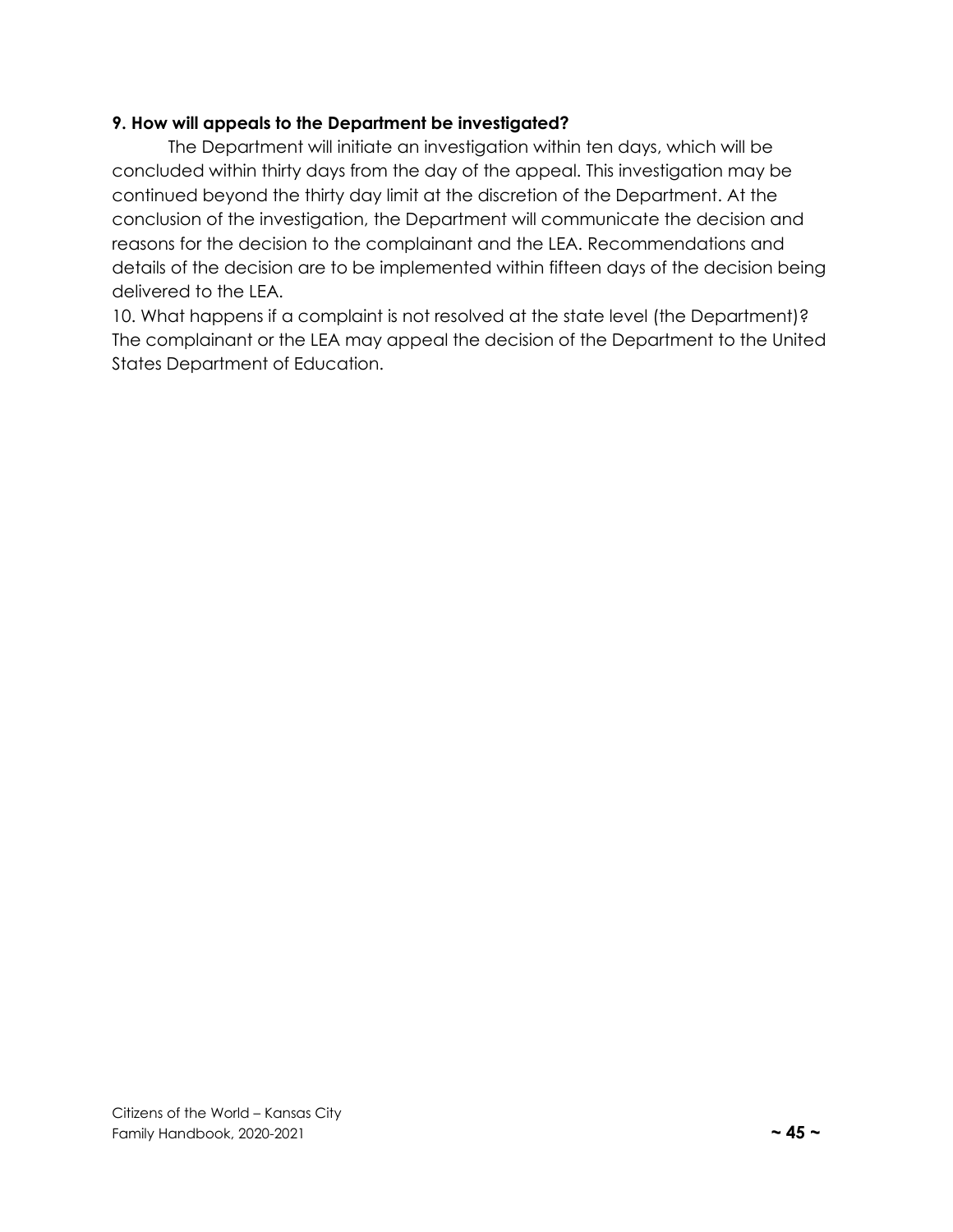**9. How will appeals to the Department be investigated?**

The Department will initiate an investigation within ten days, which will be concluded within thirty days from the day of the appeal. This investigation may be continued beyond the thirty day limit at the discretion of the Department. At the conclusion of the investigation, the Department will communicate the decision and reasons for the decision to the complainant and the LEA. Recommendations and details of the decision are to be implemented within fifteen days of the decision being delivered to the LEA.

10. What happens if a complaint is not resolved at the state level (the Department)? The complainant or the LEA may appeal the decision of the Department to the United States Department of Education.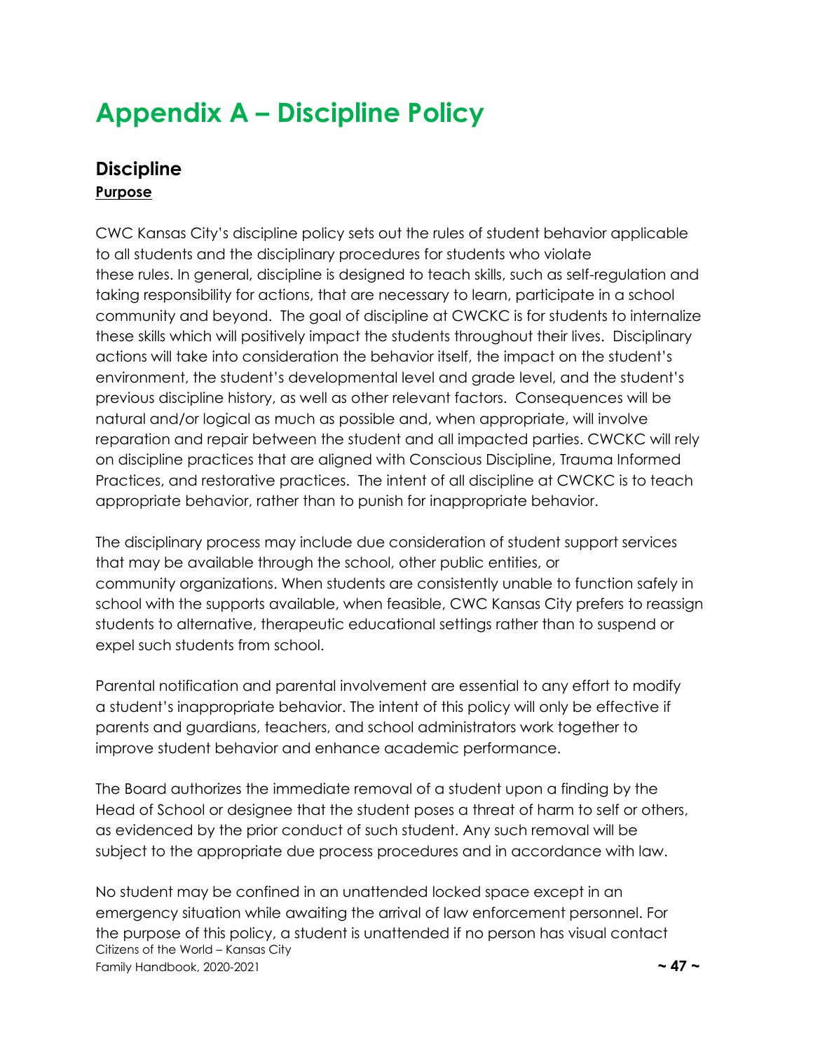# Appendix A – Discipline Policy

## Discipline

**Purpose**

CWC Kansas City's discipline policy sets out the rules of student behavior applicable to all students and the disciplinary procedures for students who violate these rules. In general, discipline is designed to teach skills, such as self-regulation and taking responsibility for actions, that are necessary to learn, participate in a school community and beyond. The goal of discipline at CWCKC is for students to internalize these skills which will positively impact the students throughout their lives. Disciplinary actions will take into consideration the behavior itself, the impact on the student's environment, the student's developmental level and grade level, and the student's previous discipline history, as well as other relevant factors. Consequences will be natural and/or logical as much as possible and, when appropriate, will involve reparation and repair between the student and all impacted parties. CWCKC will rely on discipline practices that are aligned with Conscious Discipline, Trauma Informed Practices, and restorative practices. The intent of all discipline at CWCKC is to teach appropriate behavior, rather than to punish for inappropriate behavior.

The disciplinary process may include due consideration of student support services that may be available through the school, other public entities, or community organizations. When students are consistently unable to function safely in school with the supports available, when feasible, CWC Kansas City prefers to reassign students to alternative, therapeutic educational settings rather than to suspend or expel such students from school.

Parental notification and parental involvement are essential to any effort to modify a student's inappropriate behavior. The intent of this policy will only be effective if parents and guardians, teachers, and school administrators work together to improve student behavior and enhance academic performance.

The Board authorizes the immediate removal of a student upon a finding by the Head of School or designee that the student poses a threat of harm to self or others, as evidenced by the prior conduct of such student. Any such removal will be subject to the appropriate due process procedures and in accordance with law.

No student may be confined in an unattended locked space except in an emergency situation while awaiting the arrival of law enforcement personnel. For the purpose of this policy, a student is unattended if no person has visual contact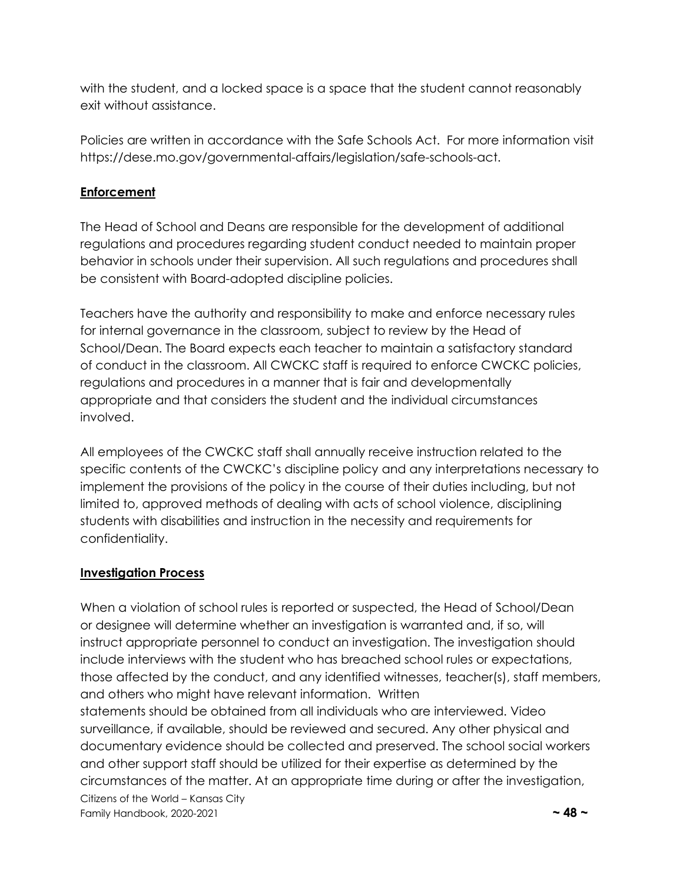with the student, and a locked space is a space that the student cannot reasonably exit without assistance.

Policies are written in accordance with the Safe Schools Act. For more information visit https://dese.mo.gov/governmental-affairs/legislation/safe-schools-act.

**Enforcement**

The Head of School and Deans are responsible for the development of additional regulations and procedures regarding student conduct needed to maintain proper behavior in schools under their supervision. All such regulations and procedures shall be consistent with Board-adopted discipline policies.

Teachers have the authority and responsibility to make and enforce necessary rules for internal governance in the classroom, subject to review by the Head of School/Dean. The Board expects each teacher to maintain a satisfactory standard of conduct in the classroom. All CWCKC staff is required to enforce CWCKC policies, regulations and procedures in a manner that is fair and developmentally appropriate and that considers the student and the individual circumstances involved.

All employees of the CWCKC staff shall annually receive instruction related to the specific contents of the CWCKC's discipline policy and any interpretations necessary to implement the provisions of the policy in the course of their duties including, but not limited to, approved methods of dealing with acts of school violence, disciplining students with disabilities and instruction in the necessity and requirements for confidentiality.

**Investigation Process**

When a violation of school rules is reported or suspected, the Head of School/Dean or designee will determine whether an investigation is warranted and, if so, will instruct appropriate personnel to conduct an investigation. The investigation should include interviews with the student who has breached school rules or expectations, those affected by the conduct, and any identified witnesses, teacher(s), staff members, and others who might have relevant information. Written statements should be obtained from all individuals who are interviewed. Video surveillance, if available, should be reviewed and secured. Any other physical and documentary evidence should be collected and preserved. The school social workers and other support staff should be utilized for their expertise as determined by the circumstances of the matter. At an appropriate time during or after the investigation,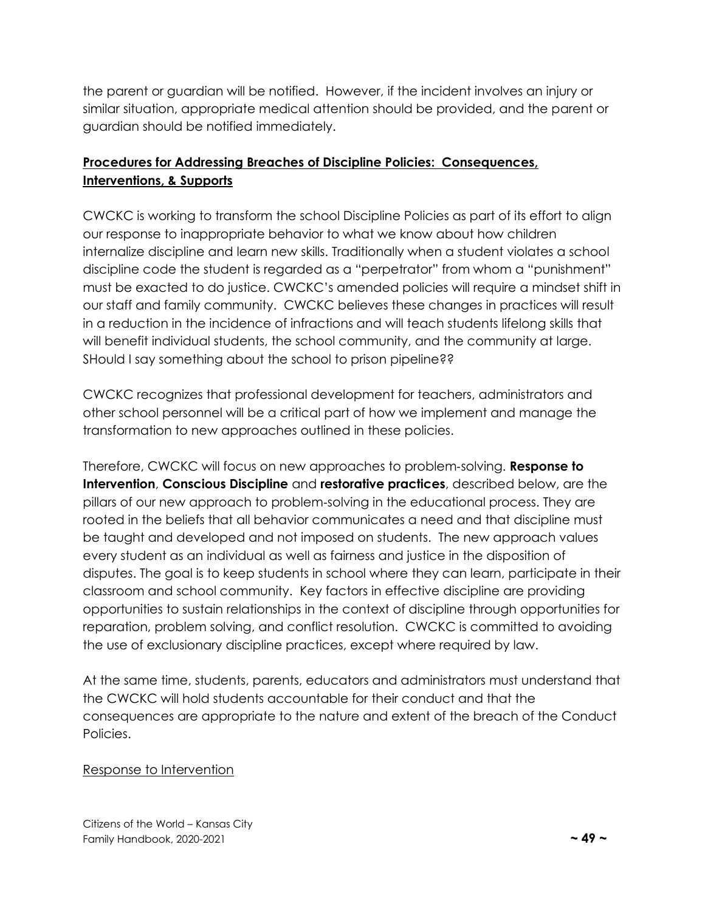the parent or guardian will be notified. However, if the incident involves an injury or similar situation, appropriate medical attention should be provided, and the parent or guardian should be notified immediately.

**Procedures for Addressing Breaches of Discipline Policies: Consequences, Interventions, & Supports**

CWCKC is working to transform the school Discipline Policies as part of its effort to align our response to inappropriate behavior to what we know about how children internalize discipline and learn new skills. Traditionally when a student violates a school discipline code the student is regarded as a "perpetrator" from whom a "punishment" must be exacted to do justice. CWCKC's amended policies will require a mindset shift in our staff and family community. CWCKC believes these changes in practices will result in a reduction in the incidence of infractions and will teach students lifelong skills that will benefit individual students, the school community, and the community at large. SHould I say something about the school to prison pipeline??

CWCKC recognizes that professional development for teachers, administrators and other school personnel will be a critical part of how we implement and manage the transformation to new approaches outlined in these policies.

Therefore, CWCKC will focus on new approaches to problem-solving. **Response to Intervention**, **Conscious Discipline** and **restorative practices**, described below, are the pillars of our new approach to problem-solving in the educational process. They are rooted in the beliefs that all behavior communicates a need and that discipline must be taught and developed and not imposed on students. The new approach values every student as an individual as well as fairness and justice in the disposition of disputes. The goal is to keep students in school where they can learn, participate in their classroom and school community. Key factors in effective discipline are providing opportunities to sustain relationships in the context of discipline through opportunities for reparation, problem solving, and conflict resolution. CWCKC is committed to avoiding the use of exclusionary discipline practices, except where required by law.

At the same time, students, parents, educators and administrators must understand that the CWCKC will hold students accountable for their conduct and that the consequences are appropriate to the nature and extent of the breach of the Conduct Policies.

Response to Intervention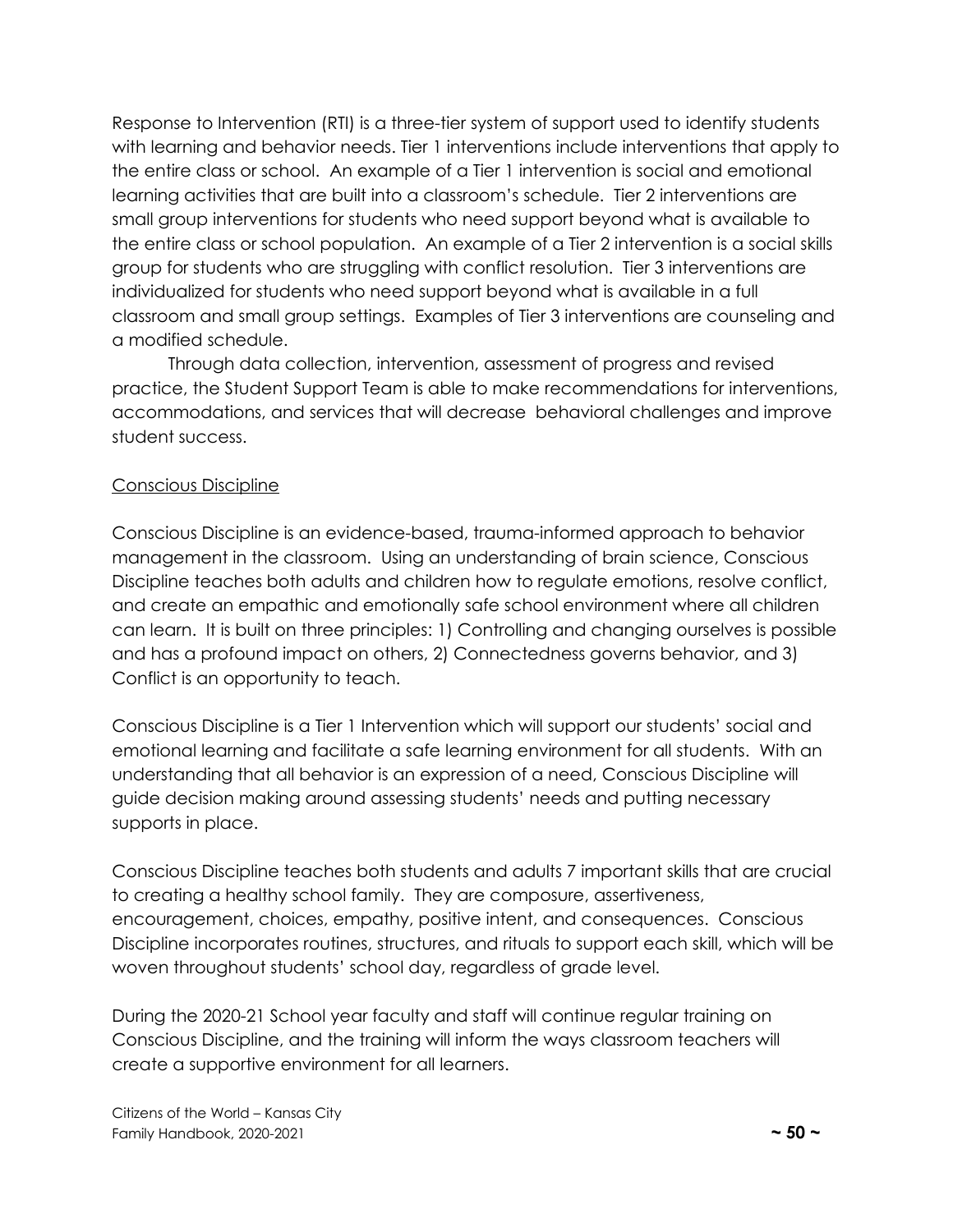Response to Intervention (RTI) is a three-tier system of support used to identify students with learning and behavior needs. Tier 1 interventions include interventions that apply to the entire class or school. An example of a Tier 1 intervention is social and emotional learning activities that are built into a classroom's schedule. Tier 2 interventions are small group interventions for students who need support beyond what is available to the entire class or school population. An example of a Tier 2 intervention is a social skills group for students who are struggling with conflict resolution. Tier 3 interventions are individualized for students who need support beyond what is available in a full classroom and small group settings. Examples of Tier 3 interventions are counseling and a modified schedule.

Through data collection, intervention, assessment of progress and revised practice, the Student Support Team is able to make recommendations for interventions, accommodations, and services that will decrease behavioral challenges and improve student success.

Conscious Discipline

Conscious Discipline is an evidence-based, trauma-informed approach to behavior management in the classroom. Using an understanding of brain science, Conscious Discipline teaches both adults and children how to regulate emotions, resolve conflict, and create an empathic and emotionally safe school environment where all children can learn. It is built on three principles: 1) Controlling and changing ourselves is possible and has a profound impact on others, 2) Connectedness governs behavior, and 3) Conflict is an opportunity to teach.

Conscious Discipline is a Tier 1 Intervention which will support our students' social and emotional learning and facilitate a safe learning environment for all students. With an understanding that all behavior is an expression of a need, Conscious Discipline will guide decision making around assessing students' needs and putting necessary supports in place.

Conscious Discipline teaches both students and adults 7 important skills that are crucial to creating a healthy school family. They are composure, assertiveness, encouragement, choices, empathy, positive intent, and consequences. Conscious Discipline incorporates routines, structures, and rituals to support each skill, which will be woven throughout students' school day, regardless of grade level.

During the 2020-21 School year faculty and staff will continue regular training on Conscious Discipline, and the training will inform the ways classroom teachers will create a supportive environment for all learners.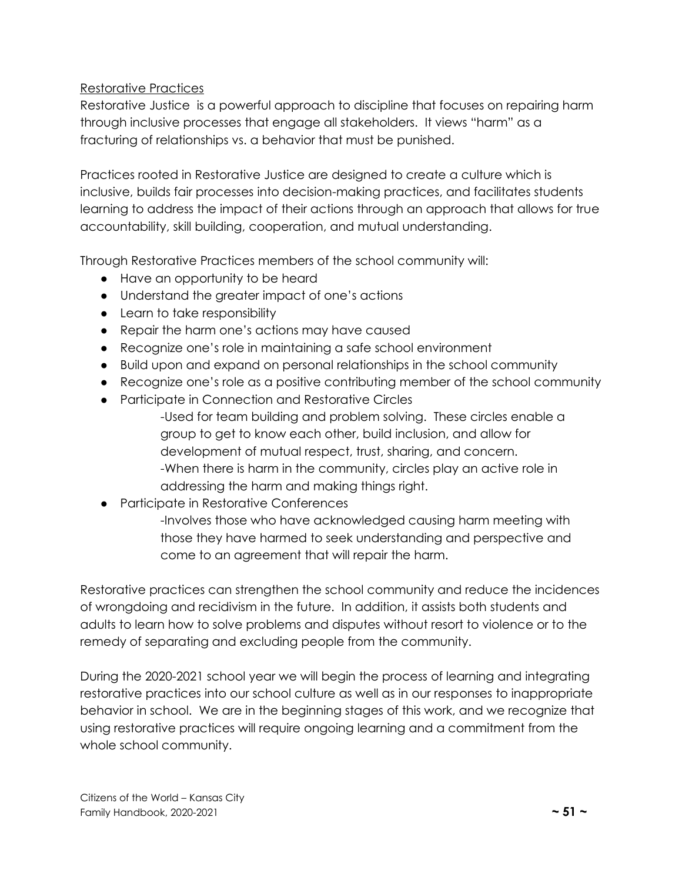## Restorative Practices

Restorative Justice is a powerful approach to discipline that focuses on repairing harm through inclusive processes that engage all stakeholders. It views "harm" as a fracturing of relationships vs. a behavior that must be punished.

Practices rooted in Restorative Justice are designed to create a culture which is inclusive, builds fair processes into decision-making practices, and facilitates students learning to address the impact of their actions through an approach that allows for true accountability, skill building, cooperation, and mutual understanding.

Through Restorative Practices members of the school community will:

- Have an opportunity to be heard
- Understand the greater impact of one's actions
- Learn to take responsibility
- Repair the harm one's actions may have caused
- Recognize one's role in maintaining a safe school environment
- Build upon and expand on personal relationships in the school community
- Recognize one's role as a positive contributing member of the school community
- Participate in Connection and Restorative Circles
  - -Used for team building and problem solving. These circles enable a group to get to know each other, build inclusion, and allow for development of mutual respect, trust, sharing, and concern.
  - -When there is harm in the community, circles play an active role in addressing the harm and making things right.
- Participate in Restorative Conferences
  - -Involves those who have acknowledged causing harm meeting with those they have harmed to seek understanding and perspective and come to an agreement that will repair the harm.

Restorative practices can strengthen the school community and reduce the incidences of wrongdoing and recidivism in the future. In addition, it assists both students and adults to learn how to solve problems and disputes without resort to violence or to the remedy of separating and excluding people from the community.

During the 2020-2021 school year we will begin the process of learning and integrating restorative practices into our school culture as well as in our responses to inappropriate behavior in school. We are in the beginning stages of this work, and we recognize that using restorative practices will require ongoing learning and a commitment from the whole school community.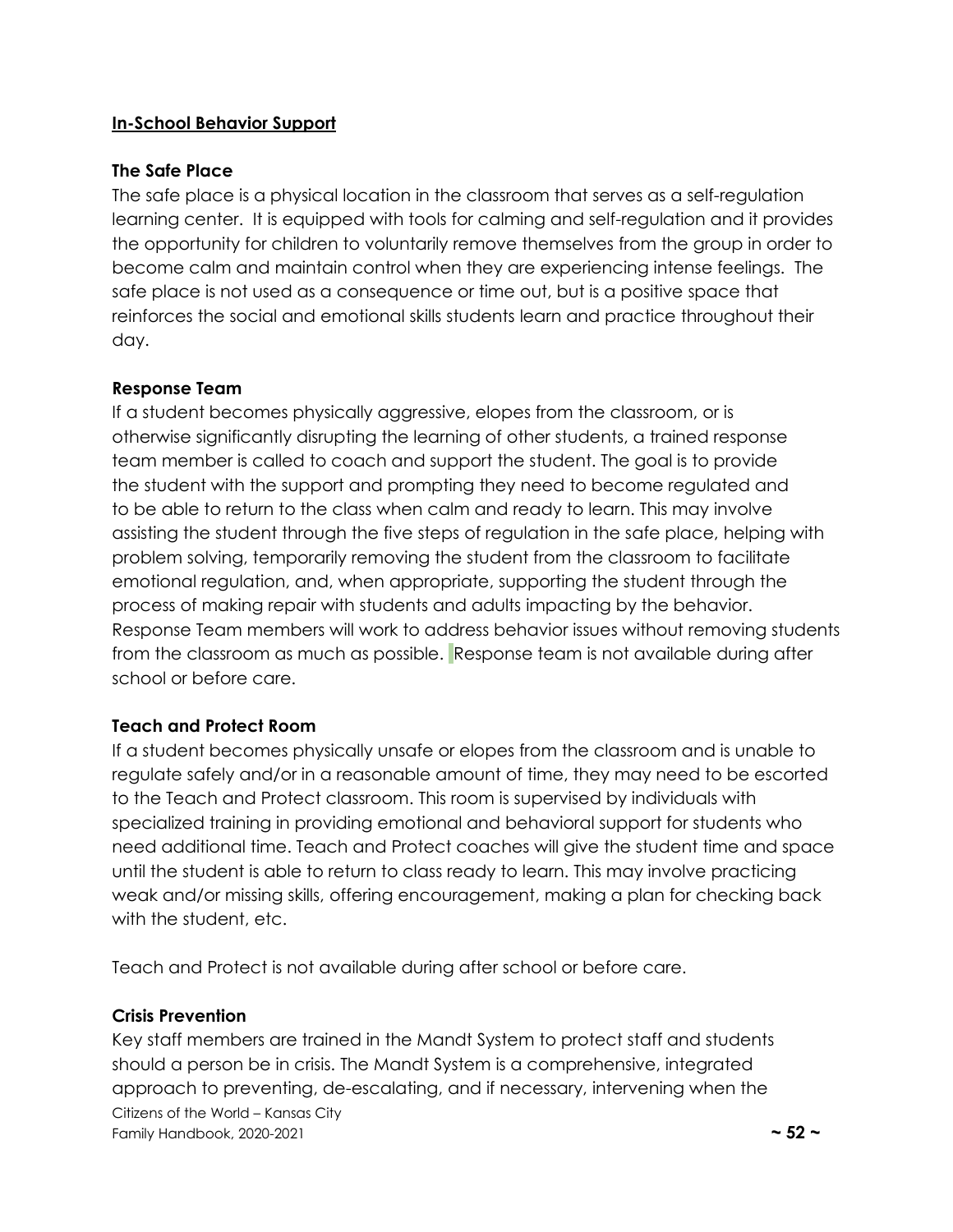## In-School Behavior Support

### The Safe Place

The safe place is a physical location in the classroom that serves as a self-regulation learning center. It is equipped with tools for calming and self-regulation and it provides the opportunity for children to voluntarily remove themselves from the group in order to become calm and maintain control when they are experiencing intense feelings. The safe place is not used as a consequence or time out, but is a positive space that reinforces the social and emotional skills students learn and practice throughout their day.

### Response Team

If a student becomes physically aggressive, elopes from the classroom, or is otherwise significantly disrupting the learning of other students, a trained response team member is called to coach and support the student. The goal is to provide the student with the support and prompting they need to become regulated and to be able to return to the class when calm and ready to learn. This may involve assisting the student through the five steps of regulation in the safe place, helping with problem solving, temporarily removing the student from the classroom to facilitate emotional regulation, and, when appropriate, supporting the student through the process of making repair with students and adults impacting by the behavior. Response Team members will work to address behavior issues without removing students from the classroom as much as possible. Response team is not available during after school or before care.

### Teach and Protect Room

If a student becomes physically unsafe or elopes from the classroom and is unable to regulate safely and/or in a reasonable amount of time, they may need to be escorted to the Teach and Protect classroom. This room is supervised by individuals with specialized training in providing emotional and behavioral support for students who need additional time. Teach and Protect coaches will give the student time and space until the student is able to return to class ready to learn. This may involve practicing weak and/or missing skills, offering encouragement, making a plan for checking back with the student, etc.

Teach and Protect is not available during after school or before care.

### Crisis Prevention

Key staff members are trained in the Mandt System to protect staff and students should a person be in crisis. The Mandt System is a comprehensive, integrated approach to preventing, de-escalating, and if necessary, intervening when the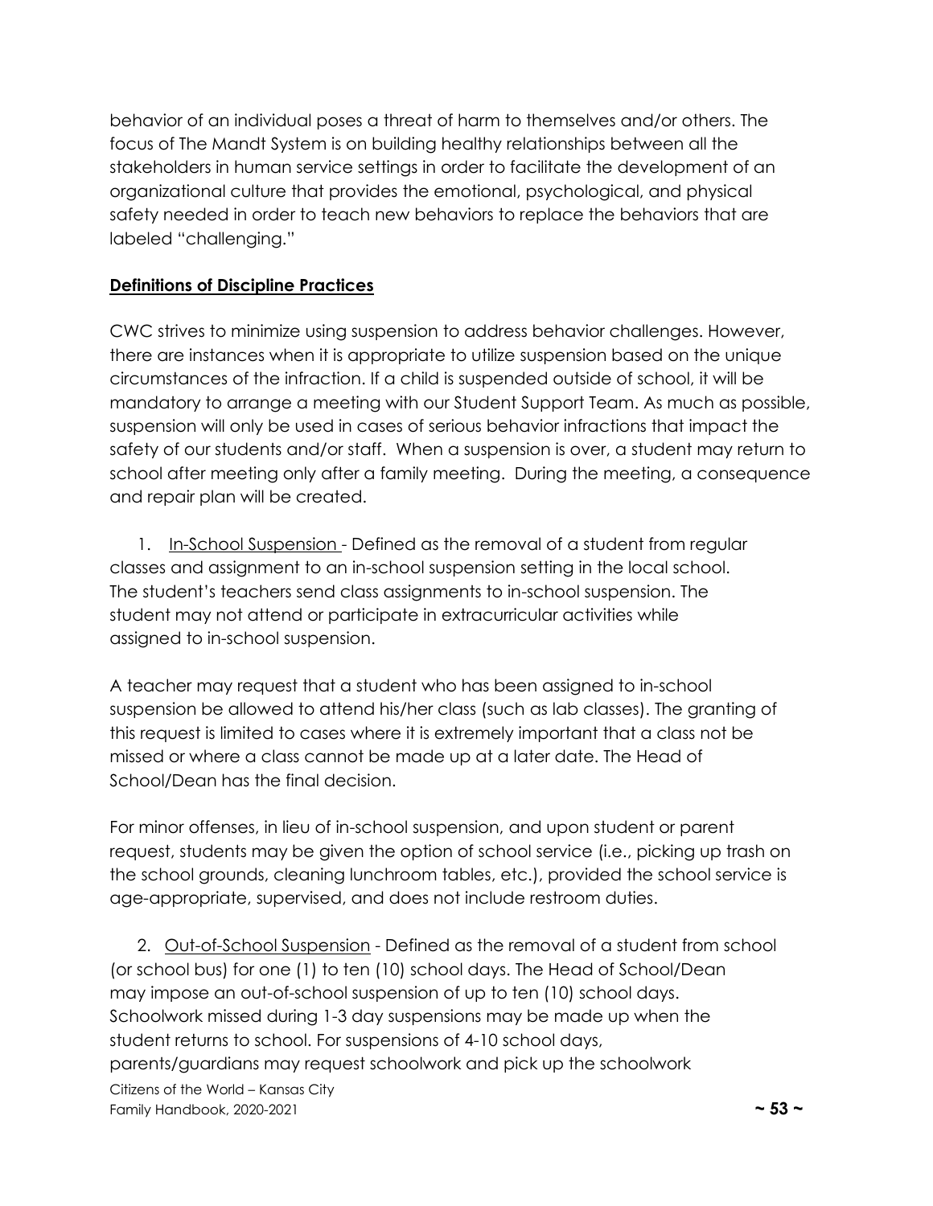behavior of an individual poses a threat of harm to themselves and/or others. The focus of The Mandt System is on building healthy relationships between all the stakeholders in human service settings in order to facilitate the development of an organizational culture that provides the emotional, psychological, and physical safety needed in order to teach new behaviors to replace the behaviors that are labeled "challenging."

## **Definitions of Discipline Practices**

CWC strives to minimize using suspension to address behavior challenges. However, there are instances when it is appropriate to utilize suspension based on the unique circumstances of the infraction. If a child is suspended outside of school, it will be mandatory to arrange a meeting with our Student Support Team. As much as possible, suspension will only be used in cases of serious behavior infractions that impact the safety of our students and/or staff. When a suspension is over, a student may return to school after meeting only after a family meeting. During the meeting, a consequence and repair plan will be created.

1. In-School Suspension - Defined as the removal of a student from regular classes and assignment to an in-school suspension setting in the local school. The student's teachers send class assignments to in-school suspension. The student may not attend or participate in extracurricular activities while assigned to in-school suspension.

A teacher may request that a student who has been assigned to in-school suspension be allowed to attend his/her class (such as lab classes). The granting of this request is limited to cases where it is extremely important that a class not be missed or where a class cannot be made up at a later date. The Head of School/Dean has the final decision.

For minor offenses, in lieu of in-school suspension, and upon student or parent request, students may be given the option of school service (i.e., picking up trash on the school grounds, cleaning lunchroom tables, etc.), provided the school service is age-appropriate, supervised, and does not include restroom duties.

2. Out-of-School Suspension - Defined as the removal of a student from school (or school bus) for one (1) to ten (10) school days. The Head of School/Dean may impose an out-of-school suspension of up to ten (10) school days. Schoolwork missed during 1-3 day suspensions may be made up when the student returns to school. For suspensions of 4-10 school days, parents/guardians may request schoolwork and pick up the schoolwork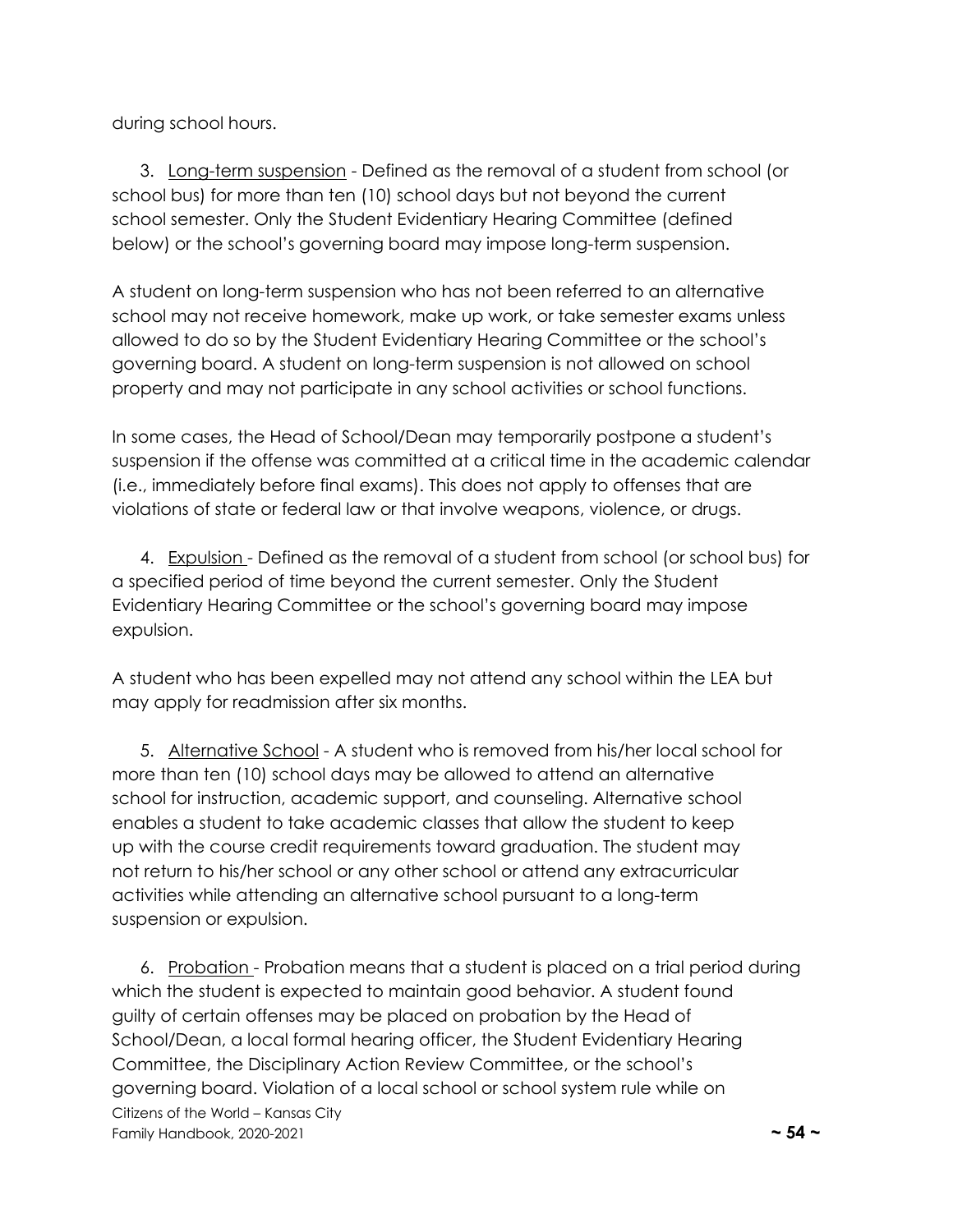during school hours.

3. Long-term suspension - Defined as the removal of a student from school (or school bus) for more than ten (10) school days but not beyond the current school semester. Only the Student Evidentiary Hearing Committee (defined below) or the school's governing board may impose long-term suspension.

A student on long-term suspension who has not been referred to an alternative school may not receive homework, make up work, or take semester exams unless allowed to do so by the Student Evidentiary Hearing Committee or the school's governing board. A student on long-term suspension is not allowed on school property and may not participate in any school activities or school functions.

In some cases, the Head of School/Dean may temporarily postpone a student's suspension if the offense was committed at a critical time in the academic calendar (i.e., immediately before final exams). This does not apply to offenses that are violations of state or federal law or that involve weapons, violence, or drugs.

4. Expulsion - Defined as the removal of a student from school (or school bus) for a specified period of time beyond the current semester. Only the Student Evidentiary Hearing Committee or the school's governing board may impose expulsion.

A student who has been expelled may not attend any school within the LEA but may apply for readmission after six months.

5. Alternative School - A student who is removed from his/her local school for more than ten (10) school days may be allowed to attend an alternative school for instruction, academic support, and counseling. Alternative school enables a student to take academic classes that allow the student to keep up with the course credit requirements toward graduation. The student may not return to his/her school or any other school or attend any extracurricular activities while attending an alternative school pursuant to a long-term suspension or expulsion.

6. Probation - Probation means that a student is placed on a trial period during which the student is expected to maintain good behavior. A student found guilty of certain offenses may be placed on probation by the Head of School/Dean, a local formal hearing officer, the Student Evidentiary Hearing Committee, the Disciplinary Action Review Committee, or the school's governing board. Violation of a local school or school system rule while on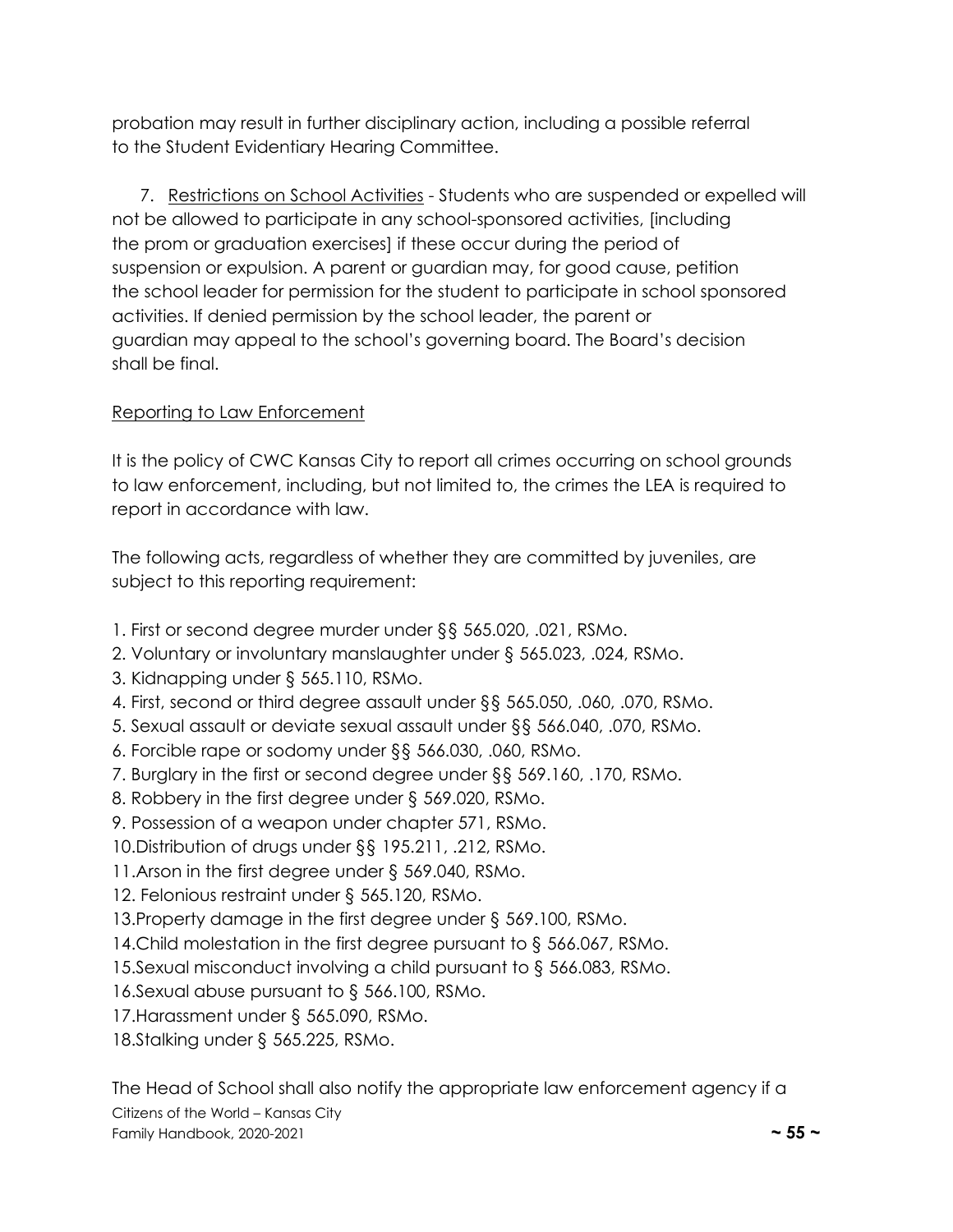probation may result in further disciplinary action, including a possible referral to the Student Evidentiary Hearing Committee.

7. Restrictions on School Activities - Students who are suspended or expelled will not be allowed to participate in any school-sponsored activities, [including the prom or graduation exercises] if these occur during the period of suspension or expulsion. A parent or guardian may, for good cause, petition the school leader for permission for the student to participate in school sponsored activities. If denied permission by the school leader, the parent or guardian may appeal to the school's governing board. The Board's decision shall be final.

Reporting to Law Enforcement

It is the policy of CWC Kansas City to report all crimes occurring on school grounds to law enforcement, including, but not limited to, the crimes the LEA is required to report in accordance with law.

The following acts, regardless of whether they are committed by juveniles, are subject to this reporting requirement:

1. First or second degree murder under §§ 565.020, .021, RSMo.
2. Voluntary or involuntary manslaughter under § 565.023, .024, RSMo.
3. Kidnapping under § 565.110, RSMo.
4. First, second or third degree assault under §§ 565.050, .060, .070, RSMo.
5. Sexual assault or deviate sexual assault under §§ 566.040, .070, RSMo.
6. Forcible rape or sodomy under §§ 566.030, .060, RSMo.
7. Burglary in the first or second degree under §§ 569.160, .170, RSMo.
8. Robbery in the first degree under § 569.020, RSMo.
9. Possession of a weapon under chapter 571, RSMo.
10. Distribution of drugs under §§ 195.211, .212, RSMo.
11. Arson in the first degree under § 569.040, RSMo.
12. Felonious restraint under § 565.120, RSMo.
13. Property damage in the first degree under § 569.100, RSMo.
14. Child molestation in the first degree pursuant to § 566.067, RSMo.
15. Sexual misconduct involving a child pursuant to § 566.083, RSMo.
16. Sexual abuse pursuant to § 566.100, RSMo.
17. Harassment under § 565.090, RSMo.
18. Stalking under § 565.225, RSMo.

The Head of School shall also notify the appropriate law enforcement agency if a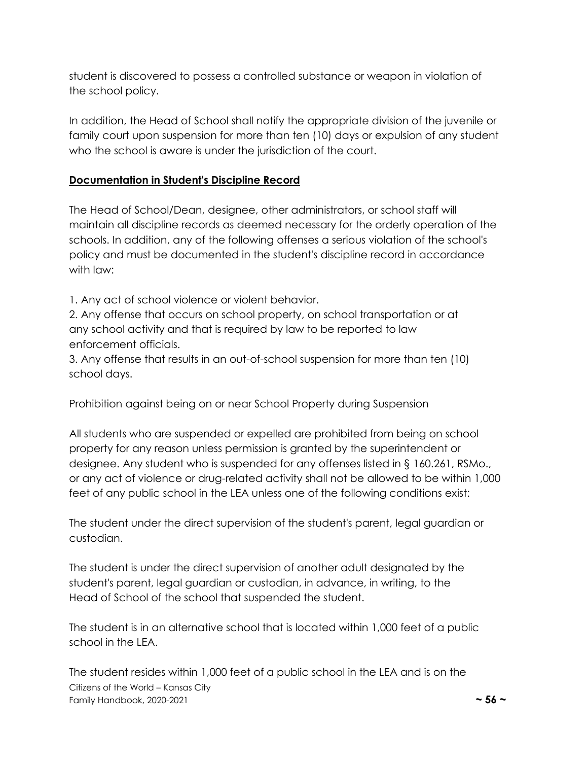student is discovered to possess a controlled substance or weapon in violation of the school policy.

In addition, the Head of School shall notify the appropriate division of the juvenile or family court upon suspension for more than ten (10) days or expulsion of any student who the school is aware is under the jurisdiction of the court.

**Documentation in Student's Discipline Record**

The Head of School/Dean, designee, other administrators, or school staff will maintain all discipline records as deemed necessary for the orderly operation of the schools. In addition, any of the following offenses a serious violation of the school's policy and must be documented in the student's discipline record in accordance with law:

1. Any act of school violence or violent behavior.
2. Any offense that occurs on school property, on school transportation or at any school activity and that is required by law to be reported to law enforcement officials.
3. Any offense that results in an out-of-school suspension for more than ten (10) school days.

Prohibition against being on or near School Property during Suspension

All students who are suspended or expelled are prohibited from being on school property for any reason unless permission is granted by the superintendent or designee. Any student who is suspended for any offenses listed in § 160.261, RSMo., or any act of violence or drug-related activity shall not be allowed to be within 1,000 feet of any public school in the LEA unless one of the following conditions exist:

The student under the direct supervision of the student's parent, legal guardian or custodian.

The student is under the direct supervision of another adult designated by the student's parent, legal guardian or custodian, in advance, in writing, to the Head of School of the school that suspended the student.

The student is in an alternative school that is located within 1,000 feet of a public school in the LEA.

The student resides within 1,000 feet of a public school in the LEA and is on the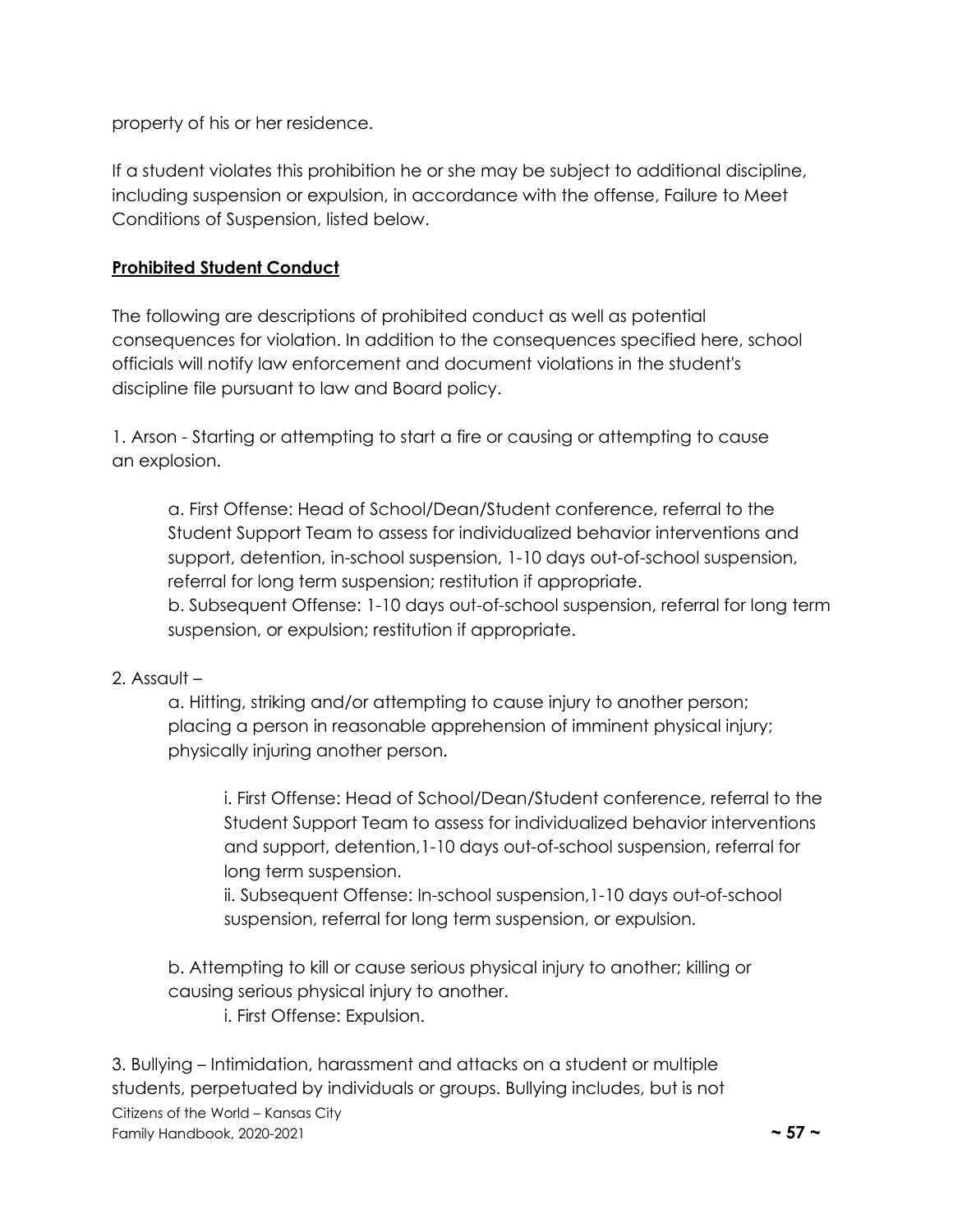property of his or her residence.

If a student violates this prohibition he or she may be subject to additional discipline, including suspension or expulsion, in accordance with the offense, Failure to Meet Conditions of Suspension, listed below.

**Prohibited Student Conduct**

The following are descriptions of prohibited conduct as well as potential consequences for violation. In addition to the consequences specified here, school officials will notify law enforcement and document violations in the student's discipline file pursuant to law and Board policy.

1. Arson - Starting or attempting to start a fire or causing or attempting to cause an explosion.

    a. First Offense: Head of School/Dean/Student conference, referral to the Student Support Team to assess for individualized behavior interventions and support, detention, in-school suspension, 1-10 days out-of-school suspension, referral for long term suspension; restitution if appropriate.
    b. Subsequent Offense: 1-10 days out-of-school suspension, referral for long term suspension, or expulsion; restitution if appropriate.

2. Assault –

    a. Hitting, striking and/or attempting to cause injury to another person; placing a person in reasonable apprehension of imminent physical injury; physically injuring another person.

        i. First Offense: Head of School/Dean/Student conference, referral to the Student Support Team to assess for individualized behavior interventions and support, detention,1-10 days out-of-school suspension, referral for long term suspension.
        ii. Subsequent Offense: In-school suspension,1-10 days out-of-school suspension, referral for long term suspension, or expulsion.

    b. Attempting to kill or cause serious physical injury to another; killing or causing serious physical injury to another.

        i. First Offense: Expulsion.

3. Bullying – Intimidation, harassment and attacks on a student or multiple students, perpetuated by individuals or groups. Bullying includes, but is not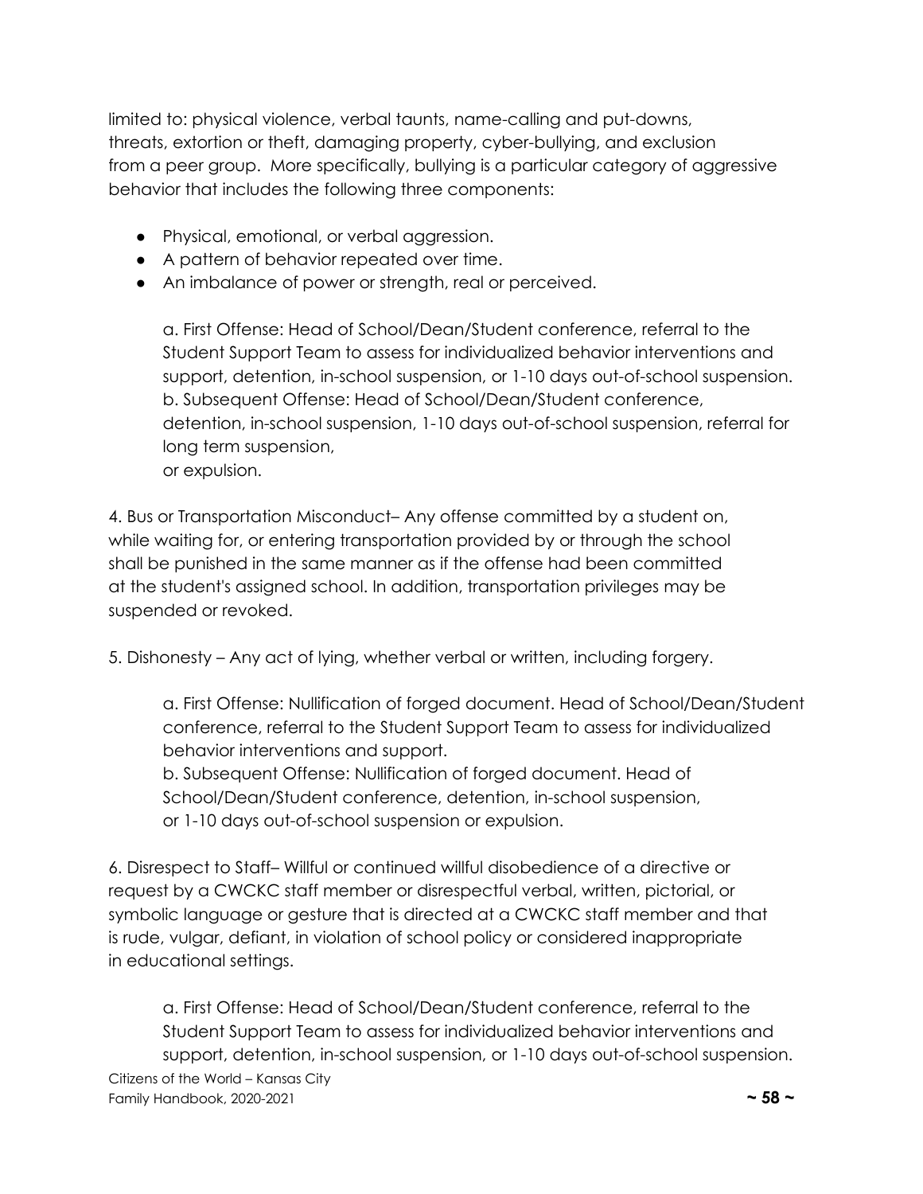limited to: physical violence, verbal taunts, name-calling and put-downs, threats, extortion or theft, damaging property, cyber-bullying, and exclusion from a peer group. More specifically, bullying is a particular category of aggressive behavior that includes the following three components:

- Physical, emotional, or verbal aggression.
- A pattern of behavior repeated over time.
- An imbalance of power or strength, real or perceived.

a. First Offense: Head of School/Dean/Student conference, referral to the Student Support Team to assess for individualized behavior interventions and support, detention, in-school suspension, or 1-10 days out-of-school suspension.
b. Subsequent Offense: Head of School/Dean/Student conference, detention, in-school suspension, 1-10 days out-of-school suspension, referral for long term suspension,
or expulsion.

4. Bus or Transportation Misconduct– Any offense committed by a student on, while waiting for, or entering transportation provided by or through the school shall be punished in the same manner as if the offense had been committed at the student's assigned school. In addition, transportation privileges may be suspended or revoked.

5. Dishonesty – Any act of lying, whether verbal or written, including forgery.

a. First Offense: Nullification of forged document. Head of School/Dean/Student conference, referral to the Student Support Team to assess for individualized behavior interventions and support.
b. Subsequent Offense: Nullification of forged document. Head of School/Dean/Student conference, detention, in-school suspension, or 1-10 days out-of-school suspension or expulsion.

6. Disrespect to Staff– Willful or continued willful disobedience of a directive or request by a CWCKC staff member or disrespectful verbal, written, pictorial, or symbolic language or gesture that is directed at a CWCKC staff member and that is rude, vulgar, defiant, in violation of school policy or considered inappropriate in educational settings.

a. First Offense: Head of School/Dean/Student conference, referral to the Student Support Team to assess for individualized behavior interventions and support, detention, in-school suspension, or 1-10 days out-of-school suspension.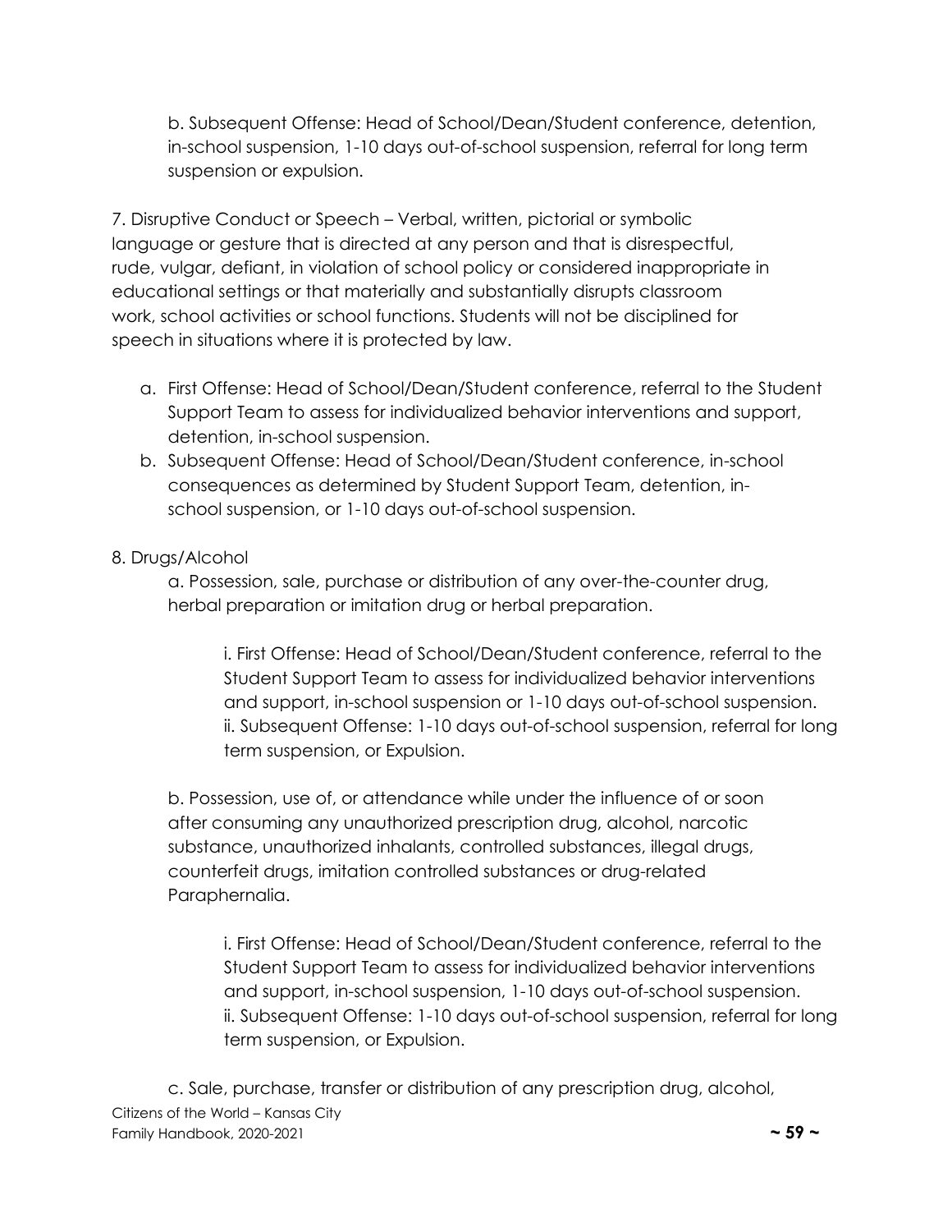b. Subsequent Offense: Head of School/Dean/Student conference, detention, in-school suspension, 1-10 days out-of-school suspension, referral for long term suspension or expulsion.

7. Disruptive Conduct or Speech – Verbal, written, pictorial or symbolic language or gesture that is directed at any person and that is disrespectful, rude, vulgar, defiant, in violation of school policy or considered inappropriate in educational settings or that materially and substantially disrupts classroom work, school activities or school functions. Students will not be disciplined for speech in situations where it is protected by law.

a. First Offense: Head of School/Dean/Student conference, referral to the Student Support Team to assess for individualized behavior interventions and support, detention, in-school suspension.
b. Subsequent Offense: Head of School/Dean/Student conference, in-school consequences as determined by Student Support Team, detention, in-school suspension, or 1-10 days out-of-school suspension.

8. Drugs/Alcohol

a. Possession, sale, purchase or distribution of any over-the-counter drug, herbal preparation or imitation drug or herbal preparation.

i. First Offense: Head of School/Dean/Student conference, referral to the Student Support Team to assess for individualized behavior interventions and support, in-school suspension or 1-10 days out-of-school suspension.
ii. Subsequent Offense: 1-10 days out-of-school suspension, referral for long term suspension, or Expulsion.

b. Possession, use of, or attendance while under the influence of or soon after consuming any unauthorized prescription drug, alcohol, narcotic substance, unauthorized inhalants, controlled substances, illegal drugs, counterfeit drugs, imitation controlled substances or drug-related Paraphernalia.

i. First Offense: Head of School/Dean/Student conference, referral to the Student Support Team to assess for individualized behavior interventions and support, in-school suspension, 1-10 days out-of-school suspension.
ii. Subsequent Offense: 1-10 days out-of-school suspension, referral for long term suspension, or Expulsion.

c. Sale, purchase, transfer or distribution of any prescription drug, alcohol,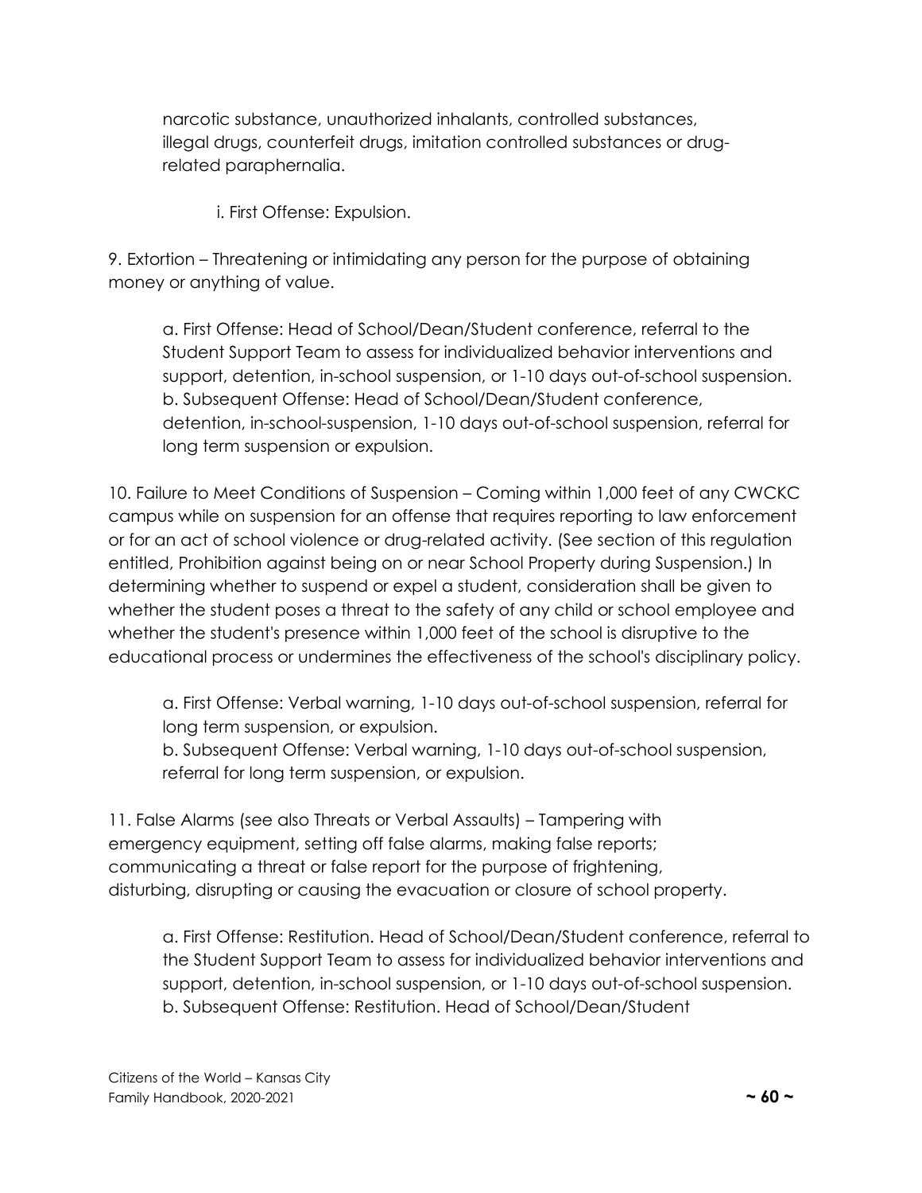narcotic substance, unauthorized inhalants, controlled substances, illegal drugs, counterfeit drugs, imitation controlled substances or drug-related paraphernalia.

i. First Offense: Expulsion.

9. Extortion – Threatening or intimidating any person for the purpose of obtaining money or anything of value.

a. First Offense: Head of School/Dean/Student conference, referral to the Student Support Team to assess for individualized behavior interventions and support, detention, in-school suspension, or 1-10 days out-of-school suspension.
b. Subsequent Offense: Head of School/Dean/Student conference, detention, in-school-suspension, 1-10 days out-of-school suspension, referral for long term suspension or expulsion.

10. Failure to Meet Conditions of Suspension – Coming within 1,000 feet of any CWCKC campus while on suspension for an offense that requires reporting to law enforcement or for an act of school violence or drug-related activity. (See section of this regulation entitled, Prohibition against being on or near School Property during Suspension.) In determining whether to suspend or expel a student, consideration shall be given to whether the student poses a threat to the safety of any child or school employee and whether the student's presence within 1,000 feet of the school is disruptive to the educational process or undermines the effectiveness of the school's disciplinary policy.

a. First Offense: Verbal warning, 1-10 days out-of-school suspension, referral for long term suspension, or expulsion.
b. Subsequent Offense: Verbal warning, 1-10 days out-of-school suspension, referral for long term suspension, or expulsion.

11. False Alarms (see also Threats or Verbal Assaults) – Tampering with emergency equipment, setting off false alarms, making false reports; communicating a threat or false report for the purpose of frightening, disturbing, disrupting or causing the evacuation or closure of school property.

a. First Offense: Restitution. Head of School/Dean/Student conference, referral to the Student Support Team to assess for individualized behavior interventions and support, detention, in-school suspension, or 1-10 days out-of-school suspension.
b. Subsequent Offense: Restitution. Head of School/Dean/Student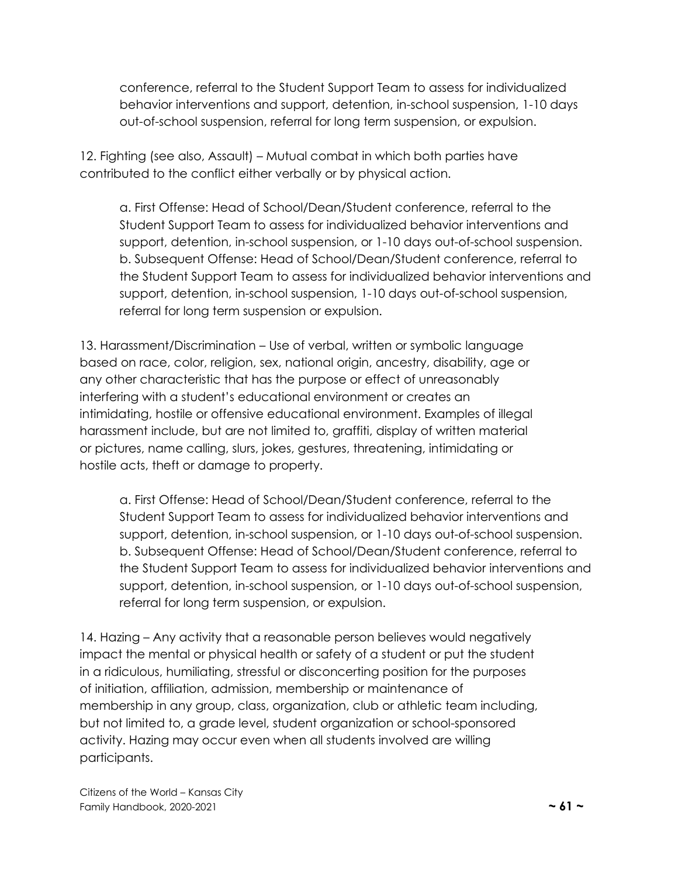conference, referral to the Student Support Team to assess for individualized behavior interventions and support, detention, in-school suspension, 1-10 days out-of-school suspension, referral for long term suspension, or expulsion.

12. Fighting (see also, Assault) – Mutual combat in which both parties have contributed to the conflict either verbally or by physical action.

  a. First Offense: Head of School/Dean/Student conference, referral to the Student Support Team to assess for individualized behavior interventions and support, detention, in-school suspension, or 1-10 days out-of-school suspension.
  b. Subsequent Offense: Head of School/Dean/Student conference, referral to the Student Support Team to assess for individualized behavior interventions and support, detention, in-school suspension, 1-10 days out-of-school suspension, referral for long term suspension or expulsion.

13. Harassment/Discrimination – Use of verbal, written or symbolic language based on race, color, religion, sex, national origin, ancestry, disability, age or any other characteristic that has the purpose or effect of unreasonably interfering with a student's educational environment or creates an intimidating, hostile or offensive educational environment. Examples of illegal harassment include, but are not limited to, graffiti, display of written material or pictures, name calling, slurs, jokes, gestures, threatening, intimidating or hostile acts, theft or damage to property.

  a. First Offense: Head of School/Dean/Student conference, referral to the Student Support Team to assess for individualized behavior interventions and support, detention, in-school suspension, or 1-10 days out-of-school suspension.
  b. Subsequent Offense: Head of School/Dean/Student conference, referral to the Student Support Team to assess for individualized behavior interventions and support, detention, in-school suspension, or 1-10 days out-of-school suspension, referral for long term suspension, or expulsion.

14. Hazing – Any activity that a reasonable person believes would negatively impact the mental or physical health or safety of a student or put the student in a ridiculous, humiliating, stressful or disconcerting position for the purposes of initiation, affiliation, admission, membership or maintenance of membership in any group, class, organization, club or athletic team including, but not limited to, a grade level, student organization or school-sponsored activity. Hazing may occur even when all students involved are willing participants.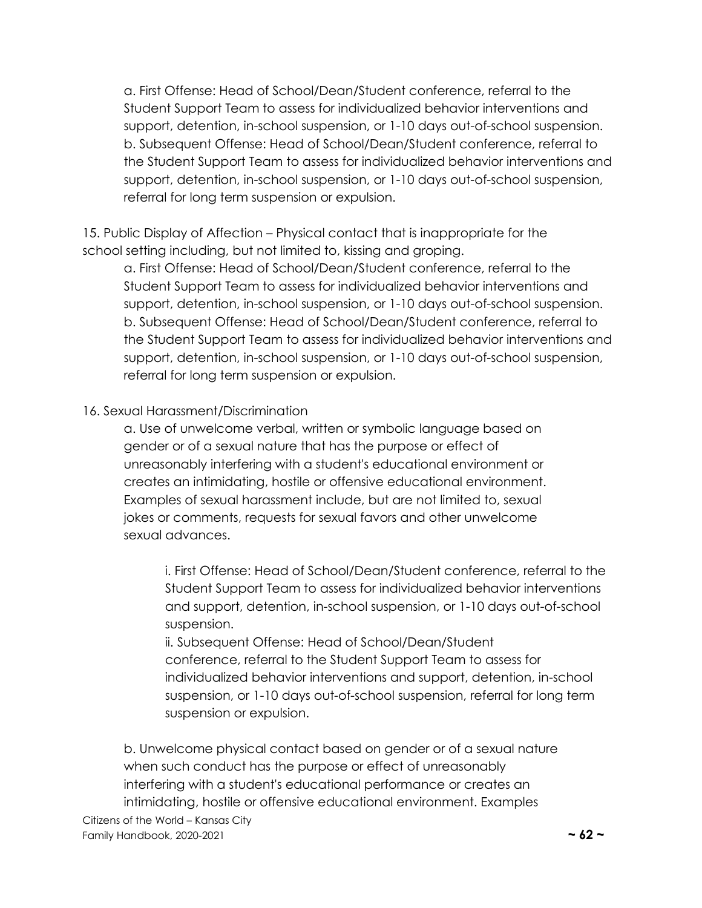a. First Offense: Head of School/Dean/Student conference, referral to the Student Support Team to assess for individualized behavior interventions and support, detention, in-school suspension, or 1-10 days out-of-school suspension.
b. Subsequent Offense: Head of School/Dean/Student conference, referral to the Student Support Team to assess for individualized behavior interventions and support, detention, in-school suspension, or 1-10 days out-of-school suspension, referral for long term suspension or expulsion.

15. Public Display of Affection – Physical contact that is inappropriate for the school setting including, but not limited to, kissing and groping.

a. First Offense: Head of School/Dean/Student conference, referral to the Student Support Team to assess for individualized behavior interventions and support, detention, in-school suspension, or 1-10 days out-of-school suspension.
b. Subsequent Offense: Head of School/Dean/Student conference, referral to the Student Support Team to assess for individualized behavior interventions and support, detention, in-school suspension, or 1-10 days out-of-school suspension, referral for long term suspension or expulsion.

16. Sexual Harassment/Discrimination

a. Use of unwelcome verbal, written or symbolic language based on gender or of a sexual nature that has the purpose or effect of unreasonably interfering with a student's educational environment or creates an intimidating, hostile or offensive educational environment. Examples of sexual harassment include, but are not limited to, sexual jokes or comments, requests for sexual favors and other unwelcome sexual advances.

i. First Offense: Head of School/Dean/Student conference, referral to the Student Support Team to assess for individualized behavior interventions and support, detention, in-school suspension, or 1-10 days out-of-school suspension.
ii. Subsequent Offense: Head of School/Dean/Student conference, referral to the Student Support Team to assess for individualized behavior interventions and support, detention, in-school suspension, or 1-10 days out-of-school suspension, referral for long term suspension or expulsion.

b. Unwelcome physical contact based on gender or of a sexual nature when such conduct has the purpose or effect of unreasonably interfering with a student's educational performance or creates an intimidating, hostile or offensive educational environment. Examples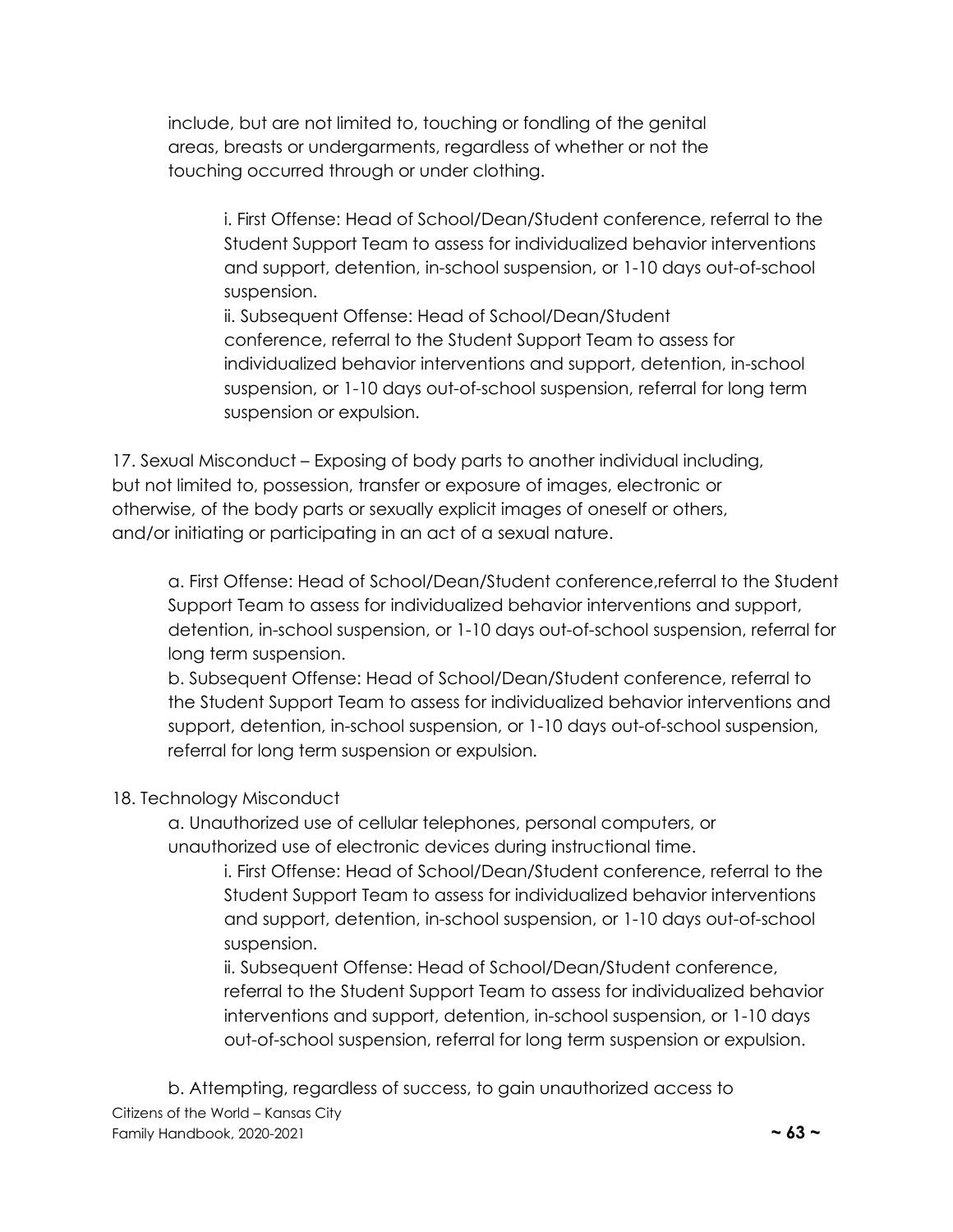include, but are not limited to, touching or fondling of the genital areas, breasts or undergarments, regardless of whether or not the touching occurred through or under clothing.

> i. First Offense: Head of School/Dean/Student conference, referral to the Student Support Team to assess for individualized behavior interventions and support, detention, in-school suspension, or 1-10 days out-of-school suspension.
>
> ii. Subsequent Offense: Head of School/Dean/Student conference, referral to the Student Support Team to assess for individualized behavior interventions and support, detention, in-school suspension, or 1-10 days out-of-school suspension, referral for long term suspension or expulsion.

17. Sexual Misconduct – Exposing of body parts to another individual including, but not limited to, possession, transfer or exposure of images, electronic or otherwise, of the body parts or sexually explicit images of oneself or others, and/or initiating or participating in an act of a sexual nature.

  a. First Offense: Head of School/Dean/Student conference,referral to the Student Support Team to assess for individualized behavior interventions and support, detention, in-school suspension, or 1-10 days out-of-school suspension, referral for long term suspension.

  b. Subsequent Offense: Head of School/Dean/Student conference, referral to the Student Support Team to assess for individualized behavior interventions and support, detention, in-school suspension, or 1-10 days out-of-school suspension, referral for long term suspension or expulsion.

18. Technology Misconduct

  a. Unauthorized use of cellular telephones, personal computers, or unauthorized use of electronic devices during instructional time.

    i. First Offense: Head of School/Dean/Student conference, referral to the Student Support Team to assess for individualized behavior interventions and support, detention, in-school suspension, or 1-10 days out-of-school suspension.

    ii. Subsequent Offense: Head of School/Dean/Student conference, referral to the Student Support Team to assess for individualized behavior interventions and support, detention, in-school suspension, or 1-10 days out-of-school suspension, referral for long term suspension or expulsion.

  b. Attempting, regardless of success, to gain unauthorized access to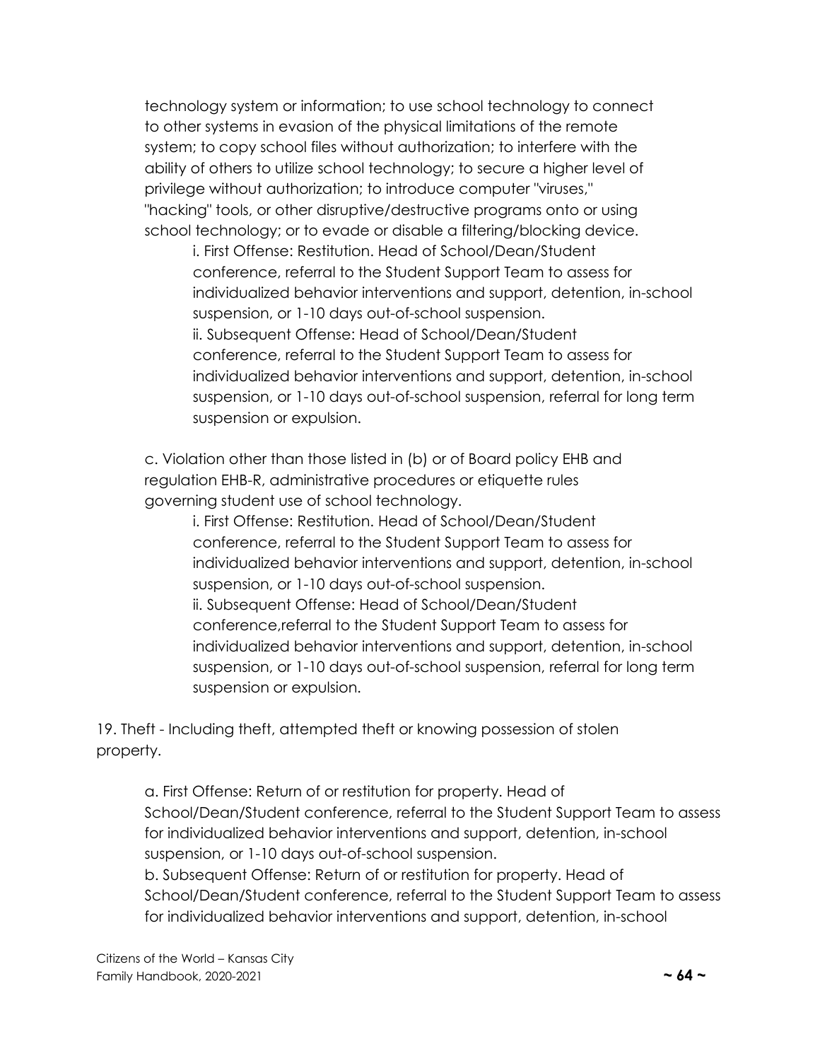technology system or information; to use school technology to connect to other systems in evasion of the physical limitations of the remote system; to copy school files without authorization; to interfere with the ability of others to utilize school technology; to secure a higher level of privilege without authorization; to introduce computer "viruses," "hacking" tools, or other disruptive/destructive programs onto or using school technology; or to evade or disable a filtering/blocking device.

i. First Offense: Restitution. Head of School/Dean/Student conference, referral to the Student Support Team to assess for individualized behavior interventions and support, detention, in-school suspension, or 1-10 days out-of-school suspension.

ii. Subsequent Offense: Head of School/Dean/Student conference, referral to the Student Support Team to assess for individualized behavior interventions and support, detention, in-school suspension, or 1-10 days out-of-school suspension, referral for long term suspension or expulsion.

c. Violation other than those listed in (b) or of Board policy EHB and regulation EHB-R, administrative procedures or etiquette rules governing student use of school technology.

i. First Offense: Restitution. Head of School/Dean/Student conference, referral to the Student Support Team to assess for individualized behavior interventions and support, detention, in-school suspension, or 1-10 days out-of-school suspension.

ii. Subsequent Offense: Head of School/Dean/Student conference,referral to the Student Support Team to assess for individualized behavior interventions and support, detention, in-school suspension, or 1-10 days out-of-school suspension, referral for long term suspension or expulsion.

19. Theft - Including theft, attempted theft or knowing possession of stolen property.

a. First Offense: Return of or restitution for property. Head of School/Dean/Student conference, referral to the Student Support Team to assess for individualized behavior interventions and support, detention, in-school suspension, or 1-10 days out-of-school suspension.

b. Subsequent Offense: Return of or restitution for property. Head of School/Dean/Student conference, referral to the Student Support Team to assess for individualized behavior interventions and support, detention, in-school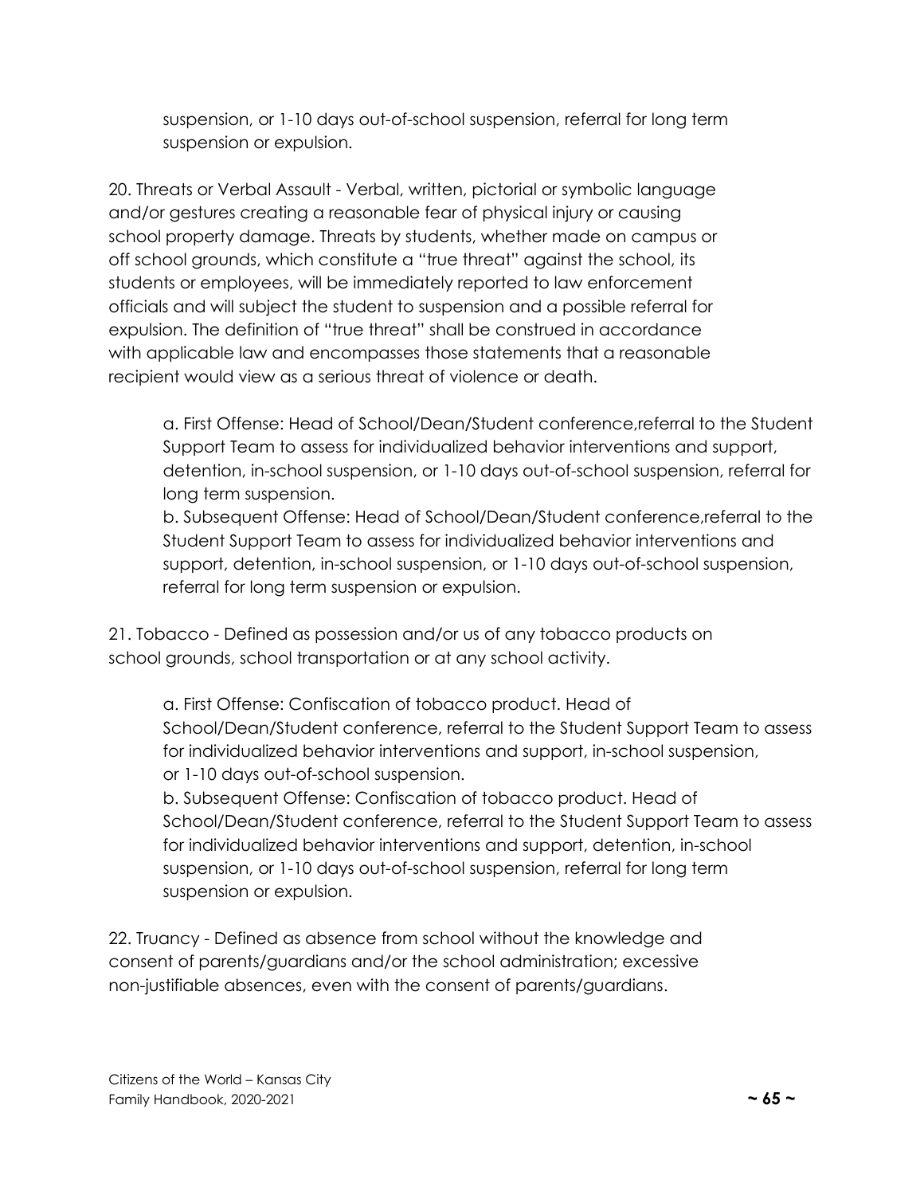suspension, or 1-10 days out-of-school suspension, referral for long term suspension or expulsion.

20. Threats or Verbal Assault - Verbal, written, pictorial or symbolic language and/or gestures creating a reasonable fear of physical injury or causing school property damage. Threats by students, whether made on campus or off school grounds, which constitute a "true threat" against the school, its students or employees, will be immediately reported to law enforcement officials and will subject the student to suspension and a possible referral for expulsion. The definition of "true threat" shall be construed in accordance with applicable law and encompasses those statements that a reasonable recipient would view as a serious threat of violence or death.

a. First Offense: Head of School/Dean/Student conference,referral to the Student Support Team to assess for individualized behavior interventions and support, detention, in-school suspension, or 1-10 days out-of-school suspension, referral for long term suspension.
b. Subsequent Offense: Head of School/Dean/Student conference,referral to the Student Support Team to assess for individualized behavior interventions and support, detention, in-school suspension, or 1-10 days out-of-school suspension, referral for long term suspension or expulsion.

21. Tobacco - Defined as possession and/or us of any tobacco products on school grounds, school transportation or at any school activity.

a. First Offense: Confiscation of tobacco product. Head of School/Dean/Student conference, referral to the Student Support Team to assess for individualized behavior interventions and support, in-school suspension, or 1-10 days out-of-school suspension.
b. Subsequent Offense: Confiscation of tobacco product. Head of School/Dean/Student conference, referral to the Student Support Team to assess for individualized behavior interventions and support, detention, in-school suspension, or 1-10 days out-of-school suspension, referral for long term suspension or expulsion.

22. Truancy - Defined as absence from school without the knowledge and consent of parents/guardians and/or the school administration; excessive non-justifiable absences, even with the consent of parents/guardians.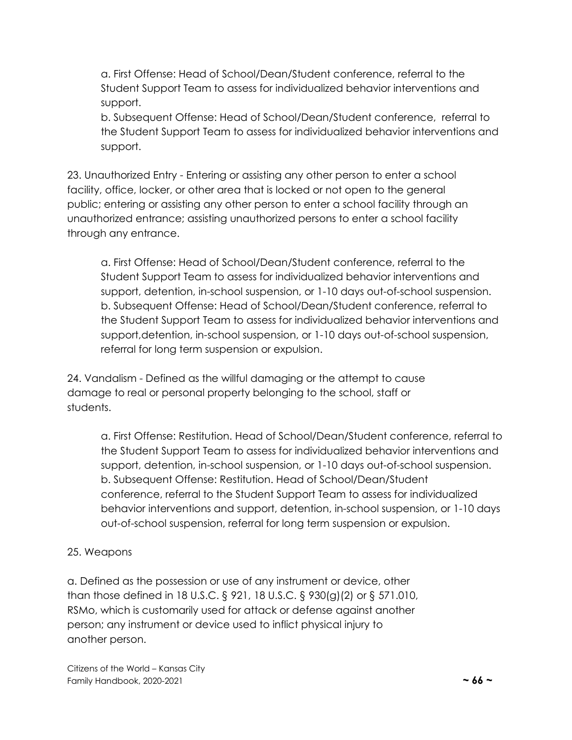a. First Offense: Head of School/Dean/Student conference, referral to the Student Support Team to assess for individualized behavior interventions and support.

b. Subsequent Offense: Head of School/Dean/Student conference, referral to the Student Support Team to assess for individualized behavior interventions and support.

23. Unauthorized Entry - Entering or assisting any other person to enter a school facility, office, locker, or other area that is locked or not open to the general public; entering or assisting any other person to enter a school facility through an unauthorized entrance; assisting unauthorized persons to enter a school facility through any entrance.

a. First Offense: Head of School/Dean/Student conference, referral to the Student Support Team to assess for individualized behavior interventions and support, detention, in-school suspension, or 1-10 days out-of-school suspension.

b. Subsequent Offense: Head of School/Dean/Student conference, referral to the Student Support Team to assess for individualized behavior interventions and support,detention, in-school suspension, or 1-10 days out-of-school suspension, referral for long term suspension or expulsion.

24. Vandalism - Defined as the willful damaging or the attempt to cause damage to real or personal property belonging to the school, staff or students.

a. First Offense: Restitution. Head of School/Dean/Student conference, referral to the Student Support Team to assess for individualized behavior interventions and support, detention, in-school suspension, or 1-10 days out-of-school suspension.

b. Subsequent Offense: Restitution. Head of School/Dean/Student conference, referral to the Student Support Team to assess for individualized behavior interventions and support, detention, in-school suspension, or 1-10 days out-of-school suspension, referral for long term suspension or expulsion.

25. Weapons

a. Defined as the possession or use of any instrument or device, other than those defined in 18 U.S.C. § 921, 18 U.S.C. § 930(g)(2) or § 571.010, RSMo, which is customarily used for attack or defense against another person; any instrument or device used to inflict physical injury to another person.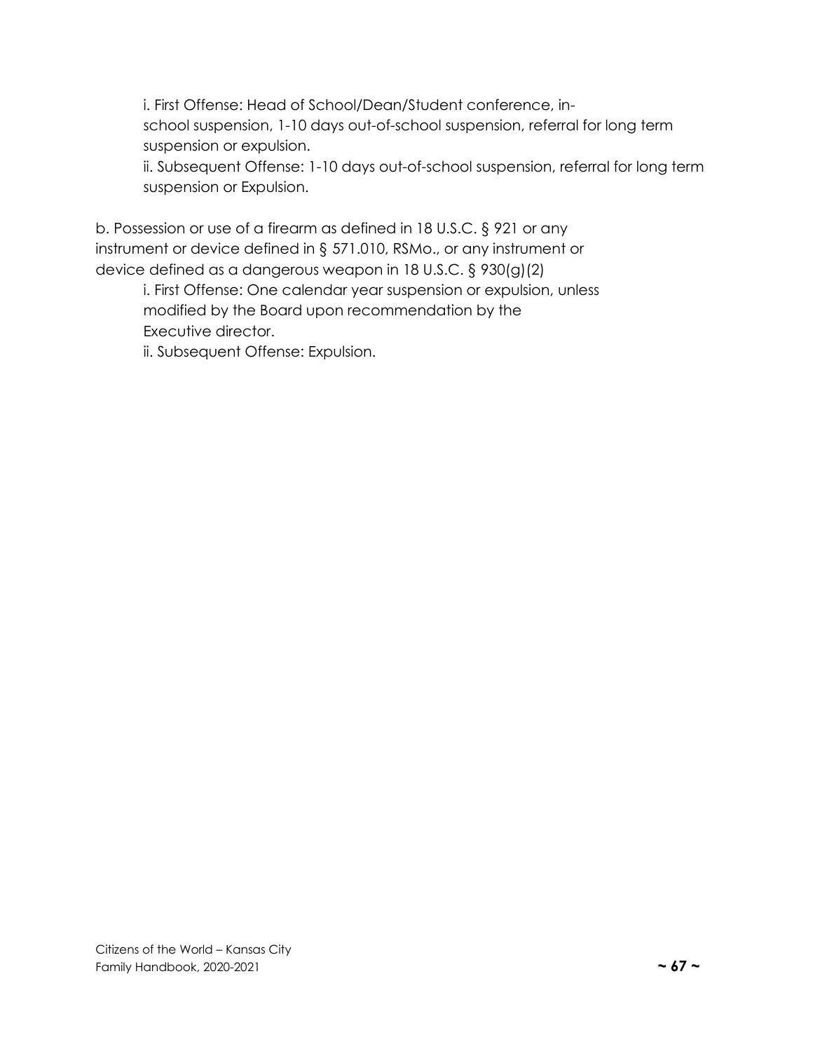i. First Offense: Head of School/Dean/Student conference, in-school suspension, 1-10 days out-of-school suspension, referral for long term suspension or expulsion.

ii. Subsequent Offense: 1-10 days out-of-school suspension, referral for long term suspension or Expulsion.

b. Possession or use of a firearm as defined in 18 U.S.C. § 921 or any instrument or device defined in § 571.010, RSMo., or any instrument or device defined as a dangerous weapon in 18 U.S.C. § 930(g)(2)

i. First Offense: One calendar year suspension or expulsion, unless modified by the Board upon recommendation by the Executive director.

ii. Subsequent Offense: Expulsion.